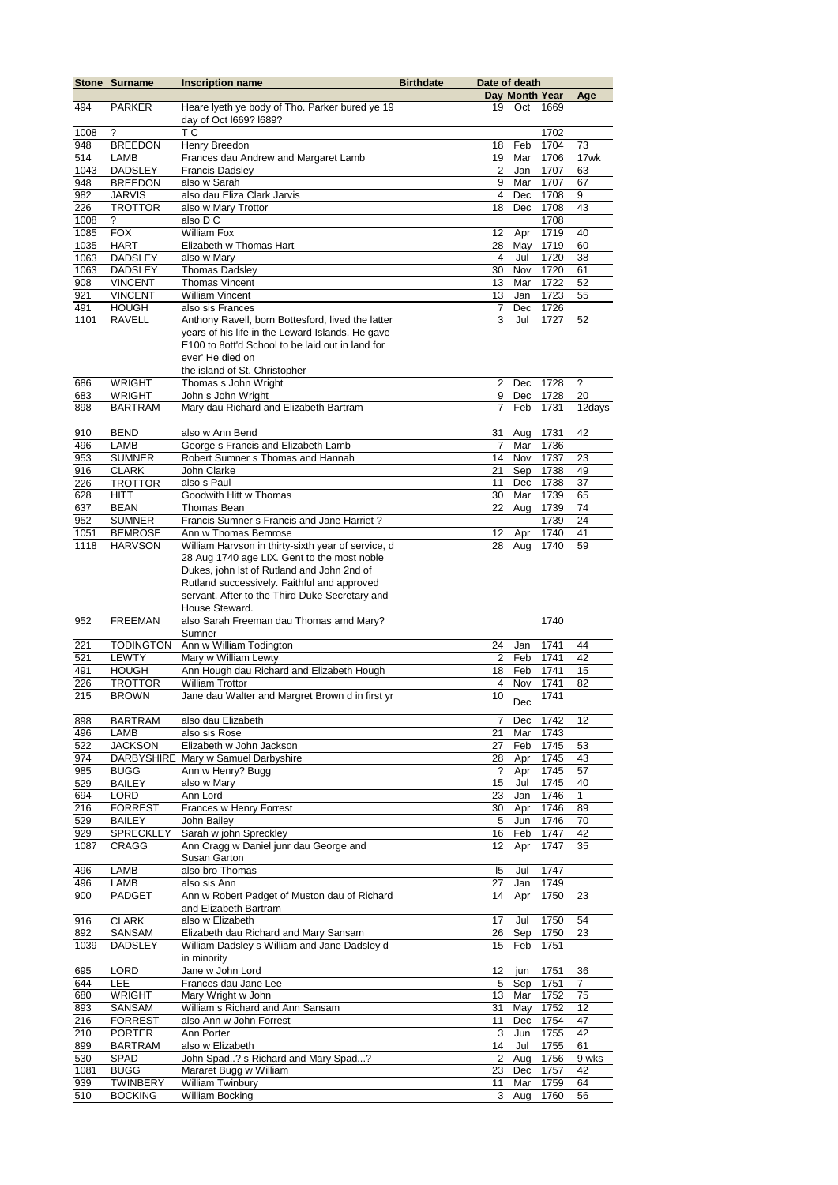| Stone | Surname | Inscription name | Birthdate | Date of death | | | |
|---|---|---|---|---|---|---|---|
| | | | | Day | Month | Year | Age |
| 494 | PARKER | Heare lyeth ye body of Tho. Parker bured ye 19 day of Oct l669? l689? | | 19 | Oct | 1669 | |
| 1008 | ? | T C | | | | 1702 | |
| 948 | BREEDON | Henry Breedon | | 18 | Feb | 1704 | 73 |
| 514 | LAMB | Frances dau Andrew and Margaret Lamb | | 19 | Mar | 1706 | 17wk |
| 1043 | DADSLEY | Francis Dadsley | | 2 | Jan | 1707 | 63 |
| 948 | BREEDON | also w Sarah | | 9 | Mar | 1707 | 67 |
| 982 | JARVIS | also dau Eliza Clark Jarvis | | 4 | Dec | 1708 | 9 |
| 226 | TROTTOR | also w Mary Trottor | | 18 | Dec | 1708 | 43 |
| 1008 | ? | also D C | | | | 1708 | |
| 1085 | FOX | William Fox | | 12 | Apr | 1719 | 40 |
| 1035 | HART | Elizabeth w Thomas Hart | | 28 | May | 1719 | 60 |
| 1063 | DADSLEY | also w Mary | | 4 | Jul | 1720 | 38 |
| 1063 | DADSLEY | Thomas Dadsley | | 30 | Nov | 1720 | 61 |
| 908 | VINCENT | Thomas Vincent | | 13 | Mar | 1722 | 52 |
| 921 | VINCENT | William Vincent | | 13 | Jan | 1723 | 55 |
| 491 | HOUGH | also sis Frances | | 7 | Dec | 1726 | |
| 1101 | RAVELL | Anthony Ravell, born Bottesford, lived the latter years of his life in the Leward Islands. He gave E100 to 8ott'd School to be laid out in land for ever' He died on the island of St. Christopher | | 3 | Jul | 1727 | 52 |
| 686 | WRIGHT | Thomas s John Wright | | 2 | Dec | 1728 | ? |
| 683 | WRIGHT | John s John Wright | | 9 | Dec | 1728 | 20 |
| 898 | BARTRAM | Mary dau Richard and Elizabeth Bartram | | 7 | Feb | 1731 | 12days |
| 910 | BEND | also w Ann Bend | | 31 | Aug | 1731 | 42 |
| 496 | LAMB | George s Francis and Elizabeth Lamb | | 7 | Mar | 1736 | |
| 953 | SUMNER | Robert Sumner s Thomas and Hannah | | 14 | Nov | 1737 | 23 |
| 916 | CLARK | John Clarke | | 21 | Sep | 1738 | 49 |
| 226 | TROTTOR | also s Paul | | 11 | Dec | 1738 | 37 |
| 628 | HITT | Goodwith Hitt w Thomas | | 30 | Mar | 1739 | 65 |
| 637 | BEAN | Thomas Bean | | 22 | Aug | 1739 | 74 |
| 952 | SUMNER | Francis Sumner s Francis and Jane Harriet ? | | | | 1739 | 24 |
| 1051 | BEMROSE | Ann w Thomas Bemrose | | 12 | Apr | 1740 | 41 |
| 1118 | HARVSON | William Harvson in thirty-sixth year of service, d 28 Aug 1740 age LIX. Gent to the most noble Dukes, john lst of Rutland and John 2nd of Rutland successively. Faithful and approved servant. After to the Third Duke Secretary and House Steward. | | 28 | Aug | 1740 | 59 |
| 952 | FREEMAN | also Sarah Freeman dau Thomas amd Mary? Sumner | | | | 1740 | |
| 221 | TODINGTON | Ann w William Todington | | 24 | Jan | 1741 | 44 |
| 521 | LEWTY | Mary w William Lewty | | 2 | Feb | 1741 | 42 |
| 491 | HOUGH | Ann Hough dau Richard and Elizabeth Hough | | 18 | Feb | 1741 | 15 |
| 226 | TROTTOR | William Trottor | | 4 | Nov | 1741 | 82 |
| 215 | BROWN | Jane dau Walter and Margret Brown d in first yr | | 10 | Dec | 1741 | |
| 898 | BARTRAM | also dau Elizabeth | | 7 | Dec | 1742 | 12 |
| 496 | LAMB | also sis Rose | | 21 | Mar | 1743 | |
| 522 | JACKSON | Elizabeth w John Jackson | | 27 | Feb | 1745 | 53 |
| 974 | DARBYSHIRE | Mary w Samuel Darbyshire | | 28 | Apr | 1745 | 43 |
| 985 | BUGG | Ann w Henry? Bugg | | ? | Apr | 1745 | 57 |
| 529 | BAILEY | also w Mary | | 15 | Jul | 1745 | 40 |
| 694 | LORD | Ann Lord | | 23 | Jan | 1746 | 1 |
| 216 | FORREST | Frances w Henry Forrest | | 30 | Apr | 1746 | 89 |
| 529 | BAILEY | John Bailey | | 5 | Jun | 1746 | 70 |
| 929 | SPRECKLEY | Sarah w john Spreckley | | 16 | Feb | 1747 | 42 |
| 1087 | CRAGG | Ann Cragg w Daniel junr dau George and Susan Garton | | 12 | Apr | 1747 | 35 |
| 496 | LAMB | also bro Thomas | | l5 | Jul | 1747 | |
| 496 | LAMB | also sis Ann | | 27 | Jan | 1749 | |
| 900 | PADGET | Ann w Robert Padget of Muston dau of Richard and Elizabeth Bartram | | 14 | Apr | 1750 | 23 |
| 916 | CLARK | also w Elizabeth | | 17 | Jul | 1750 | 54 |
| 892 | SANSAM | Elizabeth dau Richard and Mary Sansam | | 26 | Sep | 1750 | 23 |
| 1039 | DADSLEY | William Dadsley s William and Jane Dadsley d in minority | | 15 | Feb | 1751 | |
| 695 | LORD | Jane w John Lord | | 12 | jun | 1751 | 36 |
| 644 | LEE | Frances dau Jane Lee | | 5 | Sep | 1751 | 7 |
| 680 | WRIGHT | Mary Wright w John | | 13 | Mar | 1752 | 75 |
| 893 | SANSAM | William s Richard and Ann Sansam | | 31 | May | 1752 | 12 |
| 216 | FORREST | also Ann w John Forrest | | 11 | Dec | 1754 | 47 |
| 210 | PORTER | Ann Porter | | 3 | Jun | 1755 | 42 |
| 899 | BARTRAM | also w Elizabeth | | 14 | Jul | 1755 | 61 |
| 530 | SPAD | John Spad..? s Richard and Mary Spad...? | | 2 | Aug | 1756 | 9 wks |
| 1081 | BUGG | Mararet Bugg w William | | 23 | Dec | 1757 | 42 |
| 939 | TWINBERY | William Twinbury | | 11 | Mar | 1759 | 64 |
| 510 | BOCKING | William Bocking | | 3 | Aug | 1760 | 56 |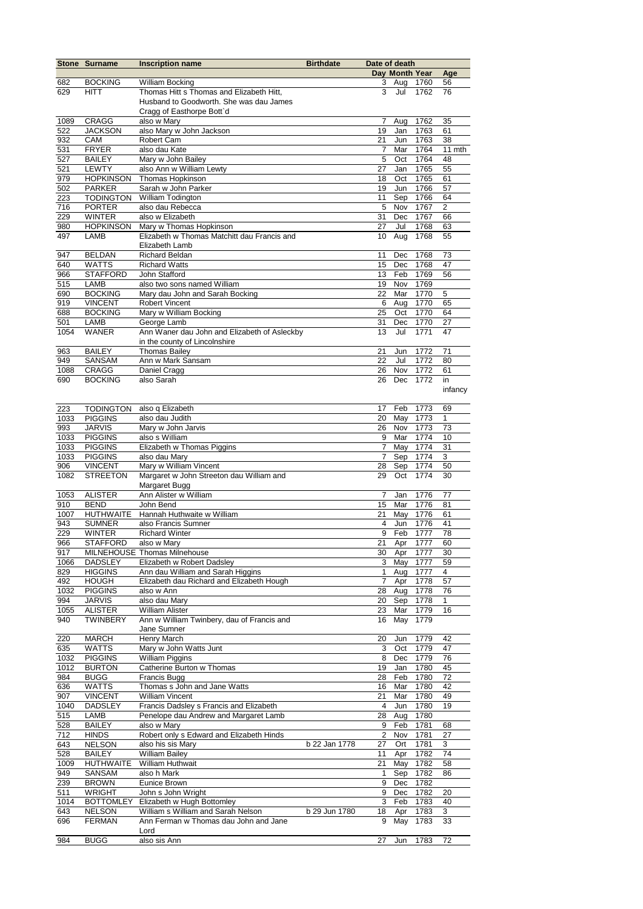| Stone | Surname | Inscription name | Birthdate | Date of death | | | |
|---|---|---|---|---|---|---|---|
| | | | | Day | Month | Year | Age |
| 682 | BOCKING | William Bocking | | 3 | Aug | 1760 | 56 |
| 629 | HITT | Thomas Hitt s Thomas and Elizabeth Hitt, Husband to Goodworth. She was dau James Cragg of Easthorpe Bott`d | | 3 | Jul | 1762 | 76 |
| 1089 | CRAGG | also w Mary | | 7 | Aug | 1762 | 35 |
| 522 | JACKSON | also Mary w John Jackson | | 19 | Jan | 1763 | 61 |
| 932 | CAM | Robert Cam | | 21 | Jun | 1763 | 38 |
| 531 | FRYER | also dau Kate | | 7 | Mar | 1764 | 11 mth |
| 527 | BAILEY | Mary w John Bailey | | 5 | Oct | 1764 | 48 |
| 521 | LEWTY | also Ann w William Lewty | | 27 | Jan | 1765 | 55 |
| 979 | HOPKINSON | Thomas Hopkinson | | 18 | Oct | 1765 | 61 |
| 502 | PARKER | Sarah w John Parker | | 19 | Jun | 1766 | 57 |
| 223 | TODINGTON | William Todington | | 11 | Sep | 1766 | 64 |
| 716 | PORTER | also dau Rebecca | | 5 | Nov | 1767 | 2 |
| 229 | WINTER | also w Elizabeth | | 31 | Dec | 1767 | 66 |
| 980 | HOPKINSON | Mary w Thomas Hopkinson | | 27 | Jul | 1768 | 63 |
| 497 | LAMB | Elizabeth w Thomas Matchitt dau Francis and Elizabeth Lamb | | 10 | Aug | 1768 | 55 |
| 947 | BELDAN | Richard Beldan | | 11 | Dec | 1768 | 73 |
| 640 | WATTS | Richard Watts | | 15 | Dec | 1768 | 47 |
| 966 | STAFFORD | John Stafford | | 13 | Feb | 1769 | 56 |
| 515 | LAMB | also two sons named William | | 19 | Nov | 1769 | |
| 690 | BOCKING | Mary dau John and Sarah Bocking | | 22 | Mar | 1770 | 5 |
| 919 | VINCENT | Robert Vincent | | 6 | Aug | 1770 | 65 |
| 688 | BOCKING | Mary w William Bocking | | 25 | Oct | 1770 | 64 |
| 501 | LAMB | George Lamb | | 31 | Dec | 1770 | 27 |
| 1054 | WANER | Ann Waner dau John and Elizabeth of Asleckby in the county of Lincolnshire | | 13 | Jul | 1771 | 47 |
| 963 | BAILEY | Thomas Bailey | | 21 | Jun | 1772 | 71 |
| 949 | SANSAM | Ann w Mark Sansam | | 22 | Jul | 1772 | 80 |
| 1088 | CRAGG | Daniel Cragg | | 26 | Nov | 1772 | 61 |
| 690 | BOCKING | also Sarah | | 26 | Dec | 1772 | in infancy |
| 223 | TODINGTON | also q Elizabeth | | 17 | Feb | 1773 | 69 |
| 1033 | PIGGINS | also dau Judith | | 20 | May | 1773 | 1 |
| 993 | JARVIS | Mary w John Jarvis | | 26 | Nov | 1773 | 73 |
| 1033 | PIGGINS | also s William | | 9 | Mar | 1774 | 10 |
| 1033 | PIGGINS | Elizabeth w Thomas Piggins | | 7 | May | 1774 | 31 |
| 1033 | PIGGINS | also dau Mary | | 7 | Sep | 1774 | 3 |
| 906 | VINCENT | Mary w William Vincent | | 28 | Sep | 1774 | 50 |
| 1082 | STREETON | Margaret w John Streeton dau William and Margaret Bugg | | 29 | Oct | 1774 | 30 |
| 1053 | ALISTER | Ann Alister w William | | 7 | Jan | 1776 | 77 |
| 910 | BEND | John Bend | | 15 | Mar | 1776 | 81 |
| 1007 | HUTHWAITE | Hannah Huthwaite w William | | 21 | May | 1776 | 61 |
| 943 | SUMNER | also Francis Sumner | | 4 | Jun | 1776 | 41 |
| 229 | WINTER | Richard Winter | | 9 | Feb | 1777 | 78 |
| 966 | STAFFORD | also w Mary | | 21 | Apr | 1777 | 60 |
| 917 | MILNEHOUSE | Thomas Milnehouse | | 30 | Apr | 1777 | 30 |
| 1066 | DADSLEY | Elizabeth w Robert Dadsley | | 3 | May | 1777 | 59 |
| 829 | HIGGINS | Ann dau William and Sarah Higgins | | 1 | Aug | 1777 | 4 |
| 492 | HOUGH | Elizabeth dau Richard and Elizabeth Hough | | 7 | Apr | 1778 | 57 |
| 1032 | PIGGINS | also w Ann | | 28 | Aug | 1778 | 76 |
| 994 | JARVIS | also dau Mary | | 20 | Sep | 1778 | 1 |
| 1055 | ALISTER | William Alister | | 23 | Mar | 1779 | 16 |
| 940 | TWINBERY | Ann w William Twinbery, dau of Francis and Jane Sumner | | 16 | May | 1779 | |
| 220 | MARCH | Henry March | | 20 | Jun | 1779 | 42 |
| 635 | WATTS | Mary w John Watts Junt | | 3 | Oct | 1779 | 47 |
| 1032 | PIGGINS | William Piggins | | 8 | Dec | 1779 | 76 |
| 1012 | BURTON | Catherine Burton w Thomas | | 19 | Jan | 1780 | 45 |
| 984 | BUGG | Francis Bugg | | 28 | Feb | 1780 | 72 |
| 636 | WATTS | Thomas s John and Jane Watts | | 16 | Mar | 1780 | 42 |
| 907 | VINCENT | William Vincent | | 21 | Mar | 1780 | 49 |
| 1040 | DADSLEY | Francis Dadsley s Francis and Elizabeth | | 4 | Jun | 1780 | 19 |
| 515 | LAMB | Penelope dau Andrew and Margaret Lamb | | 28 | Aug | 1780 | |
| 528 | BAILEY | also w Mary | | 9 | Feb | 1781 | 68 |
| 712 | HINDS | Robert only s Edward and Elizabeth Hinds | | 2 | Nov | 1781 | 27 |
| 643 | NELSON | also his sis Mary | b 22 Jan 1778 | 27 | Ort | 1781 | 3 |
| 528 | BAILEY | William Bailey | | 11 | Apr | 1782 | 74 |
| 1009 | HUTHWAITE | William Huthwait | | 21 | May | 1782 | 58 |
| 949 | SANSAM | also h Mark | | 1 | Sep | 1782 | 86 |
| 239 | BROWN | Eunice Brown | | 9 | Dec | 1782 | |
| 511 | WRIGHT | John s John Wright | | 9 | Dec | 1782 | 20 |
| 1014 | BOTTOMLEY | Elizabeth w Hugh Bottomley | | 3 | Feb | 1783 | 40 |
| 643 | NELSON | William s William and Sarah Nelson | b 29 Jun 1780 | 18 | Apr | 1783 | 3 |
| 696 | FERMAN | Ann Ferman w Thomas dau John and Jane Lord | | 9 | May | 1783 | 33 |
| 984 | BUGG | also sis Ann | | 27 | Jun | 1783 | 72 |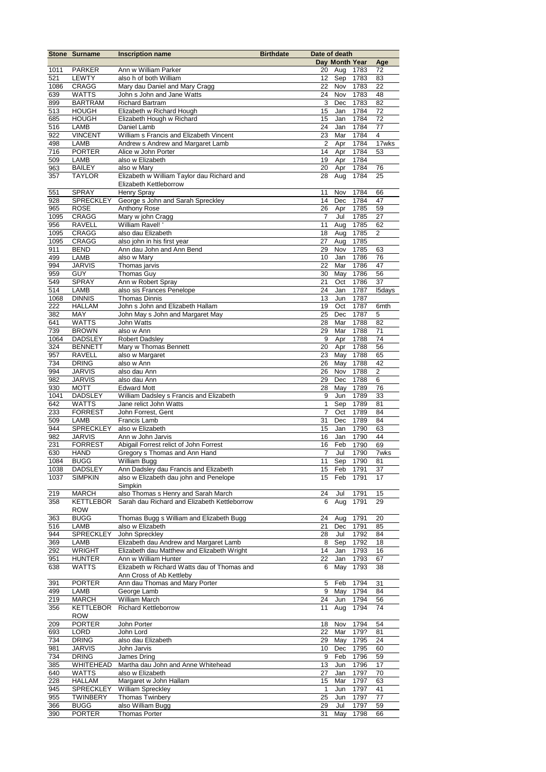| Stone | Surname | Inscription name | Birthdate | Date of death | | | |
|---|---|---|---|---|---|---|---|
| | | | | Day | Month | Year | Age |
| 1011 | PARKER | Ann w William Parker | | 20 | Aug | 1783 | 72 |
| 521 | LEWTY | also h of both William | | 12 | Sep | 1783 | 83 |
| 1086 | CRAGG | Mary dau Daniel and Mary Cragg | | 22 | Nov | 1783 | 22 |
| 639 | WATTS | John s John and Jane Watts | | 24 | Nov | 1783 | 48 |
| 899 | BARTRAM | Richard Bartram | | 3 | Dec | 1783 | 82 |
| 513 | HOUGH | Elizabeth w Richard Hough | | 15 | Jan | 1784 | 72 |
| 685 | HOUGH | Elizabeth Hough w Richard | | 15 | Jan | 1784 | 72 |
| 516 | LAMB | Daniel Lamb | | 24 | Jan | 1784 | 77 |
| 922 | VINCENT | William s Francis and Elizabeth Vincent | | 23 | Mar | 1784 | 4 |
| 498 | LAMB | Andrew s Andrew and Margaret Lamb | | 2 | Apr | 1784 | 17wks |
| 716 | PORTER | Alice w John Porter | | 14 | Apr | 1784 | 53 |
| 509 | LAMB | also w Elizabeth | | 19 | Apr | 1784 | |
| 963 | BAILEY | also w Mary | | 20 | Apr | 1784 | 76 |
| 357 | TAYLOR | Elizabeth w William Taylor dau Richard and Elizabeth Kettleborrow | | 28 | Aug | 1784 | 25 |
| 551 | SPRAY | Henry Spray | | 11 | Nov | 1784 | 66 |
| 928 | SPRECKLEY | George s John and Sarah Spreckley | | 14 | Dec | 1784 | 47 |
| 965 | ROSE | Anthony Rose | | 26 | Apr | 1785 | 59 |
| 1095 | CRAGG | Mary w john Cragg | | 7 | Jul | 1785 | 27 |
| 956 | RAVELL | William Ravel! ' | | 11 | Aug | 1785 | 62 |
| 1095 | CRAGG | also dau Elizabeth | | 18 | Aug | 1785 | 2 |
| 1095 | CRAGG | also john in his first year | | 27 | Aug | 1785 | |
| 911 | BEND | Ann dau John and Ann Bend | | 29 | Nov | 1785 | 63 |
| 499 | LAMB | also w Mary | | 10 | Jan | 1786 | 76 |
| 994 | JARVIS | Thomas jarvis | | 22 | Mar | 1786 | 47 |
| 959 | GUY | Thomas Guy | | 30 | May | 1786 | 56 |
| 549 | SPRAY | Ann w Robert Spray | | 21 | Oct | 1786 | 37 |
| 514 | LAMB | also sis Frances Penelope | | 24 | Jan | 1787 | I5days |
| 1068 | DINNIS | Thomas Dinnis | | 13 | Jun | 1787 | |
| 222 | HALLAM | John s John and Elizabeth Hallam | | 19 | Oct | 1787 | 6mth |
| 382 | MAY | John May s John and Margaret May | | 25 | Dec | 1787 | 5 |
| 641 | WATTS | John Watts | | 28 | Mar | 1788 | 82 |
| 739 | BROWN | also w Ann | | 29 | Mar | 1788 | 71 |
| 1064 | DADSLEY | Robert Dadsley | | 9 | Apr | 1788 | 74 |
| 324 | BENNETT | Mary w Thomas Bennett | | 20 | Apr | 1788 | 56 |
| 957 | RAVELL | also w Margaret | | 23 | May | 1788 | 65 |
| 734 | DRING | also w Ann | | 26 | May | 1788 | 42 |
| 994 | JARVIS | also dau Ann | | 26 | Nov | 1788 | 2 |
| 982 | JARVIS | also dau Ann | | 29 | Dec | 1788 | 6 |
| 930 | MOTT | Edward Mott | | 28 | May | 1789 | 76 |
| 1041 | DADSLEY | William Dadsley s Francis and Elizabeth | | 9 | Jun | 1789 | 33 |
| 642 | WATTS | Jane relict John Watts | | 1 | Sep | 1789 | 81 |
| 233 | FORREST | John Forrest, Gent | | 7 | Oct | 1789 | 84 |
| 509 | LAMB | Francis Lamb | | 31 | Dec | 1789 | 84 |
| 944 | SPRECKLEY | also w Elizabeth | | 15 | Jan | 1790 | 63 |
| 982 | JARVIS | Ann w John Jarvis | | 16 | Jan | 1790 | 44 |
| 231 | FORREST | Abigail Forrest relict of John Forrest | | 16 | Feb | 1790 | 69 |
| 630 | HAND | Gregory s Thomas and Ann Hand | | 7 | Jul | 1790 | 7wks |
| 1084 | BUGG | William Bugg | | 11 | Sep | 1790 | 81 |
| 1038 | DADSLEY | Ann Dadsley dau Francis and Elizabeth | | 15 | Feb | 1791 | 37 |
| 1037 | SIMPKIN | also w Elizabeth dau john and Penelope Simpkin | | 15 | Feb | 1791 | 17 |
| 219 | MARCH | also Thomas s Henry and Sarah March | | 24 | Jul | 1791 | 15 |
| 358 | KETTLEBOROW | Sarah dau Richard and Elizabeth Kettleborrow | | 6 | Aug | 1791 | 29 |
| 363 | BUGG | Thomas Bugg s William and Elizabeth Bugg | | 24 | Aug | 1791 | 20 |
| 516 | LAMB | also w Elizabeth | | 21 | Dec | 1791 | 85 |
| 944 | SPRECKLEY | John Spreckley | | 28 | Jul | 1792 | 84 |
| 369 | LAMB | Elizabeth dau Andrew and Margaret Lamb | | 8 | Sep | 1792 | 18 |
| 292 | WRIGHT | Elizabeth dau Matthew and Elizabeth Wright | | 14 | Jan | 1793 | 16 |
| 951 | HUNTER | Ann w William Hunter | | 22 | Jan | 1793 | 67 |
| 638 | WATTS | Elizabeth w Richard Watts dau of Thomas and Ann Cross of Ab Kettleby | | 6 | May | 1793 | 38 |
| 391 | PORTER | Ann dau Thomas and Mary Porter | | 5 | Feb | 1794 | 31 |
| 499 | LAMB | George Lamb | | 9 | May | 1794 | 84 |
| 219 | MARCH | William March | | 24 | Jun | 1794 | 56 |
| 356 | KETTLEBOROW | Richard Kettleborrow | | 11 | Aug | 1794 | 74 |
| 209 | PORTER | John Porter | | 18 | Nov | 1794 | 54 |
| 693 | LORD | John Lord | | 22 | Mar | 179? | 81 |
| 734 | DRING | also dau Elizabeth | | 29 | May | 1795 | 24 |
| 981 | JARVIS | John Jarvis | | 10 | Dec | 1795 | 60 |
| 734 | DRING | James Dring | | 9 | Feb | 1796 | 59 |
| 385 | WHITEHEAD | Martha dau John and Anne Whitehead | | 13 | Jun | 1796 | 17 |
| 640 | WATTS | also w Elizabeth | | 27 | Jan | 1797 | 70 |
| 228 | HALLAM | Margaret w John Hallam | | 15 | Mar | 1797 | 63 |
| 945 | SPRECKLEY | William Spreckley | | 1 | Jun | 1797 | 41 |
| 955 | TWINBERY | Thomas Twinbery | | 25 | Jun | 1797 | 77 |
| 366 | BUGG | also William Bugg | | 29 | Jul | 1797 | 59 |
| 390 | PORTER | Thomas Porter | | 31 | May | 1798 | 66 |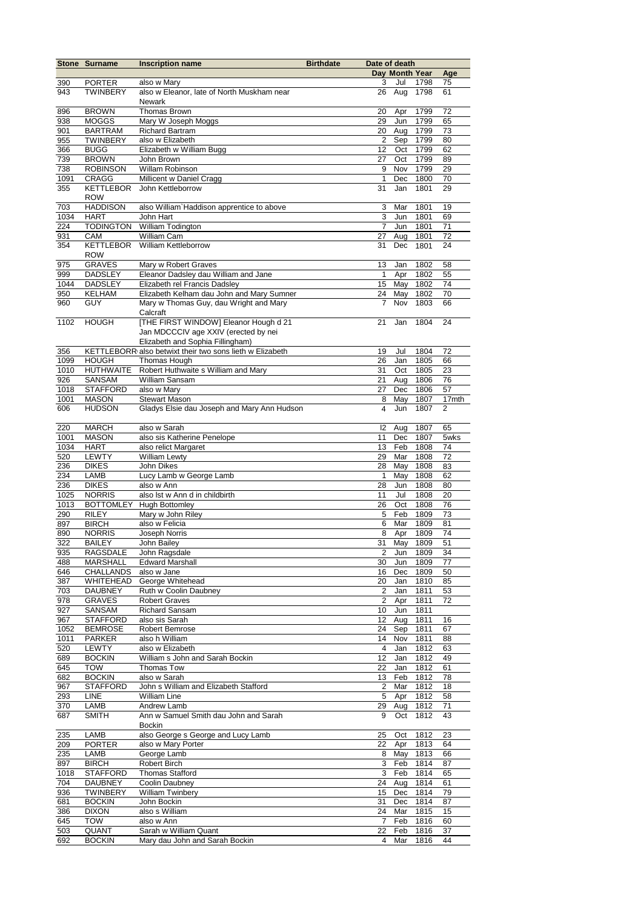| Stone | Surname | Inscription name | Birthdate | Date of death | | | |
|---|---|---|---|---|---|---|---|
| | | | | Day | Month | Year | Age |
| 390 | PORTER | also w Mary | | 3 | Jul | 1798 | 75 |
| 943 | TWINBERY | also w Eleanor, late of North Muskham near Newark | | 26 | Aug | 1798 | 61 |
| 896 | BROWN | Thomas Brown | | 20 | Apr | 1799 | 72 |
| 938 | MOGGS | Mary W Joseph Moggs | | 29 | Jun | 1799 | 65 |
| 901 | BARTRAM | Richard Bartram | | 20 | Aug | 1799 | 73 |
| 955 | TWINBERY | also w Elizabeth | | 2 | Sep | 1799 | 80 |
| 366 | BUGG | Elizabeth w William Bugg | | 12 | Oct | 1799 | 62 |
| 739 | BROWN | John Brown | | 27 | Oct | 1799 | 89 |
| 738 | ROBINSON | Willam Robinson | | 9 | Nov | 1799 | 29 |
| 1091 | CRAGG | Millicent w Daniel Cragg | | 1 | Dec | 1800 | 70 |
| 355 | KETTLEBOROW | John Kettleborrow | | 31 | Jan | 1801 | 29 |
| 703 | HADDISON | also William`Haddison apprentice to above | | 3 | Mar | 1801 | 19 |
| 1034 | HART | John Hart | | 3 | Jun | 1801 | 69 |
| 224 | TODINGTON | William Todington | | 7 | Jun | 1801 | 71 |
| 931 | CAM | William Cam | | 27 | Aug | 1801 | 72 |
| 354 | KETTLEBOROW | William Kettleborrow | | 31 | Dec | 1801 | 24 |
| 975 | GRAVES | Mary w Robert Graves | | 13 | Jan | 1802 | 58 |
| 999 | DADSLEY | Eleanor Dadsley dau William and Jane | | 1 | Apr | 1802 | 55 |
| 1044 | DADSLEY | Elizabeth rel Francis Dadsley | | 15 | May | 1802 | 74 |
| 950 | KELHAM | Elizabeth Kelham dau John and Mary Sumner | | 24 | May | 1802 | 70 |
| 960 | GUY | Mary w Thomas Guy, dau Wright and Mary Calcraft | | 7 | Nov | 1803 | 66 |
| 1102 | HOUGH | [THE FIRST WINDOW] Eleanor Hough d 21 Jan MDCCCIV age XXIV (erected by nei Elizabeth and Sophia Fillingham) | | 21 | Jan | 1804 | 24 |
| 356 | KETTLEBORR | also betwixt their two sons lieth w Elizabeth | | 19 | Jul | 1804 | 72 |
| 1099 | HOUGH | Thomas Hough | | 26 | Jan | 1805 | 66 |
| 1010 | HUTHWAITE | Robert Huthwaite s William and Mary | | 31 | Oct | 1805 | 23 |
| 926 | SANSAM | William Sansam | | 21 | Aug | 1806 | 76 |
| 1018 | STAFFORD | also w Mary | | 27 | Dec | 1806 | 57 |
| 1001 | MASON | Stewart Mason | | 8 | May | 1807 | 17mth |
| 606 | HUDSON | Gladys Elsie dau Joseph and Mary Ann Hudson | | 4 | Jun | 1807 | 2 |
| 220 | MARCH | also w Sarah | | l2 | Aug | 1807 | 65 |
| 1001 | MASON | also sis Katherine Penelope | | 11 | Dec | 1807 | 5wks |
| 1034 | HART | also relict Margaret | | 13 | Feb | 1808 | 74 |
| 520 | LEWTY | William Lewty | | 29 | Mar | 1808 | 72 |
| 236 | DIKES | John Dikes | | 28 | May | 1808 | 83 |
| 234 | LAMB | Lucy Lamb w George Lamb | | 1 | May | 1808 | 62 |
| 236 | DIKES | also w Ann | | 28 | Jun | 1808 | 80 |
| 1025 | NORRIS | also lst w Ann d in childbirth | | 11 | Jul | 1808 | 20 |
| 1013 | BOTTOMLEY | Hugh Bottomley | | 26 | Oct | 1808 | 76 |
| 290 | RILEY | Mary w John Riley | | 5 | Feb | 1809 | 73 |
| 897 | BIRCH | also w Felicia | | 6 | Mar | 1809 | 81 |
| 890 | NORRIS | Joseph Norris | | 8 | Apr | 1809 | 74 |
| 322 | BAILEY | John Bailey | | 31 | May | 1809 | 51 |
| 935 | RAGSDALE | John Ragsdale | | 2 | Jun | 1809 | 34 |
| 488 | MARSHALL | Edward Marshall | | 30 | Jun | 1809 | 77 |
| 646 | CHALLANDS | also w Jane | | 16 | Dec | 1809 | 50 |
| 387 | WHITEHEAD | George Whitehead | | 20 | Jan | 1810 | 85 |
| 703 | DAUBNEY | Ruth w Coolin Daubney | | 2 | Jan | 1811 | 53 |
| 978 | GRAVES | Robert Graves | | 2 | Apr | 1811 | 72 |
| 927 | SANSAM | Richard Sansam | | 10 | Jun | 1811 | |
| 967 | STAFFORD | also sis Sarah | | 12 | Aug | 1811 | 16 |
| 1052 | BEMROSE | Robert Bemrose | | 24 | Sep | 1811 | 67 |
| 1011 | PARKER | also h William | | 14 | Nov | 1811 | 88 |
| 520 | LEWTY | also w Elizabeth | | 4 | Jan | 1812 | 63 |
| 689 | BOCKIN | William s John and Sarah Bockin | | 12 | Jan | 1812 | 49 |
| 645 | TOW | Thomas Tow | | 22 | Jan | 1812 | 61 |
| 682 | BOCKIN | also w Sarah | | 13 | Feb | 1812 | 78 |
| 967 | STAFFORD | John s William and Elizabeth Stafford | | 2 | Mar | 1812 | 18 |
| 293 | LINE | William Line | | 5 | Apr | 1812 | 58 |
| 370 | LAMB | Andrew Lamb | | 29 | Aug | 1812 | 71 |
| 687 | SMITH | Ann w Samuel Smith dau John and Sarah Bockin | | 9 | Oct | 1812 | 43 |
| 235 | LAMB | also George s George and Lucy Lamb | | 25 | Oct | 1812 | 23 |
| 209 | PORTER | also w Mary Porter | | 22 | Apr | 1813 | 64 |
| 235 | LAMB | George Lamb | | 8 | May | 1813 | 66 |
| 897 | BIRCH | Robert Birch | | 3 | Feb | 1814 | 87 |
| 1018 | STAFFORD | Thomas Stafford | | 3 | Feb | 1814 | 65 |
| 704 | DAUBNEY | Coolin Daubney | | 24 | Aug | 1814 | 61 |
| 936 | TWINBERY | William Twinbery | | 15 | Dec | 1814 | 79 |
| 681 | BOCKIN | John Bockin | | 31 | Dec | 1814 | 87 |
| 386 | DIXON | also s William | | 24 | Mar | 1815 | 15 |
| 645 | TOW | also w Ann | | 7 | Feb | 1816 | 60 |
| 503 | QUANT | Sarah w William Quant | | 22 | Feb | 1816 | 37 |
| 692 | BOCKIN | Mary dau John and Sarah Bockin | | 4 | Mar | 1816 | 44 |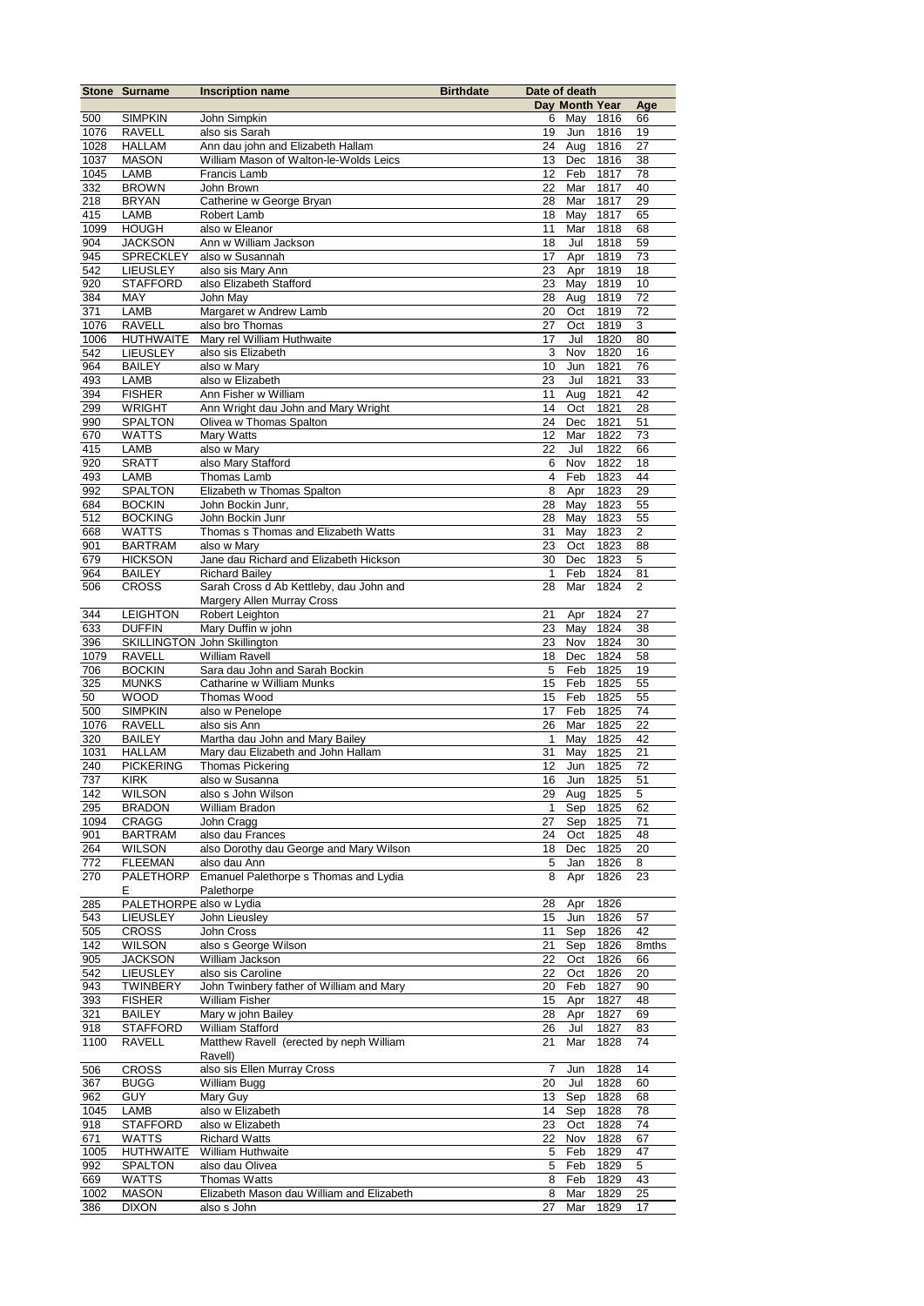| Stone | Surname | Inscription name | Birthdate | Date of death | | | |
|---|---|---|---|---|---|---|---|
| | | | | Day | Month | Year | Age |
| 500 | SIMPKIN | John Simpkin | | 6 | May | 1816 | 66 |
| 1076 | RAVELL | also sis Sarah | | 19 | Jun | 1816 | 19 |
| 1028 | HALLAM | Ann dau john and Elizabeth Hallam | | 24 | Aug | 1816 | 27 |
| 1037 | MASON | William Mason of Walton-le-Wolds Leics | | 13 | Dec | 1816 | 38 |
| 1045 | LAMB | Francis Lamb | | 12 | Feb | 1817 | 78 |
| 332 | BROWN | John Brown | | 22 | Mar | 1817 | 40 |
| 218 | BRYAN | Catherine w George Bryan | | 28 | Mar | 1817 | 29 |
| 415 | LAMB | Robert Lamb | | 18 | May | 1817 | 65 |
| 1099 | HOUGH | also w Eleanor | | 11 | Mar | 1818 | 68 |
| 904 | JACKSON | Ann w William Jackson | | 18 | Jul | 1818 | 59 |
| 945 | SPRECKLEY | also w Susannah | | 17 | Apr | 1819 | 73 |
| 542 | LIEUSLEY | also sis Mary Ann | | 23 | Apr | 1819 | 18 |
| 920 | STAFFORD | also Elizabeth Stafford | | 23 | May | 1819 | 10 |
| 384 | MAY | John May | | 28 | Aug | 1819 | 72 |
| 371 | LAMB | Margaret w Andrew Lamb | | 20 | Oct | 1819 | 72 |
| 1076 | RAVELL | also bro Thomas | | 27 | Oct | 1819 | 3 |
| 1006 | HUTHWAITE | Mary rel William Huthwaite | | 17 | Jul | 1820 | 80 |
| 542 | LIEUSLEY | also sis Elizabeth | | 3 | Nov | 1820 | 16 |
| 964 | BAILEY | also w Mary | | 10 | Jun | 1821 | 76 |
| 493 | LAMB | also w Elizabeth | | 23 | Jul | 1821 | 33 |
| 394 | FISHER | Ann Fisher w William | | 11 | Aug | 1821 | 42 |
| 299 | WRIGHT | Ann Wright dau John and Mary Wright | | 14 | Oct | 1821 | 28 |
| 990 | SPALTON | Olivea w Thomas Spalton | | 24 | Dec | 1821 | 51 |
| 670 | WATTS | Mary Watts | | 12 | Mar | 1822 | 73 |
| 415 | LAMB | also w Mary | | 22 | Jul | 1822 | 66 |
| 920 | SRATT | also Mary Stafford | | 6 | Nov | 1822 | 18 |
| 493 | LAMB | Thomas Lamb | | 4 | Feb | 1823 | 44 |
| 992 | SPALTON | Elizabeth w Thomas Spalton | | 8 | Apr | 1823 | 29 |
| 684 | BOCKIN | John Bockin Junr, | | 28 | May | 1823 | 55 |
| 512 | BOCKING | John Bockin Junr | | 28 | May | 1823 | 55 |
| 668 | WATTS | Thomas s Thomas and Elizabeth Watts | | 31 | May | 1823 | 2 |
| 901 | BARTRAM | also w Mary | | 23 | Oct | 1823 | 88 |
| 679 | HICKSON | Jane dau Richard and Elizabeth Hickson | | 30 | Dec | 1823 | 5 |
| 964 | BAILEY | Richard Bailey | | 1 | Feb | 1824 | 81 |
| 506 | CROSS | Sarah Cross d Ab Kettleby, dau John and Margery Allen Murray Cross | | 28 | Mar | 1824 | 2 |
| 344 | LEIGHTON | Robert Leighton | | 21 | Apr | 1824 | 27 |
| 633 | DUFFIN | Mary Duffin w john | | 23 | May | 1824 | 38 |
| 396 | SKILLINGTON | John Skillington | | 23 | Nov | 1824 | 30 |
| 1079 | RAVELL | William Ravell | | 18 | Dec | 1824 | 58 |
| 706 | BOCKIN | Sara dau John and Sarah Bockin | | 5 | Feb | 1825 | 19 |
| 325 | MUNKS | Catharine w William Munks | | 15 | Feb | 1825 | 55 |
| 50 | WOOD | Thomas Wood | | 15 | Feb | 1825 | 55 |
| 500 | SIMPKIN | also w Penelope | | 17 | Feb | 1825 | 74 |
| 1076 | RAVELL | also sis Ann | | 26 | Mar | 1825 | 22 |
| 320 | BAILEY | Martha dau John and Mary Bailey | | 1 | May | 1825 | 42 |
| 1031 | HALLAM | Mary dau Elizabeth and John Hallam | | 31 | May | 1825 | 21 |
| 240 | PICKERING | Thomas Pickering | | 12 | Jun | 1825 | 72 |
| 737 | KIRK | also w Susanna | | 16 | Jun | 1825 | 51 |
| 142 | WILSON | also s John Wilson | | 29 | Aug | 1825 | 5 |
| 295 | BRADON | William Bradon | | 1 | Sep | 1825 | 62 |
| 1094 | CRAGG | John Cragg | | 27 | Sep | 1825 | 71 |
| 901 | BARTRAM | also dau Frances | | 24 | Oct | 1825 | 48 |
| 264 | WILSON | also Dorothy dau George and Mary Wilson | | 18 | Dec | 1825 | 20 |
| 772 | FLEEMAN | also dau Ann | | 5 | Jan | 1826 | 8 |
| 270 | PALETHORPE | Emanuel Palethorpe s Thomas and Lydia Palethorpe | | 8 | Apr | 1826 | 23 |
| 285 | PALETHORPE | also w Lydia | | 28 | Apr | 1826 | |
| 543 | LIEUSLEY | John Lieusley | | 15 | Jun | 1826 | 57 |
| 505 | CROSS | John Cross | | 11 | Sep | 1826 | 42 |
| 142 | WILSON | also s George Wilson | | 21 | Sep | 1826 | 8mths |
| 905 | JACKSON | William Jackson | | 22 | Oct | 1826 | 66 |
| 542 | LIEUSLEY | also sis Caroline | | 22 | Oct | 1826 | 20 |
| 943 | TWINBERY | John Twinbery father of William and Mary | | 20 | Feb | 1827 | 90 |
| 393 | FISHER | William Fisher | | 15 | Apr | 1827 | 48 |
| 321 | BAILEY | Mary w john Bailey | | 28 | Apr | 1827 | 69 |
| 918 | STAFFORD | William Stafford | | 26 | Jul | 1827 | 83 |
| 1100 | RAVELL | Matthew Ravell (erected by neph William Ravell) | | 21 | Mar | 1828 | 74 |
| 506 | CROSS | also sis Ellen Murray Cross | | 7 | Jun | 1828 | 14 |
| 367 | BUGG | William Bugg | | 20 | Jul | 1828 | 60 |
| 962 | GUY | Mary Guy | | 13 | Sep | 1828 | 68 |
| 1045 | LAMB | also w Elizabeth | | 14 | Sep | 1828 | 78 |
| 918 | STAFFORD | also w Elizabeth | | 23 | Oct | 1828 | 74 |
| 671 | WATTS | Richard Watts | | 22 | Nov | 1828 | 67 |
| 1005 | HUTHWAITE | William Huthwaite | | 5 | Feb | 1829 | 47 |
| 992 | SPALTON | also dau Olivea | | 5 | Feb | 1829 | 5 |
| 669 | WATTS | Thomas Watts | | 8 | Feb | 1829 | 43 |
| 1002 | MASON | Elizabeth Mason dau William and Elizabeth | | 8 | Mar | 1829 | 25 |
| 386 | DIXON | also s John | | 27 | Mar | 1829 | 17 |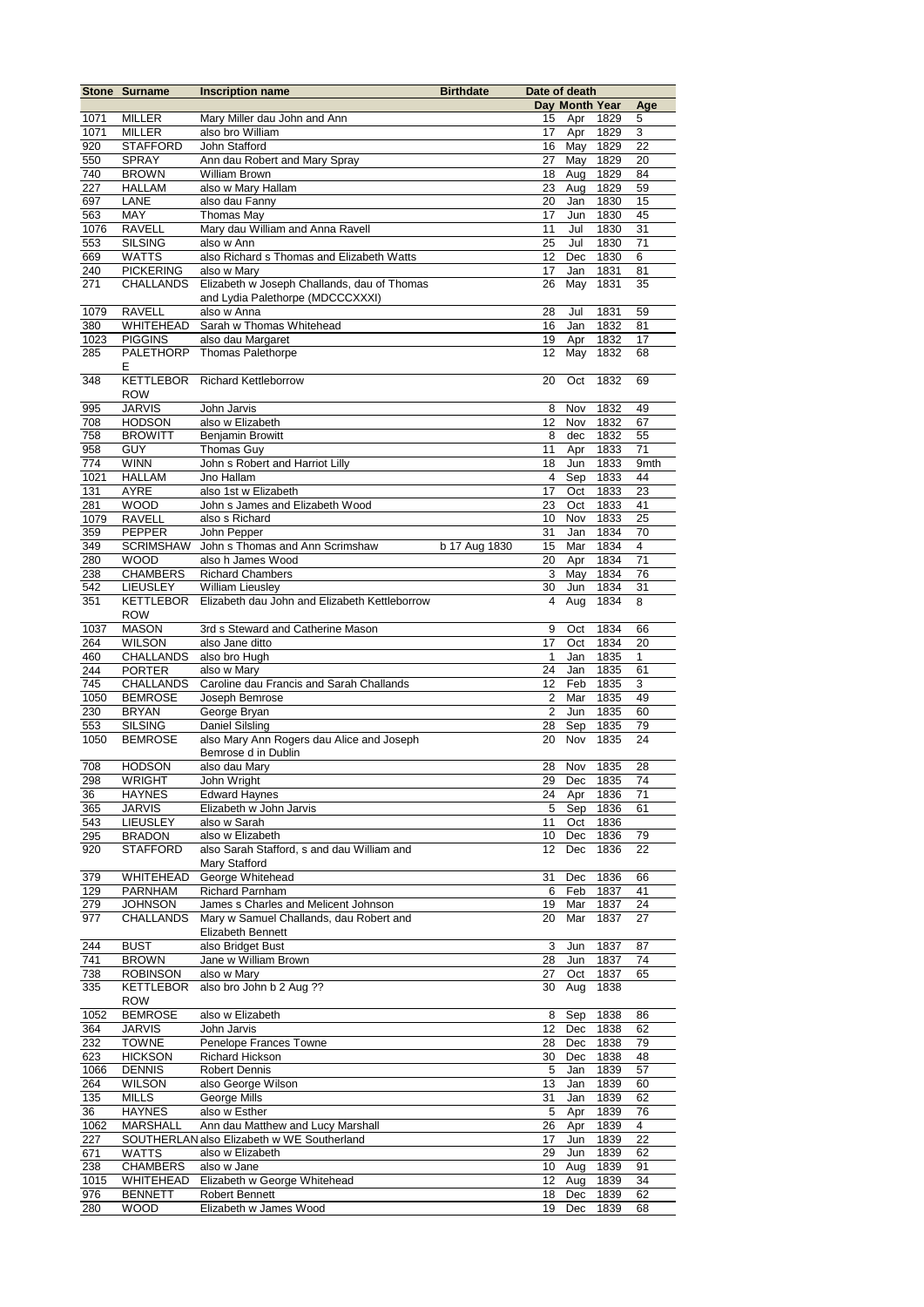| Stone | Surname | Inscription name | Birthdate | Date of death | | | |
|---|---|---|---|---|---|---|---|
| | | | | Day | Month | Year | Age |
| 1071 | MILLER | Mary Miller dau John and Ann | | 15 | Apr | 1829 | 5 |
| 1071 | MILLER | also bro William | | 17 | Apr | 1829 | 3 |
| 920 | STAFFORD | John Stafford | | 16 | May | 1829 | 22 |
| 550 | SPRAY | Ann dau Robert and Mary Spray | | 27 | May | 1829 | 20 |
| 740 | BROWN | William Brown | | 18 | Aug | 1829 | 84 |
| 227 | HALLAM | also w Mary Hallam | | 23 | Aug | 1829 | 59 |
| 697 | LANE | also dau Fanny | | 20 | Jan | 1830 | 15 |
| 563 | MAY | Thomas May | | 17 | Jun | 1830 | 45 |
| 1076 | RAVELL | Mary dau William and Anna Ravell | | 11 | Jul | 1830 | 31 |
| 553 | SILSING | also w Ann | | 25 | Jul | 1830 | 71 |
| 669 | WATTS | also Richard s Thomas and Elizabeth Watts | | 12 | Dec | 1830 | 6 |
| 240 | PICKERING | also w Mary | | 17 | Jan | 1831 | 81 |
| 271 | CHALLANDS | Elizabeth w Joseph Challands, dau of Thomas and Lydia Palethorpe (MDCCCXXXI) | | 26 | May | 1831 | 35 |
| 1079 | RAVELL | also w Anna | | 28 | Jul | 1831 | 59 |
| 380 | WHITEHEAD | Sarah w Thomas Whitehead | | 16 | Jan | 1832 | 81 |
| 1023 | PIGGINS | also dau Margaret | | 19 | Apr | 1832 | 17 |
| 285 | PALETHORPE | Thomas Palethorpe | | 12 | May | 1832 | 68 |
| 348 | KETTLEBOROW | Richard Kettleborrow | | 20 | Oct | 1832 | 69 |
| 995 | JARVIS | John Jarvis | | 8 | Nov | 1832 | 49 |
| 708 | HODSON | also w Elizabeth | | 12 | Nov | 1832 | 67 |
| 758 | BROWITT | Benjamin Browitt | | 8 | dec | 1832 | 55 |
| 958 | GUY | Thomas Guy | | 11 | Apr | 1833 | 71 |
| 774 | WINN | John s Robert and Harriot Lilly | | 18 | Jun | 1833 | 9mth |
| 1021 | HALLAM | Jno Hallam | | 4 | Sep | 1833 | 44 |
| 131 | AYRE | also 1st w Elizabeth | | 17 | Oct | 1833 | 23 |
| 281 | WOOD | John s James and Elizabeth Wood | | 23 | Oct | 1833 | 41 |
| 1079 | RAVELL | also s Richard | | 10 | Nov | 1833 | 25 |
| 359 | PEPPER | John Pepper | | 31 | Jan | 1834 | 70 |
| 349 | SCRIMSHAW | John s Thomas and Ann Scrimshaw | b 17 Aug 1830 | 15 | Mar | 1834 | 4 |
| 280 | WOOD | also h James Wood | | 20 | Apr | 1834 | 71 |
| 238 | CHAMBERS | Richard Chambers | | 3 | May | 1834 | 76 |
| 542 | LIEUSLEY | William Lieusley | | 30 | Jun | 1834 | 31 |
| 351 | KETTLEBOROW | Elizabeth dau John and Elizabeth Kettleborrow | | 4 | Aug | 1834 | 8 |
| 1037 | MASON | 3rd s Steward and Catherine Mason | | 9 | Oct | 1834 | 66 |
| 264 | WILSON | also Jane ditto | | 17 | Oct | 1834 | 20 |
| 460 | CHALLANDS | also bro Hugh | | 1 | Jan | 1835 | 1 |
| 244 | PORTER | also w Mary | | 24 | Jan | 1835 | 61 |
| 745 | CHALLANDS | Caroline dau Francis and Sarah Challands | | 12 | Feb | 1835 | 3 |
| 1050 | BEMROSE | Joseph Bemrose | | 2 | Mar | 1835 | 49 |
| 230 | BRYAN | George Bryan | | 2 | Jun | 1835 | 60 |
| 553 | SILSING | Daniel Silsling | | 28 | Sep | 1835 | 79 |
| 1050 | BEMROSE | also Mary Ann Rogers dau Alice and Joseph Bemrose d in Dublin | | 20 | Nov | 1835 | 24 |
| 708 | HODSON | also dau Mary | | 28 | Nov | 1835 | 28 |
| 298 | WRIGHT | John Wright | | 29 | Dec | 1835 | 74 |
| 36 | HAYNES | Edward Haynes | | 24 | Apr | 1836 | 71 |
| 365 | JARVIS | Elizabeth w John Jarvis | | 5 | Sep | 1836 | 61 |
| 543 | LIEUSLEY | also w Sarah | | 11 | Oct | 1836 | |
| 295 | BRADON | also w Elizabeth | | 10 | Dec | 1836 | 79 |
| 920 | STAFFORD | also Sarah Stafford, s and dau William and Mary Stafford | | 12 | Dec | 1836 | 22 |
| 379 | WHITEHEAD | George Whitehead | | 31 | Dec | 1836 | 66 |
| 129 | PARNHAM | Richard Parnham | | 6 | Feb | 1837 | 41 |
| 279 | JOHNSON | James s Charles and Melicent Johnson | | 19 | Mar | 1837 | 24 |
| 977 | CHALLANDS | Mary w Samuel Challands, dau Robert and Elizabeth Bennett | | 20 | Mar | 1837 | 27 |
| 244 | BUST | also Bridget Bust | | 3 | Jun | 1837 | 87 |
| 741 | BROWN | Jane w William Brown | | 28 | Jun | 1837 | 74 |
| 738 | ROBINSON | also w Mary | | 27 | Oct | 1837 | 65 |
| 335 | KETTLEBOROW | also bro John b 2 Aug ?? | | 30 | Aug | 1838 | |
| 1052 | BEMROSE | also w Elizabeth | | 8 | Sep | 1838 | 86 |
| 364 | JARVIS | John Jarvis | | 12 | Dec | 1838 | 62 |
| 232 | TOWNE | Penelope Frances Towne | | 28 | Dec | 1838 | 79 |
| 623 | HICKSON | Richard Hickson | | 30 | Dec | 1838 | 48 |
| 1066 | DENNIS | Robert Dennis | | 5 | Jan | 1839 | 57 |
| 264 | WILSON | also George Wilson | | 13 | Jan | 1839 | 60 |
| 135 | MILLS | George Mills | | 31 | Jan | 1839 | 62 |
| 36 | HAYNES | also w Esther | | 5 | Apr | 1839 | 76 |
| 1062 | MARSHALL | Ann dau Matthew and Lucy Marshall | | 26 | Apr | 1839 | 4 |
| 227 | SOUTHERLAN | also Elizabeth w WE Southerland | | 17 | Jun | 1839 | 22 |
| 671 | WATTS | also w Elizabeth | | 29 | Jun | 1839 | 62 |
| 238 | CHAMBERS | also w Jane | | 10 | Aug | 1839 | 91 |
| 1015 | WHITEHEAD | Elizabeth w George Whitehead | | 12 | Aug | 1839 | 34 |
| 976 | BENNETT | Robert Bennett | | 18 | Dec | 1839 | 62 |
| 280 | WOOD | Elizabeth w James Wood | | 19 | Dec | 1839 | 68 |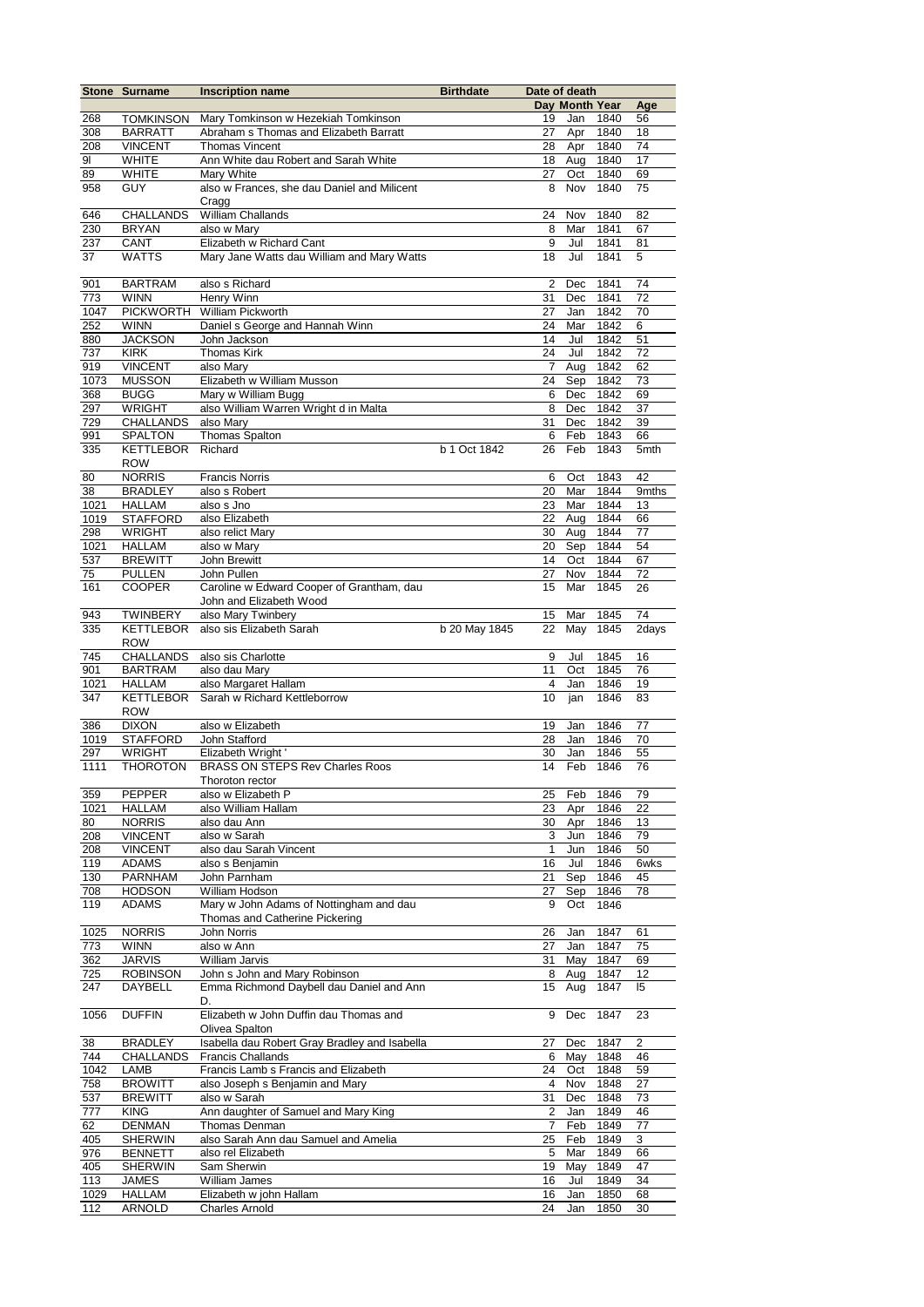| Stone | Surname | Inscription name | Birthdate | Date of death | | | |
|---|---|---|---|---|---|---|---|
| | | | | Day | Month | Year | Age |
| 268 | TOMKINSON | Mary Tomkinson w Hezekiah Tomkinson | | 19 | Jan | 1840 | 56 |
| 308 | BARRATT | Abraham s Thomas and Elizabeth Barratt | | 27 | Apr | 1840 | 18 |
| 208 | VINCENT | Thomas Vincent | | 28 | Apr | 1840 | 74 |
| 9l | WHITE | Ann White dau Robert and Sarah White | | 18 | Aug | 1840 | 17 |
| 89 | WHITE | Mary White | | 27 | Oct | 1840 | 69 |
| 958 | GUY | also w Frances, she dau Daniel and Milicent Cragg | | 8 | Nov | 1840 | 75 |
| 646 | CHALLANDS | William Challands | | 24 | Nov | 1840 | 82 |
| 230 | BRYAN | also w Mary | | 8 | Mar | 1841 | 67 |
| 237 | CANT | Elizabeth w Richard Cant | | 9 | Jul | 1841 | 81 |
| 37 | WATTS | Mary Jane Watts dau William and Mary Watts | | 18 | Jul | 1841 | 5 |
| 901 | BARTRAM | also s Richard | | 2 | Dec | 1841 | 74 |
| 773 | WINN | Henry Winn | | 31 | Dec | 1841 | 72 |
| 1047 | PICKWORTH | William Pickworth | | 27 | Jan | 1842 | 70 |
| 252 | WINN | Daniel s George and Hannah Winn | | 24 | Mar | 1842 | 6 |
| 880 | JACKSON | John Jackson | | 14 | Jul | 1842 | 51 |
| 737 | KIRK | Thomas Kirk | | 24 | Jul | 1842 | 72 |
| 919 | VINCENT | also Mary | | 7 | Aug | 1842 | 62 |
| 1073 | MUSSON | Elizabeth w William Musson | | 24 | Sep | 1842 | 73 |
| 368 | BUGG | Mary w William Bugg | | 6 | Dec | 1842 | 69 |
| 297 | WRIGHT | also William Warren Wright d in Malta | | 8 | Dec | 1842 | 37 |
| 729 | CHALLANDS | also Mary | | 31 | Dec | 1842 | 39 |
| 991 | SPALTON | Thomas Spalton | | 6 | Feb | 1843 | 66 |
| 335 | KETTLEBOR ROW | Richard | b 1 Oct 1842 | 26 | Feb | 1843 | 5mth |
| 80 | NORRIS | Francis Norris | | 6 | Oct | 1843 | 42 |
| 38 | BRADLEY | also s Robert | | 20 | Mar | 1844 | 9mths |
| 1021 | HALLAM | also s Jno | | 23 | Mar | 1844 | 13 |
| 1019 | STAFFORD | also Elizabeth | | 22 | Aug | 1844 | 66 |
| 298 | WRIGHT | also relict Mary | | 30 | Aug | 1844 | 77 |
| 1021 | HALLAM | also w Mary | | 20 | Sep | 1844 | 54 |
| 537 | BREWITT | John Brewitt | | 14 | Oct | 1844 | 67 |
| 75 | PULLEN | John Pullen | | 27 | Nov | 1844 | 72 |
| 161 | COOPER | Caroline w Edward Cooper of Grantham, dau John and Elizabeth Wood | | 15 | Mar | 1845 | 26 |
| 943 | TWINBERY | also Mary Twinbery | | 15 | Mar | 1845 | 74 |
| 335 | KETTLEBOR ROW | also sis Elizabeth Sarah | b 20 May 1845 | 22 | May | 1845 | 2days |
| 745 | CHALLANDS | also sis Charlotte | | 9 | Jul | 1845 | 16 |
| 901 | BARTRAM | also dau Mary | | 11 | Oct | 1845 | 76 |
| 1021 | HALLAM | also Margaret Hallam | | 4 | Jan | 1846 | 19 |
| 347 | KETTLEBOR ROW | Sarah w Richard Kettleborrow | | 10 | jan | 1846 | 83 |
| 386 | DIXON | also w Elizabeth | | 19 | Jan | 1846 | 77 |
| 1019 | STAFFORD | John Stafford | | 28 | Jan | 1846 | 70 |
| 297 | WRIGHT | Elizabeth Wright ' | | 30 | Jan | 1846 | 55 |
| 1111 | THOROTON | BRASS ON STEPS Rev Charles Roos Thoroton rector | | 14 | Feb | 1846 | 76 |
| 359 | PEPPER | also w Elizabeth P | | 25 | Feb | 1846 | 79 |
| 1021 | HALLAM | also William Hallam | | 23 | Apr | 1846 | 22 |
| 80 | NORRIS | also dau Ann | | 30 | Apr | 1846 | 13 |
| 208 | VINCENT | also w Sarah | | 3 | Jun | 1846 | 79 |
| 208 | VINCENT | also dau Sarah Vincent | | 1 | Jun | 1846 | 50 |
| 119 | ADAMS | also s Benjamin | | 16 | Jul | 1846 | 6wks |
| 130 | PARNHAM | John Parnham | | 21 | Sep | 1846 | 45 |
| 708 | HODSON | William Hodson | | 27 | Sep | 1846 | 78 |
| 119 | ADAMS | Mary w John Adams of Nottingham and dau Thomas and Catherine Pickering | | 9 | Oct | 1846 | |
| 1025 | NORRIS | John Norris | | 26 | Jan | 1847 | 61 |
| 773 | WINN | also w Ann | | 27 | Jan | 1847 | 75 |
| 362 | JARVIS | William Jarvis | | 31 | May | 1847 | 69 |
| 725 | ROBINSON | John s John and Mary Robinson | | 8 | Aug | 1847 | 12 |
| 247 | DAYBELL | Emma Richmond Daybell dau Daniel and Ann D. | | 15 | Aug | 1847 | l5 |
| 1056 | DUFFIN | Elizabeth w John Duffin dau Thomas and Olivea Spalton | | 9 | Dec | 1847 | 23 |
| 38 | BRADLEY | Isabella dau Robert Gray Bradley and Isabella | | 27 | Dec | 1847 | 2 |
| 744 | CHALLANDS | Francis Challands | | 6 | May | 1848 | 46 |
| 1042 | LAMB | Francis Lamb s Francis and Elizabeth | | 24 | Oct | 1848 | 59 |
| 758 | BROWITT | also Joseph s Benjamin and Mary | | 4 | Nov | 1848 | 27 |
| 537 | BREWITT | also w Sarah | | 31 | Dec | 1848 | 73 |
| 777 | KING | Ann daughter of Samuel and Mary King | | 2 | Jan | 1849 | 46 |
| 62 | DENMAN | Thomas Denman | | 7 | Feb | 1849 | 77 |
| 405 | SHERWIN | also Sarah Ann dau Samuel and Amelia | | 25 | Feb | 1849 | 3 |
| 976 | BENNETT | also rel Elizabeth | | 5 | Mar | 1849 | 66 |
| 405 | SHERWIN | Sam Sherwin | | 19 | May | 1849 | 47 |
| 113 | JAMES | William James | | 16 | Jul | 1849 | 34 |
| 1029 | HALLAM | Elizabeth w john Hallam | | 16 | Jan | 1850 | 68 |
| 112 | ARNOLD | Charles Arnold | | 24 | Jan | 1850 | 30 |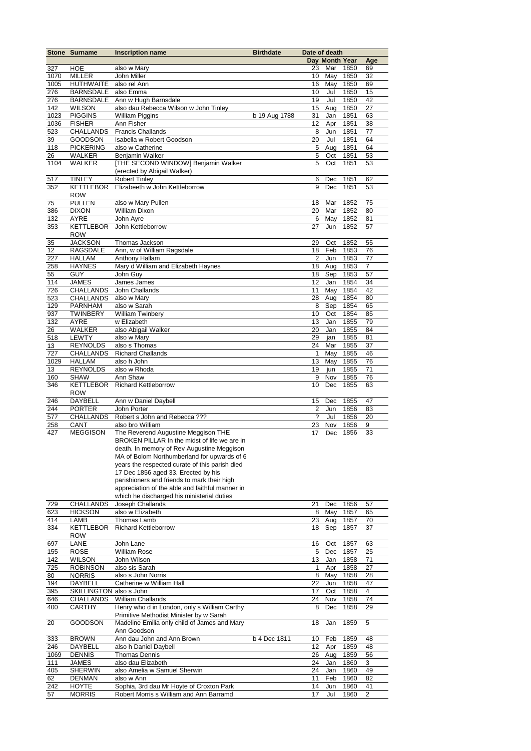| Stone | Surname | Inscription name | Birthdate | Date of death | | | |
|---|---|---|---|---|---|---|---|
| | | | | Day | Month | Year | Age |
| 327 | HOE | also w Mary | | 23 | Mar | 1850 | 69 |
| 1070 | MILLER | John Miller | | 10 | May | 1850 | 32 |
| 1005 | HUTHWAITE | also rel Ann | | 16 | May | 1850 | 69 |
| 276 | BARNSDALE | also Emma | | 10 | Jul | 1850 | 15 |
| 276 | BARNSDALE | Ann w Hugh Barnsdale | | 19 | Jul | 1850 | 42 |
| 142 | WILSON | also dau Rebecca Wilson w John Tinley | | 15 | Aug | 1850 | 27 |
| 1023 | PIGGINS | William Piggins | b 19 Aug 1788 | 31 | Jan | 1851 | 63 |
| 1036 | FISHER | Ann Fisher | | 12 | Apr | 1851 | 38 |
| 523 | CHALLANDS | Francis Challands | | 8 | Jun | 1851 | 77 |
| 39 | GOODSON | Isabella w Robert Goodson | | 20 | Jul | 1851 | 64 |
| 118 | PICKERING | also w Catherine | | 5 | Aug | 1851 | 64 |
| 26 | WALKER | Benjamin Walker | | 5 | Oct | 1851 | 53 |
| 1104 | WALKER | [THE SECOND WINDOW] Benjamin Walker (erected by Abigail Walker) | | 5 | Oct | 1851 | 53 |
| 517 | TINLEY | Robert Tinley | | 6 | Dec | 1851 | 62 |
| 352 | KETTLEBOROW | Elizabeeth w John Kettleborrow | | 9 | Dec | 1851 | 53 |
| 75 | PULLEN | also w Mary Pullen | | 18 | Mar | 1852 | 75 |
| 386 | DIXON | William Dixon | | 20 | Mar | 1852 | 80 |
| 132 | AYRE | John Ayre | | 6 | May | 1852 | 81 |
| 353 | KETTLEBOROW | John Kettleborrow | | 27 | Jun | 1852 | 57 |
| 35 | JACKSON | Thomas Jackson | | 29 | Oct | 1852 | 55 |
| 12 | RAGSDALE | Ann, w of William Ragsdale | | 18 | Feb | 1853 | 76 |
| 227 | HALLAM | Anthony Hallam | | 2 | Jun | 1853 | 77 |
| 258 | HAYNES | Mary d William and Elizabeth Haynes | | 18 | Aug | 1853 | 7 |
| 55 | GUY | John Guy | | 18 | Sep | 1853 | 57 |
| 114 | JAMES | James James | | 12 | Jan | 1854 | 34 |
| 726 | CHALLANDS | John Challands | | 11 | May | 1854 | 42 |
| 523 | CHALLANDS | also w Mary | | 28 | Aug | 1854 | 80 |
| 129 | PARNHAM | also w Sarah | | 8 | Sep | 1854 | 65 |
| 937 | TWINBERY | William Twinbery | | 10 | Oct | 1854 | 85 |
| 132 | AYRE | w Elizabeth | | 13 | Jan | 1855 | 79 |
| 26 | WALKER | also Abigail Walker | | 20 | Jan | 1855 | 84 |
| 518 | LEWTY | also w Mary | | 29 | jan | 1855 | 81 |
| 13 | REYNOLDS | also s Thomas | | 24 | Mar | 1855 | 37 |
| 727 | CHALLANDS | Richard Challands | | 1 | May | 1855 | 46 |
| 1029 | HALLAM | also h John | | 13 | May | 1855 | 76 |
| 13 | REYNOLDS | also w Rhoda | | 19 | jun | 1855 | 71 |
| 160 | SHAW | Ann Shaw | | 9 | Nov | 1855 | 76 |
| 346 | KETTLEBOROW | Richard Kettleborrow | | 10 | Dec | 1855 | 63 |
| 246 | DAYBELL | Ann w Daniel Daybell | | 15 | Dec | 1855 | 47 |
| 244 | PORTER | John Porter | | 2 | Jun | 1856 | 83 |
| 577 | CHALLANDS | Robert s John and Rebecca ??? | | ? | Jul | 1856 | 20 |
| 258 | CANT | also bro William | | 23 | Nov | 1856 | 9 |
| 427 | MEGGISON | The Reverend Augustine Meggison THE BROKEN PILLAR In the midst of life we are in death. In memory of Rev Augustine Meggison MA of Bolom Northumberland for upwards of 6 years the respected curate of this parish died 17 Dec 1856 aged 33. Erected by his parishioners and friends to mark their high appreciation of the able and faithful manner in which he discharged his ministerial duties | | 17 | Dec | 1856 | 33 |
| 729 | CHALLANDS | Joseph Challands | | 21 | Dec | 1856 | 57 |
| 623 | HICKSON | also w Elizabeth | | 8 | May | 1857 | 65 |
| 414 | LAMB | Thomas Lamb | | 23 | Aug | 1857 | 70 |
| 334 | KETTLEBOROW | Richard Kettleborrow | | 18 | Sep | 1857 | 37 |
| 697 | LANE | John Lane | | 16 | Oct | 1857 | 63 |
| 155 | ROSE | William Rose | | 5 | Dec | 1857 | 25 |
| 142 | WILSON | John Wilson | | 13 | Jan | 1858 | 71 |
| 725 | ROBINSON | also sis Sarah | | 1 | Apr | 1858 | 27 |
| 80 | NORRIS | also s John Norris | | 8 | May | 1858 | 28 |
| 194 | DAYBELL | Catherine w William Hall | | 22 | Jun | 1858 | 47 |
| 395 | SKILLINGTON | also s John | | 17 | Oct | 1858 | 4 |
| 646 | CHALLANDS | William Challands | | 24 | Nov | 1858 | 74 |
| 400 | CARTHY | Henry who d in London, only s William Carthy Primitive Methodist Minister by w Sarah | | 8 | Dec | 1858 | 29 |
| 20 | GOODSON | Madeline Emilia only child of James and Mary Ann Goodson | | 18 | Jan | 1859 | 5 |
| 333 | BROWN | Ann dau John and Ann Brown | b 4 Dec 1811 | 10 | Feb | 1859 | 48 |
| 246 | DAYBELL | also h Daniel Daybell | | 12 | Apr | 1859 | 48 |
| 1069 | DENNIS | Thomas Dennis | | 26 | Aug | 1859 | 56 |
| 111 | JAMES | also dau Elizabeth | | 24 | Jan | 1860 | 3 |
| 405 | SHERWIN | also Amelia w Samuel Sherwin | | 24 | Jan | 1860 | 49 |
| 62 | DENMAN | also w Ann | | 11 | Feb | 1860 | 82 |
| 242 | HOYTE | Sophia, 3rd dau Mr Hoyte of Croxton Park | | 14 | Jun | 1860 | 41 |
| 57 | MORRIS | Robert Morris s William and Ann Barramd | | 17 | Jul | 1860 | 2 |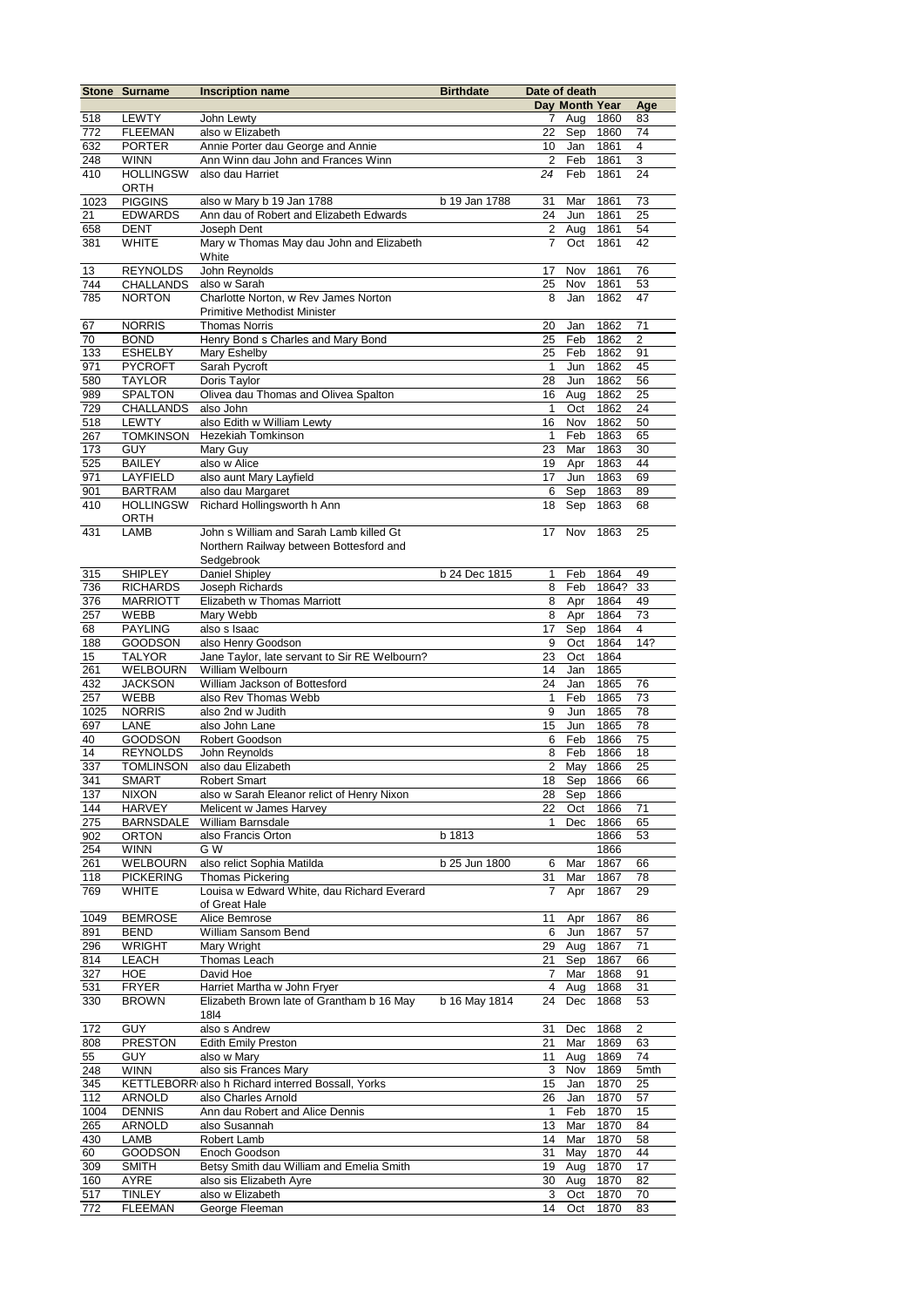| Stone | Surname | Inscription name | Birthdate | Date of death | | | |
|---|---|---|---|---|---|---|---|
| | | | | Day | Month | Year | Age |
| 518 | LEWTY | John Lewty | | 7 | Aug | 1860 | 83 |
| 772 | FLEEMAN | also w Elizabeth | | 22 | Sep | 1860 | 74 |
| 632 | PORTER | Annie Porter dau George and Annie | | 10 | Jan | 1861 | 4 |
| 248 | WINN | Ann Winn dau John and Frances Winn | | 2 | Feb | 1861 | 3 |
| 410 | HOLLINGSWORTH | also dau Harriet | | 24 | Feb | 1861 | 24 |
| 1023 | PIGGINS | also w Mary b 19 Jan 1788 | b 19 Jan 1788 | 31 | Mar | 1861 | 73 |
| 21 | EDWARDS | Ann dau of Robert and Elizabeth Edwards | | 24 | Jun | 1861 | 25 |
| 658 | DENT | Joseph Dent | | 2 | Aug | 1861 | 54 |
| 381 | WHITE | Mary w Thomas May dau John and Elizabeth White | | 7 | Oct | 1861 | 42 |
| 13 | REYNOLDS | John Reynolds | | 17 | Nov | 1861 | 76 |
| 744 | CHALLANDS | also w Sarah | | 25 | Nov | 1861 | 53 |
| 785 | NORTON | Charlotte Norton, w Rev James Norton Primitive Methodist Minister | | 8 | Jan | 1862 | 47 |
| 67 | NORRIS | Thomas Norris | | 20 | Jan | 1862 | 71 |
| 70 | BOND | Henry Bond s Charles and Mary Bond | | 25 | Feb | 1862 | 2 |
| 133 | ESHELBY | Mary Eshelby | | 25 | Feb | 1862 | 91 |
| 971 | PYCROFT | Sarah Pycroft | | 1 | Jun | 1862 | 45 |
| 580 | TAYLOR | Doris Taylor | | 28 | Jun | 1862 | 56 |
| 989 | SPALTON | Olivea dau Thomas and Olivea Spalton | | 16 | Aug | 1862 | 25 |
| 729 | CHALLANDS | also John | | 1 | Oct | 1862 | 24 |
| 518 | LEWTY | also Edith w William Lewty | | 16 | Nov | 1862 | 50 |
| 267 | TOMKINSON | Hezekiah Tomkinson | | 1 | Feb | 1863 | 65 |
| 173 | GUY | Mary Guy | | 23 | Mar | 1863 | 30 |
| 525 | BAILEY | also w Alice | | 19 | Apr | 1863 | 44 |
| 971 | LAYFIELD | also aunt Mary Layfield | | 17 | Jun | 1863 | 69 |
| 901 | BARTRAM | also dau Margaret | | 6 | Sep | 1863 | 89 |
| 410 | HOLLINGSWORTH | Richard Hollingsworth h Ann | | 18 | Sep | 1863 | 68 |
| 431 | LAMB | John s William and Sarah Lamb killed Gt Northern Railway between Bottesford and Sedgebrook | | 17 | Nov | 1863 | 25 |
| 315 | SHIPLEY | Daniel Shipley | b 24 Dec 1815 | 1 | Feb | 1864 | 49 |
| 736 | RICHARDS | Joseph Richards | | 8 | Feb | 1864? | 33 |
| 376 | MARRIOTT | Elizabeth w Thomas Marriott | | 8 | Apr | 1864 | 49 |
| 257 | WEBB | Mary Webb | | 8 | Apr | 1864 | 73 |
| 68 | PAYLING | also s Isaac | | 17 | Sep | 1864 | 4 |
| 188 | GOODSON | also Henry Goodson | | 9 | Oct | 1864 | 14? |
| 15 | TALYOR | Jane Taylor, late servant to Sir RE Welbourn? | | 23 | Oct | 1864 | |
| 261 | WELBOURN | William Welbourn | | 14 | Jan | 1865 | |
| 432 | JACKSON | William Jackson of Bottesford | | 24 | Jan | 1865 | 76 |
| 257 | WEBB | also Rev Thomas Webb | | 1 | Feb | 1865 | 73 |
| 1025 | NORRIS | also 2nd w Judith | | 9 | Jun | 1865 | 78 |
| 697 | LANE | also John Lane | | 15 | Jun | 1865 | 78 |
| 40 | GOODSON | Robert Goodson | | 6 | Feb | 1866 | 75 |
| 14 | REYNOLDS | John Reynolds | | 8 | Feb | 1866 | 18 |
| 337 | TOMLINSON | also dau Elizabeth | | 2 | May | 1866 | 25 |
| 341 | SMART | Robert Smart | | 18 | Sep | 1866 | 66 |
| 137 | NIXON | also w Sarah Eleanor relict of Henry Nixon | | 28 | Sep | 1866 | |
| 144 | HARVEY | Melicent w James Harvey | | 22 | Oct | 1866 | 71 |
| 275 | BARNSDALE | William Barnsdale | | 1 | Dec | 1866 | 65 |
| 902 | ORTON | also Francis Orton | b 1813 | | | 1866 | 53 |
| 254 | WINN | G W | | | | 1866 | |
| 261 | WELBOURN | also relict Sophia Matilda | b 25 Jun 1800 | 6 | Mar | 1867 | 66 |
| 118 | PICKERING | Thomas Pickering | | 31 | Mar | 1867 | 78 |
| 769 | WHITE | Louisa w Edward White, dau Richard Everard of Great Hale | | 7 | Apr | 1867 | 29 |
| 1049 | BEMROSE | Alice Bemrose | | 11 | Apr | 1867 | 86 |
| 891 | BEND | William Sansom Bend | | 6 | Jun | 1867 | 57 |
| 296 | WRIGHT | Mary Wright | | 29 | Aug | 1867 | 71 |
| 814 | LEACH | Thomas Leach | | 21 | Sep | 1867 | 66 |
| 327 | HOE | David Hoe | | 7 | Mar | 1868 | 91 |
| 531 | FRYER | Harriet Martha w John Fryer | | 4 | Aug | 1868 | 31 |
| 330 | BROWN | Elizabeth Brown late of Grantham b 16 May 18l4 | b 16 May 1814 | 24 | Dec | 1868 | 53 |
| 172 | GUY | also s Andrew | | 31 | Dec | 1868 | 2 |
| 808 | PRESTON | Edith Emily Preston | | 21 | Mar | 1869 | 63 |
| 55 | GUY | also w Mary | | 11 | Aug | 1869 | 74 |
| 248 | WINN | also sis Frances Mary | | 3 | Nov | 1869 | 5mth |
| 345 | KETTLEBORR | also h Richard interred Bossall, Yorks | | 15 | Jan | 1870 | 25 |
| 112 | ARNOLD | also Charles Arnold | | 26 | Jan | 1870 | 57 |
| 1004 | DENNIS | Ann dau Robert and Alice Dennis | | 1 | Feb | 1870 | 15 |
| 265 | ARNOLD | also Susannah | | 13 | Mar | 1870 | 84 |
| 430 | LAMB | Robert Lamb | | 14 | Mar | 1870 | 58 |
| 60 | GOODSON | Enoch Goodson | | 31 | May | 1870 | 44 |
| 309 | SMITH | Betsy Smith dau William and Emelia Smith | | 19 | Aug | 1870 | 17 |
| 160 | AYRE | also sis Elizabeth Ayre | | 30 | Aug | 1870 | 82 |
| 517 | TINLEY | also w Elizabeth | | 3 | Oct | 1870 | 70 |
| 772 | FLEEMAN | George Fleeman | | 14 | Oct | 1870 | 83 |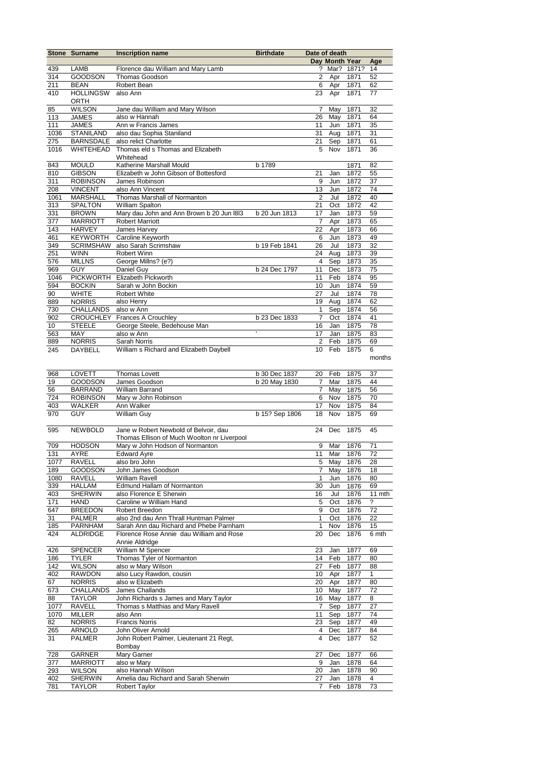| Stone | Surname | Inscription name | Birthdate | Date of death | | | |
|---|---|---|---|---|---|---|---|
| | | | | Day | Month | Year | Age |
| 439 | LAMB | Florence dau William and Mary Lamb | | ? | Mar? | 1871? | 14 |
| 314 | GOODSON | Thomas Goodson | | 2 | Apr | 1871 | 52 |
| 211 | BEAN | Robert Bean | | 6 | Apr | 1871 | 62 |
| 410 | HOLLINGSWORTH | also Ann | | 23 | Apr | 1871 | 77 |
| 85 | WILSON | Jane dau William and Mary Wilson | | 7 | May | 1871 | 32 |
| 113 | JAMES | also w Hannah | | 26 | May | 1871 | 64 |
| 111 | JAMES | Ann w Francis James | | 11 | Jun | 1871 | 35 |
| 1036 | STANILAND | also dau Sophia Staniland | | 31 | Aug | 1871 | 31 |
| 275 | BARNSDALE | also relict Charlotte | | 21 | Sep | 1871 | 61 |
| 1016 | WHITEHEAD | Thomas eld s Thomas and Elizabeth Whitehead | | 5 | Nov | 1871 | 36 |
| 843 | MOULD | Katherine Marshall Mould | b 1789 | | | 1871 | 82 |
| 810 | GIBSON | Elizabeth w John Gibson of Bottesford | | 21 | Jan | 1872 | 55 |
| 311 | ROBINSON | James Robinson | | 9 | Jun | 1872 | 37 |
| 208 | VINCENT | also Ann Vincent | | 13 | Jun | 1872 | 74 |
| 1061 | MARSHALL | Thomas Marshall of Normanton | | 2 | Jul | 1872 | 40 |
| 313 | SPALTON | William Spalton | | 21 | Oct | 1872 | 42 |
| 331 | BROWN | Mary dau John and Ann Brown b 20 Jun l8l3 | b 20 Jun 1813 | 17 | Jan | 1873 | 59 |
| 377 | MARRIOTT | Robert Marriott | | 7 | Apr | 1873 | 65 |
| 143 | HARVEY | James Harvey | | 22 | Apr | 1873 | 66 |
| 461 | KEYWORTH | Caroline Keyworth | | 6 | Jun | 1873 | 49 |
| 349 | SCRIMSHAW | also Sarah Scrimshaw | b 19 Feb 1841 | 26 | Jul | 1873 | 32 |
| 251 | WINN | Robert Winn | | 24 | Aug | 1873 | 39 |
| 576 | MILLNS | George Millns? (e?) | | 4 | Sep | 1873 | 35 |
| 969 | GUY | Daniel Guy | b 24 Dec 1797 | 11 | Dec | 1873 | 75 |
| 1046 | PICKWORTH | Elizabeth Pickworth | | 11 | Feb | 1874 | 95 |
| 594 | BOCKIN | Sarah w John Bockin | | 10 | Jun | 1874 | 59 |
| 90 | WHITE | Robert White | | 27 | Jul | 1874 | 78 |
| 889 | NORRIS | also Henry | | 19 | Aug | 1874 | 62 |
| 730 | CHALLANDS | also w Ann | | 1 | Sep | 1874 | 56 |
| 902 | CROUCHLEY | Frances A Crouchley | b 23 Dec 1833 | 7 | Oct | 1874 | 41 |
| 10 | STEELE | George Steele, Bedehouse Man | | 16 | Jan | 1875 | 78 |
| 563 | MAY | also w Ann | ' | 17 | Jan | 1875 | 83 |
| 889 | NORRIS | Sarah Norris | | 2 | Feb | 1875 | 69 |
| 245 | DAYBELL | William s Richard and Elizabeth Daybell | | 10 | Feb | 1875 | 6 months |
| 968 | LOVETT | Thomas Lovett | b 30 Dec 1837 | 20 | Feb | 1875 | 37 |
| 19 | GOODSON | James Goodson | b 20 May 1830 | 7 | Mar | 1875 | 44 |
| 56 | BARRAND | William Barrand | | 7 | May | 1875 | 56 |
| 724 | ROBINSON | Mary w John Robinson | | 6 | Nov | 1875 | 70 |
| 403 | WALKER | Ann Walker | | 17 | Nov | 1875 | 84 |
| 970 | GUY | William Guy | b 15? Sep 1806 | 18 | Nov | 1875 | 69 |
| 595 | NEWBOLD | Jane w Robert Newbold of Belvoir, dau Thomas Ellison of Much Woolton nr Liverpool | | 24 | Dec | 1875 | 45 |
| 709 | HODSON | Mary w John Hodson of Normanton | | 9 | Mar | 1876 | 71 |
| 131 | AYRE | Edward Ayre | | 11 | Mar | 1876 | 72 |
| 1077 | RAVELL | also bro John | | 5 | May | 1876 | 28 |
| 189 | GOODSON | John James Goodson | | 7 | May | 1876 | 18 |
| 1080 | RAVELL | William Ravell | | 1 | Jun | 1876 | 80 |
| 339 | HALLAM | Edmund Hallam of Normanton | | 30 | Jun | 1876 | 69 |
| 403 | SHERWIN | also Florence E Sherwin | | 16 | Jul | 1876 | 11 mth |
| 171 | HAND | Caroline w William Hand | | 5 | Oct | 1876 | ? |
| 647 | BREEDON | Robert Breedon | | 9 | Oct | 1876 | 72 |
| 31 | PALMER | also 2nd dau Ann Thrall Huntman Palmer | | 1 | Oct | 1876 | 22 |
| 185 | PARNHAM | Sarah Ann dau Richard and Phebe Parnham | | 1 | Nov | 1876 | 15 |
| 424 | ALDRIDGE | Florence Rose Annie dau William and Rose Annie Aldridge | | 20 | Dec | 1876 | 6 mth |
| 426 | SPENCER | William M Spencer | | 23 | Jan | 1877 | 69 |
| 186 | TYLER | Thomas Tyler of Normanton | | 14 | Feb | 1877 | 80 |
| 142 | WILSON | also w Mary Wilson | | 27 | Feb | 1877 | 88 |
| 402 | RAWDON | also Lucy Rawdon, cousin | | 10 | Apr | 1877 | 1 |
| 67 | NORRIS | also w Elizabeth | | 20 | Apr | 1877 | 80 |
| 673 | CHALLANDS | James Challands | | 10 | May | 1877 | 72 |
| 88 | TAYLOR | John Richards s James and Mary Taylor | | 16 | May | 1877 | 8 |
| 1077 | RAVELL | Thomas s Matthias and Mary Ravell | | 7 | Sep | 1877 | 27 |
| 1070 | MILLER | also Ann | | 11 | Sep | 1877 | 74 |
| 82 | NORRIS | Francis Norris | | 23 | Sep | 1877 | 49 |
| 265 | ARNOLD | John Oliver Arnold | | 4 | Dec | 1877 | 84 |
| 31 | PALMER | John Robert Palmer, Lieutenant 21 Regt, Bombay | | 4 | Dec | 1877 | 52 |
| 728 | GARNER | Mary Garner | | 27 | Dec | 1877 | 66 |
| 377 | MARRIOTT | also w Mary | | 9 | Jan | 1878 | 64 |
| 293 | WILSON | also Hannah Wilson | | 20 | Jan | 1878 | 90 |
| 402 | SHERWIN | Amelia dau Richard and Sarah Sherwin | | 27 | Jan | 1878 | 4 |
| 781 | TAYLOR | Robert Taylor | | 7 | Feb | 1878 | 73 |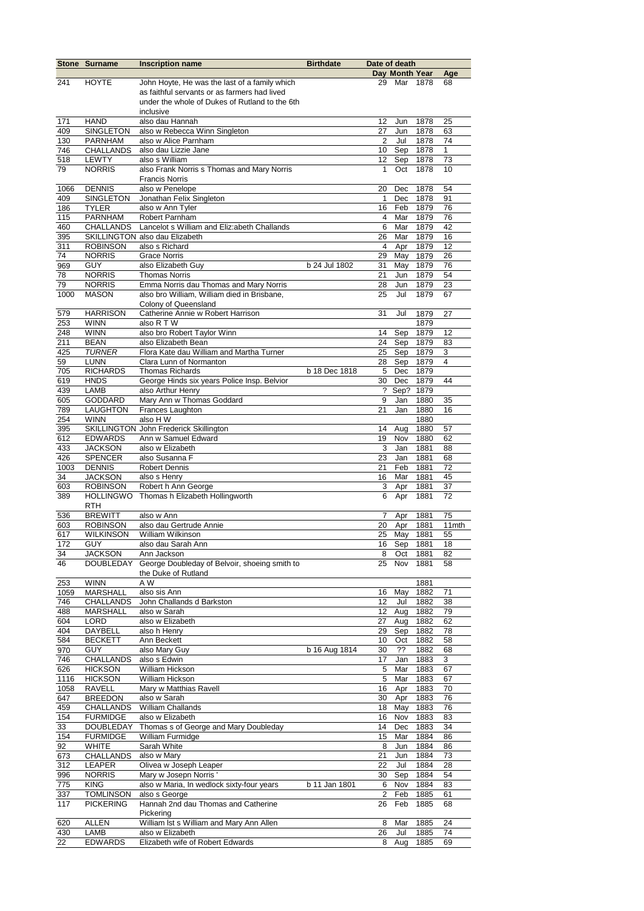| Stone | Surname | Inscription name | Birthdate | Date of death | | | |
|---|---|---|---|---|---|---|---|
| | | | | Day | Month | Year | Age |
| 241 | HOYTE | John Hoyte, He was the last of a family which as faithful servants or as farmers had lived under the whole of Dukes of Rutland to the 6th inclusive | | 29 | Mar | 1878 | 68 |
| 171 | HAND | also dau Hannah | | 12 | Jun | 1878 | 25 |
| 409 | SINGLETON | also w Rebecca Winn Singleton | | 27 | Jun | 1878 | 63 |
| 130 | PARNHAM | also w Alice Parnham | | 2 | Jul | 1878 | 74 |
| 746 | CHALLANDS | also dau Lizzie Jane | | 10 | Sep | 1878 | 1 |
| 518 | LEWTY | also s William | | 12 | Sep | 1878 | 73 |
| 79 | NORRIS | also Frank Norris s Thomas and Mary Norris Francis Norris | | 1 | Oct | 1878 | 10 |
| 1066 | DENNIS | also w Penelope | | 20 | Dec | 1878 | 54 |
| 409 | SINGLETON | Jonathan Felix Singleton | | 1 | Dec | 1878 | 91 |
| 186 | TYLER | also w Ann Tyler | | 16 | Feb | 1879 | 76 |
| 115 | PARNHAM | Robert Parnham | | 4 | Mar | 1879 | 76 |
| 460 | CHALLANDS | Lancelot s William and Eliz:abeth Challands | | 6 | Mar | 1879 | 42 |
| 395 | SKILLINGTON | also dau Elizabeth | | 26 | Mar | 1879 | 16 |
| 311 | ROBINSON | also s Richard | | 4 | Apr | 1879 | 12 |
| 74 | NORRIS | Grace Norris | | 29 | May | 1879 | 26 |
| 969 | GUY | also Elizabeth Guy | b 24 Jul 1802 | 31 | May | 1879 | 76 |
| 78 | NORRIS | Thomas Norris | | 21 | Jun | 1879 | 54 |
| 79 | NORRIS | Emma Norris dau Thomas and Mary Norris | | 28 | Jun | 1879 | 23 |
| 1000 | MASON | also bro William, William died in Brisbane, Colony of Queensland | | 25 | Jul | 1879 | 67 |
| 579 | HARRISON | Catherine Annie w Robert Harrison | | 31 | Jul | 1879 | 27 |
| 253 | WINN | also R T W | | | | 1879 | |
| 248 | WINN | also bro Robert Taylor Winn | | 14 | Sep | 1879 | 12 |
| 211 | BEAN | also Elizabeth Bean | | 24 | Sep | 1879 | 83 |
| 425 | *TURNER* | Flora Kate dau William and Martha Turner | | 25 | Sep | 1879 | 3 |
| 59 | LUNN | Clara Lunn of Normanton | | 28 | Sep | 1879 | 4 |
| 705 | RICHARDS | Thomas Richards | b 18 Dec 1818 | 5 | Dec | 1879 | |
| 619 | HNDS | George Hinds six years Police Insp. Belvior | | 30 | Dec | 1879 | 44 |
| 439 | LAMB | also Arthur Henry | | ? | Sep? | 1879 | |
| 605 | GODDARD | Mary Ann w Thomas Goddard | | 9 | Jan | 1880 | 35 |
| 789 | LAUGHTON | Frances Laughton | | 21 | Jan | 1880 | 16 |
| 254 | WINN | also H W | | | | 1880 | |
| 395 | SKILLINGTON | John Frederick Skillington | | 14 | Aug | 1880 | 57 |
| 612 | EDWARDS | Ann w Samuel Edward | | 19 | Nov | 1880 | 62 |
| 433 | JACKSON | also w Elizabeth | | 3 | Jan | 1881 | 88 |
| 426 | SPENCER | also Susanna F | | 23 | Jan | 1881 | 68 |
| 1003 | DENNIS | Robert Dennis | | 21 | Feb | 1881 | 72 |
| 34 | JACKSON | also s Henry | | 16 | Mar | 1881 | 45 |
| 603 | ROBINSON | Robert h Ann George | | 3 | Apr | 1881 | 37 |
| 389 | HOLLINGWORTH | Thomas h Elizabeth Hollingworth | | 6 | Apr | 1881 | 72 |
| 536 | BREWITT | also w Ann | | 7 | Apr | 1881 | 75 |
| 603 | ROBINSON | also dau Gertrude Annie | | 20 | Apr | 1881 | 11mth |
| 617 | WILKINSON | William Wilkinson | | 25 | May | 1881 | 55 |
| 172 | GUY | also dau Sarah Ann | | 16 | Sep | 1881 | 18 |
| 34 | JACKSON | Ann Jackson | | 8 | Oct | 1881 | 82 |
| 46 | DOUBLEDAY | George Doubleday of Belvoir, shoeing smith to the Duke of Rutland | | 25 | Nov | 1881 | 58 |
| 253 | WINN | A W | | | | 1881 | |
| 1059 | MARSHALL | also sis Ann | | 16 | May | 1882 | 71 |
| 746 | CHALLANDS | John Challands d Barkston | | 12 | Jul | 1882 | 38 |
| 488 | MARSHALL | also w Sarah | | 12 | Aug | 1882 | 79 |
| 604 | LORD | also w Elizabeth | | 27 | Aug | 1882 | 62 |
| 404 | DAYBELL | also h Henry | | 29 | Sep | 1882 | 78 |
| 584 | BECKETT | Ann Beckett | | 10 | Oct | 1882 | 58 |
| 970 | GUY | also Mary Guy | b 16 Aug 1814 | 30 | ?? | 1882 | 68 |
| 746 | CHALLANDS | also s Edwin | | 17 | Jan | 1883 | 3 |
| 626 | HICKSON | William Hickson | | 5 | Mar | 1883 | 67 |
| 1116 | HICKSON | William Hickson | | 5 | Mar | 1883 | 67 |
| 1058 | RAVELL | Mary w Matthias Ravell | | 16 | Apr | 1883 | 70 |
| 647 | BREEDON | also w Sarah | | 30 | Apr | 1883 | 76 |
| 459 | CHALLANDS | William Challands | | 18 | May | 1883 | 76 |
| 154 | FURMIDGE | also w Elizabeth | | 16 | Nov | 1883 | 83 |
| 33 | DOUBLEDAY | Thomas s of George and Mary Doubleday | | 14 | Dec | 1883 | 34 |
| 154 | FURMIDGE | William Furmidge | | 15 | Mar | 1884 | 86 |
| 92 | WHITE | Sarah White | | 8 | Jun | 1884 | 86 |
| 673 | CHALLANDS | also w Mary | | 21 | Jun | 1884 | 73 |
| 312 | LEAPER | Olivea w Joseph Leaper | | 22 | Jul | 1884 | 28 |
| 996 | NORRIS | Mary w Josepn Norris ' | | 30 | Sep | 1884 | 54 |
| 775 | KING | also w Maria, In wedlock sixty-four years | b 11 Jan 1801 | 6 | Nov | 1884 | 83 |
| 337 | TOMLINSON | also s George | | 2 | Feb | 1885 | 61 |
| 117 | PICKERING | Hannah 2nd dau Thomas and Catherine Pickering | | 26 | Feb | 1885 | 68 |
| 620 | ALLEN | William Ist s William and Mary Ann Allen | | 8 | Mar | 1885 | 24 |
| 430 | LAMB | also w Elizabeth | | 26 | Jul | 1885 | 74 |
| 22 | EDWARDS | Elizabeth wife of Robert Edwards | | 8 | Aug | 1885 | 69 |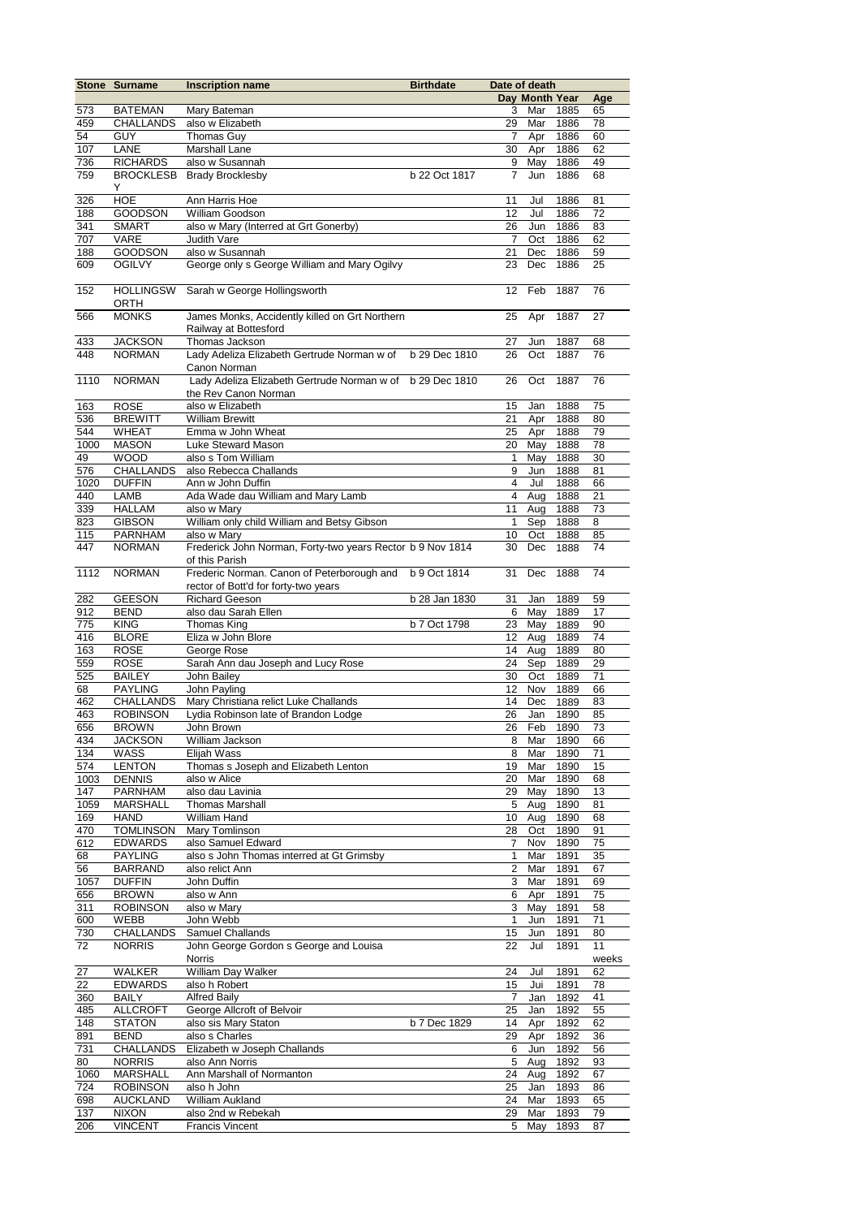| Stone | Surname | Inscription name | Birthdate | Date of death | | | |
|---|---|---|---|---|---|---|---|
| | | | | Day | Month | Year | Age |
| 573 | BATEMAN | Mary Bateman | | 3 | Mar | 1885 | 65 |
| 459 | CHALLANDS | also w Elizabeth | | 29 | Mar | 1886 | 78 |
| 54 | GUY | Thomas Guy | | 7 | Apr | 1886 | 60 |
| 107 | LANE | Marshall Lane | | 30 | Apr | 1886 | 62 |
| 736 | RICHARDS | also w Susannah | | 9 | May | 1886 | 49 |
| 759 | BROCKLESBY | Brady Brocklesby | b 22 Oct 1817 | 7 | Jun | 1886 | 68 |
| 326 | HOE | Ann Harris Hoe | | 11 | Jul | 1886 | 81 |
| 188 | GOODSON | William Goodson | | 12 | Jul | 1886 | 72 |
| 341 | SMART | also w Mary (Interred at Grt Gonerby) | | 26 | Jun | 1886 | 83 |
| 707 | VARE | Judith Vare | | 7 | Oct | 1886 | 62 |
| 188 | GOODSON | also w Susannah | | 21 | Dec | 1886 | 59 |
| 609 | OGILVY | George only s George William and Mary Ogilvy | | 23 | Dec | 1886 | 25 |
| 152 | HOLLINGSWORTH | Sarah w George Hollingsworth | | 12 | Feb | 1887 | 76 |
| 566 | MONKS | James Monks, Accidently killed on Grt Northern Railway at Bottesford | | 25 | Apr | 1887 | 27 |
| 433 | JACKSON | Thomas Jackson | | 27 | Jun | 1887 | 68 |
| 448 | NORMAN | Lady Adeliza Elizabeth Gertrude Norman w of Canon Norman | b 29 Dec 1810 | 26 | Oct | 1887 | 76 |
| 1110 | NORMAN | Lady Adeliza Elizabeth Gertrude Norman w of the Rev Canon Norman | b 29 Dec 1810 | 26 | Oct | 1887 | 76 |
| 163 | ROSE | also w Elizabeth | | 15 | Jan | 1888 | 75 |
| 536 | BREWITT | William Brewitt | | 21 | Apr | 1888 | 80 |
| 544 | WHEAT | Emma w John Wheat | | 25 | Apr | 1888 | 79 |
| 1000 | MASON | Luke Steward Mason | | 20 | May | 1888 | 78 |
| 49 | WOOD | also s Tom William | | 1 | May | 1888 | 30 |
| 576 | CHALLANDS | also Rebecca Challands | | 9 | Jun | 1888 | 81 |
| 1020 | DUFFIN | Ann w John Duffin | | 4 | Jul | 1888 | 66 |
| 440 | LAMB | Ada Wade dau William and Mary Lamb | | 4 | Aug | 1888 | 21 |
| 339 | HALLAM | also w Mary | | 11 | Aug | 1888 | 73 |
| 823 | GIBSON | William only child William and Betsy Gibson | | 1 | Sep | 1888 | 8 |
| 115 | PARNHAM | also w Mary | | 10 | Oct | 1888 | 85 |
| 447 | NORMAN | Frederick John Norman, Forty-two years Rector of this Parish | b 9 Nov 1814 | 30 | Dec | 1888 | 74 |
| 1112 | NORMAN | Frederic Norman. Canon of Peterborough and rector of Bott'd for forty-two years | b 9 Oct 1814 | 31 | Dec | 1888 | 74 |
| 282 | GEESON | Richard Geeson | b 28 Jan 1830 | 31 | Jan | 1889 | 59 |
| 912 | BEND | also dau Sarah Ellen | | 6 | May | 1889 | 17 |
| 775 | KING | Thomas King | b 7 Oct 1798 | 23 | May | 1889 | 90 |
| 416 | BLORE | Eliza w John Blore | | 12 | Aug | 1889 | 74 |
| 163 | ROSE | George Rose | | 14 | Aug | 1889 | 80 |
| 559 | ROSE | Sarah Ann dau Joseph and Lucy Rose | | 24 | Sep | 1889 | 29 |
| 525 | BAILEY | John Bailey | | 30 | Oct | 1889 | 71 |
| 68 | PAYLING | John Payling | | 12 | Nov | 1889 | 66 |
| 462 | CHALLANDS | Mary Christiana relict Luke Challands | | 14 | Dec | 1889 | 83 |
| 463 | ROBINSON | Lydia Robinson late of Brandon Lodge | | 26 | Jan | 1890 | 85 |
| 656 | BROWN | John Brown | | 26 | Feb | 1890 | 73 |
| 434 | JACKSON | William Jackson | | 8 | Mar | 1890 | 66 |
| 134 | WASS | Elijah Wass | | 8 | Mar | 1890 | 71 |
| 574 | LENTON | Thomas s Joseph and Elizabeth Lenton | | 19 | Mar | 1890 | 15 |
| 1003 | DENNIS | also w Alice | | 20 | Mar | 1890 | 68 |
| 147 | PARNHAM | also dau Lavinia | | 29 | May | 1890 | 13 |
| 1059 | MARSHALL | Thomas Marshall | | 5 | Aug | 1890 | 81 |
| 169 | HAND | William Hand | | 10 | Aug | 1890 | 68 |
| 470 | TOMLINSON | Mary Tomlinson | | 28 | Oct | 1890 | 91 |
| 612 | EDWARDS | also Samuel Edward | | 7 | Nov | 1890 | 75 |
| 68 | PAYLING | also s John Thomas interred at Gt Grimsby | | 1 | Mar | 1891 | 35 |
| 56 | BARRAND | also relict Ann | | 2 | Mar | 1891 | 67 |
| 1057 | DUFFIN | John Duffin | | 3 | Mar | 1891 | 69 |
| 656 | BROWN | also w Ann | | 6 | Apr | 1891 | 75 |
| 311 | ROBINSON | also w Mary | | 3 | May | 1891 | 58 |
| 600 | WEBB | John Webb | | 1 | Jun | 1891 | 71 |
| 730 | CHALLANDS | Samuel Challands | | 15 | Jun | 1891 | 80 |
| 72 | NORRIS | John George Gordon s George and Louisa Norris | | 22 | Jul | 1891 | 11 weeks |
| 27 | WALKER | William Day Walker | | 24 | Jul | 1891 | 62 |
| 22 | EDWARDS | also h Robert | | 15 | Jui | 1891 | 78 |
| 360 | BAILY | Alfred Baily | | 7 | Jan | 1892 | 41 |
| 485 | ALLCROFT | George Allcroft of Belvoir | | 25 | Jan | 1892 | 55 |
| 148 | STATON | also sis Mary Staton | b 7 Dec 1829 | 14 | Apr | 1892 | 62 |
| 891 | BEND | also s Charles | | 29 | Apr | 1892 | 36 |
| 731 | CHALLANDS | Elizabeth w Joseph Challands | | 6 | Jun | 1892 | 56 |
| 80 | NORRIS | also Ann Norris | | 5 | Aug | 1892 | 93 |
| 1060 | MARSHALL | Ann Marshall of Normanton | | 24 | Aug | 1892 | 67 |
| 724 | ROBINSON | also h John | | 25 | Jan | 1893 | 86 |
| 698 | AUCKLAND | William Aukland | | 24 | Mar | 1893 | 65 |
| 137 | NIXON | also 2nd w Rebekah | | 29 | Mar | 1893 | 79 |
| 206 | VINCENT | Francis Vincent | | 5 | May | 1893 | 87 |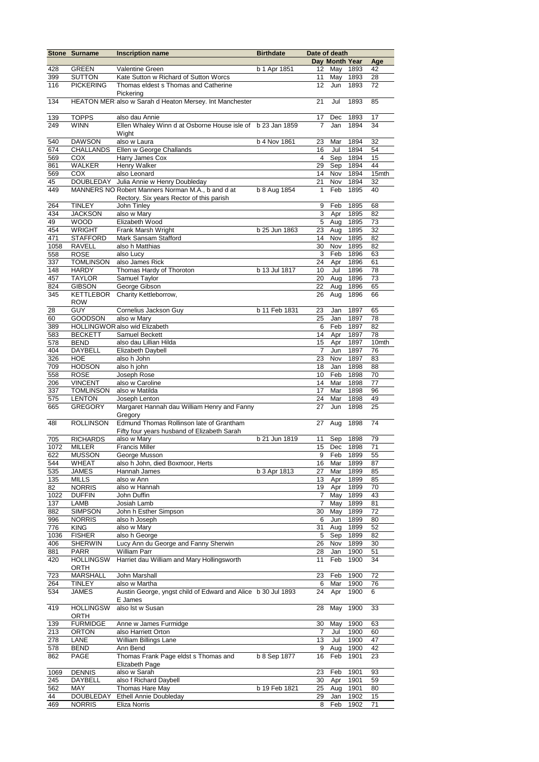| Stone | Surname | Inscription name | Birthdate | Date of death | | | |
|---|---|---|---|---|---|---|---|
| | | | | Day | Month | Year | Age |
| 428 | GREEN | Valentine Green | b 1 Apr 1851 | 12 | May | 1893 | 42 |
| 399 | SUTTON | Kate Sutton w Richard of Sutton Worcs | | 11 | May | 1893 | 28 |
| 116 | PICKERING | Thomas eldest s Thomas and Catherine Pickering | | 12 | Jun | 1893 | 72 |
| 134 | HEATON MER | also w Sarah d Heaton Mersey. Int Manchester | | 21 | Jul | 1893 | 85 |
| 139 | TOPPS | also dau Annie | | 17 | Dec | 1893 | 17 |
| 249 | WINN | Ellen Whaley Winn d at Osborne House isle of Wight | b 23 Jan 1859 | 7 | Jan | 1894 | 34 |
| 540 | DAWSON | also w Laura | b 4 Nov 1861 | 23 | Mar | 1894 | 32 |
| 674 | CHALLANDS | Ellen w George Challands | | 16 | Jul | 1894 | 54 |
| 569 | COX | Harry James Cox | | 4 | Sep | 1894 | 15 |
| 861 | WALKER | Henry Walker | | 29 | Sep | 1894 | 44 |
| 569 | COX | also Leonard | | 14 | Nov | 1894 | 15mth |
| 45 | DOUBLEDAY | Julia Annie w Henry Doubleday | | 21 | Nov | 1894 | 32 |
| 449 | MANNERS NO | Robert Manners Norman M.A., b and d at Rectory. Six years Rector of this parish | b 8 Aug 1854 | 1 | Feb | 1895 | 40 |
| 264 | TINLEY | John Tinley | | 9 | Feb | 1895 | 68 |
| 434 | JACKSON | also w Mary | | 3 | Apr | 1895 | 82 |
| 49 | WOOD | Elizabeth Wood | | 5 | Aug | 1895 | 73 |
| 454 | WRIGHT | Frank Marsh Wright | b 25 Jun 1863 | 23 | Aug | 1895 | 32 |
| 471 | STAFFORD | Mark Sansam Stafford | | 14 | Nov | 1895 | 82 |
| 1058 | RAVELL | also h Matthias | | 30 | Nov | 1895 | 82 |
| 558 | ROSE | also Lucy | | 3 | Feb | 1896 | 63 |
| 337 | TOMLINSON | also James Rick | | 24 | Apr | 1896 | 61 |
| 148 | HARDY | Thomas Hardy of Thoroton | b 13 Jul 1817 | 10 | Jul | 1896 | 78 |
| 457 | TAYLOR | Samuel Taylor | | 20 | Aug | 1896 | 73 |
| 824 | GIBSON | George Gibson | | 22 | Aug | 1896 | 65 |
| 345 | KETTLEBOR ROW | Charity Kettleborrow, | | 26 | Aug | 1896 | 66 |
| 28 | GUY | Cornelius Jackson Guy | b 11 Feb 1831 | 23 | Jan | 1897 | 65 |
| 60 | GOODSON | also w Mary | | 25 | Jan | 1897 | 78 |
| 389 | HOLLINGWOR | also wid Elizabeth | | 6 | Feb | 1897 | 82 |
| 583 | BECKETT | Samuel Beckett | | 14 | Apr | 1897 | 78 |
| 578 | BEND | also dau Lillian Hilda | | 15 | Apr | 1897 | 10mth |
| 404 | DAYBELL | Elizabeth Daybell | | 7 | Jun | 1897 | 76 |
| 326 | HOE | also h John | | 23 | Nov | 1897 | 83 |
| 709 | HODSON | also h john | | 18 | Jan | 1898 | 88 |
| 558 | ROSE | Joseph Rose | | 10 | Feb | 1898 | 70 |
| 206 | VINCENT | also w Caroline | | 14 | Mar | 1898 | 77 |
| 337 | TOMLINSON | also w Matilda | | 17 | Mar | 1898 | 96 |
| 575 | LENTON | Joseph Lenton | | 24 | Mar | 1898 | 49 |
| 665 | GREGORY | Margaret Hannah dau William Henry and Fanny Gregory | | 27 | Jun | 1898 | 25 |
| 48l | ROLLINSON | Edmund Thomas Rollinson late of Grantham Fifty four years husband of Elizabeth Sarah | | 27 | Aug | 1898 | 74 |
| 705 | RICHARDS | also w Mary | b 21 Jun 1819 | 11 | Sep | 1898 | 79 |
| 1072 | MILLER | Francis Miller | | 15 | Dec | 1898 | 71 |
| 622 | MUSSON | George Musson | | 9 | Feb | 1899 | 55 |
| 544 | WHEAT | also h John, died Boxmoor, Herts | | 16 | Mar | 1899 | 87 |
| 535 | JAMES | Hannah James | b 3 Apr 1813 | 27 | Mar | 1899 | 85 |
| 135 | MILLS | also w Ann | | 13 | Apr | 1899 | 85 |
| 82 | NORRIS | also w Hannah | | 19 | Apr | 1899 | 70 |
| 1022 | DUFFIN | John Duffin | | 7 | May | 1899 | 43 |
| 137 | LAMB | Josiah Lamb | | 7 | May | 1899 | 81 |
| 882 | SIMPSON | John h Esther Simpson | | 30 | May | 1899 | 72 |
| 996 | NORRIS | also h Joseph | | 6 | Jun | 1899 | 80 |
| 776 | KING | also w Mary | | 31 | Aug | 1899 | 52 |
| 1036 | FISHER | also h George | | 5 | Sep | 1899 | 82 |
| 406 | SHERWIN | Lucy Ann du George and Fanny Sherwin | | 26 | Nov | 1899 | 30 |
| 881 | PARR | William Parr | | 28 | Jan | 1900 | 51 |
| 420 | HOLLINGSW ORTH | Harriet dau William and Mary Hollingsworth | | 11 | Feb | 1900 | 34 |
| 723 | MARSHALL | John Marshall | | 23 | Feb | 1900 | 72 |
| 264 | TINLEY | also w Martha | | 6 | Mar | 1900 | 76 |
| 534 | JAMES | Austin George, yngst child of Edward and Alice E James | b 30 Jul 1893 | 24 | Apr | 1900 | 6 |
| 419 | HOLLINGSW ORTH | also lst w Susan | | 28 | May | 1900 | 33 |
| 139 | FURMIDGE | Anne w James Furmidge | | 30 | May | 1900 | 63 |
| 213 | ORTON | also Harriett Orton | | 7 | Jul | 1900 | 60 |
| 278 | LANE | William Billings Lane | | 13 | Jul | 1900 | 47 |
| 578 | BEND | Ann Bend | | 9 | Aug | 1900 | 42 |
| 862 | PAGE | Thomas Frank Page eldst s Thomas and Elizabeth Page | b 8 Sep 1877 | 16 | Feb | 1901 | 23 |
| 1069 | DENNIS | also w Sarah | | 23 | Feb | 1901 | 93 |
| 245 | DAYBELL | also f Richard Daybell | | 30 | Apr | 1901 | 59 |
| 562 | MAY | Thomas Hare May | b 19 Feb 1821 | 25 | Aug | 1901 | 80 |
| 44 | DOUBLEDAY | Ethell Annie Doubleday | | 29 | Jan | 1902 | 15 |
| 469 | NORRIS | Eliza Norris | | 8 | Feb | 1902 | 71 |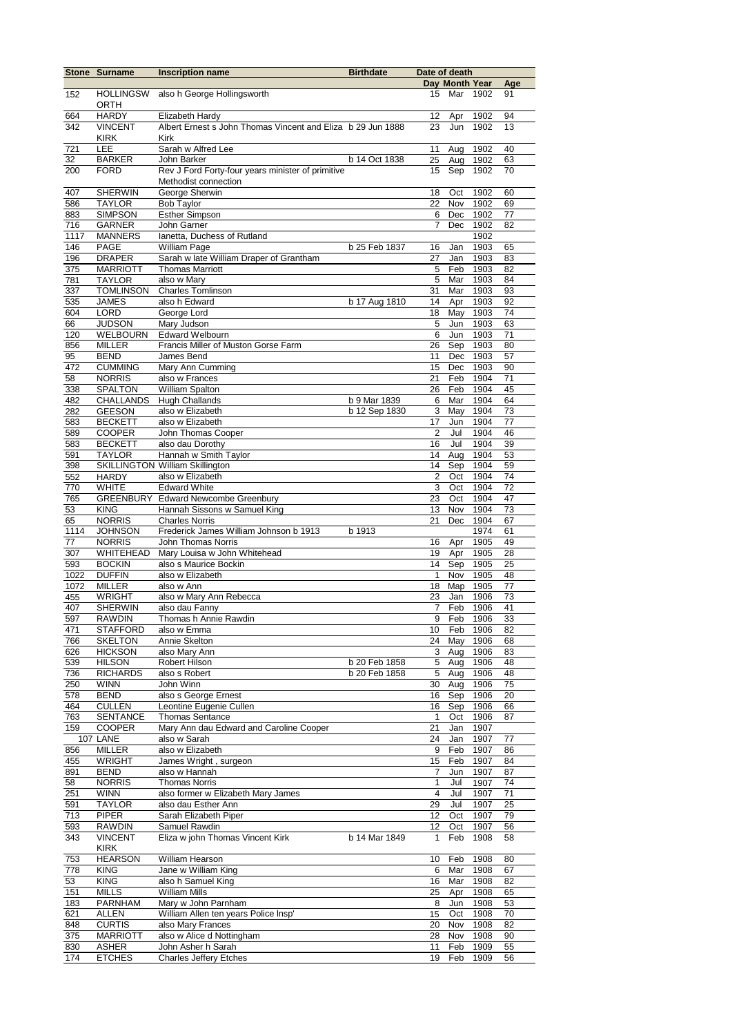| Stone | Surname | Inscription name | Birthdate | Date of death | | | Age |
|---|---|---|---|---|---|---|---|
| | | | | Day | Month | Year | Age |
| 152 | HOLLINGSWORTH | also h George Hollingsworth | | 15 | Mar | 1902 | 91 |
| 664 | HARDY | Elizabeth Hardy | | 12 | Apr | 1902 | 94 |
| 342 | VINCENT KIRK | Albert Ernest s John Thomas Vincent and Eliza Kirk | b 29 Jun 1888 | 23 | Jun | 1902 | 13 |
| 721 | LEE | Sarah w Alfred Lee | | 11 | Aug | 1902 | 40 |
| 32 | BARKER | John Barker | b 14 Oct 1838 | 25 | Aug | 1902 | 63 |
| 200 | FORD | Rev J Ford Forty-four years minister of primitive Methodist connection | | 15 | Sep | 1902 | 70 |
| 407 | SHERWIN | George Sherwin | | 18 | Oct | 1902 | 60 |
| 586 | TAYLOR | Bob Taylor | | 22 | Nov | 1902 | 69 |
| 883 | SIMPSON | Esther Simpson | | 6 | Dec | 1902 | 77 |
| 716 | GARNER | John Garner | | 7 | Dec | 1902 | 82 |
| 1117 | MANNERS | Ianetta, Duchess of Rutland | | | | 1902 | |
| 146 | PAGE | William Page | b 25 Feb 1837 | 16 | Jan | 1903 | 65 |
| 196 | DRAPER | Sarah w late William Draper of Grantham | | 27 | Jan | 1903 | 83 |
| 375 | MARRIOTT | Thomas Marriott | | 5 | Feb | 1903 | 82 |
| 781 | TAYLOR | also w Mary | | 5 | Mar | 1903 | 84 |
| 337 | TOMLINSON | Charles Tomlinson | | 31 | Mar | 1903 | 93 |
| 535 | JAMES | also h Edward | b 17 Aug 1810 | 14 | Apr | 1903 | 92 |
| 604 | LORD | George Lord | | 18 | May | 1903 | 74 |
| 66 | JUDSON | Mary Judson | | 5 | Jun | 1903 | 63 |
| 120 | WELBOURN | Edward Welbourn | | 6 | Jun | 1903 | 71 |
| 856 | MILLER | Francis Miller of Muston Gorse Farm | | 26 | Sep | 1903 | 80 |
| 95 | BEND | James Bend | | 11 | Dec | 1903 | 57 |
| 472 | CUMMING | Mary Ann Cumming | | 15 | Dec | 1903 | 90 |
| 58 | NORRIS | also w Frances | | 21 | Feb | 1904 | 71 |
| 338 | SPALTON | William Spalton | | 26 | Feb | 1904 | 45 |
| 482 | CHALLANDS | Hugh Challands | b 9 Mar 1839 | 6 | Mar | 1904 | 64 |
| 282 | GEESON | also w Elizabeth | b 12 Sep 1830 | 3 | May | 1904 | 73 |
| 583 | BECKETT | also w Elizabeth | | 17 | Jun | 1904 | 77 |
| 589 | COOPER | John Thomas Cooper | | 2 | Jul | 1904 | 46 |
| 583 | BECKETT | also dau Dorothy | | 16 | Jul | 1904 | 39 |
| 591 | TAYLOR | Hannah w Smith Taylor | | 14 | Aug | 1904 | 53 |
| 398 | SKILLINGTON | William Skillington | | 14 | Sep | 1904 | 59 |
| 552 | HARDY | also w Elizabeth | | 2 | Oct | 1904 | 74 |
| 770 | WHITE | Edward White | | 3 | Oct | 1904 | 72 |
| 765 | GREENBURY | Edward Newcombe Greenbury | | 23 | Oct | 1904 | 47 |
| 53 | KING | Hannah Sissons w Samuel King | | 13 | Nov | 1904 | 73 |
| 65 | NORRIS | Charles Norris | | 21 | Dec | 1904 | 67 |
| 1114 | JOHNSON | Frederick James William Johnson b 1913 | b 1913 | | | 1974 | 61 |
| 77 | NORRIS | John Thomas Norris | | 16 | Apr | 1905 | 49 |
| 307 | WHITEHEAD | Mary Louisa w John Whitehead | | 19 | Apr | 1905 | 28 |
| 593 | BOCKIN | also s Maurice Bockin | | 14 | Sep | 1905 | 25 |
| 1022 | DUFFIN | also w Elizabeth | | 1 | Nov | 1905 | 48 |
| 1072 | MILLER | also w Ann | | 18 | Map | 1905 | 77 |
| 455 | WRIGHT | also w Mary Ann Rebecca | | 23 | Jan | 1906 | 73 |
| 407 | SHERWIN | also dau Fanny | | 7 | Feb | 1906 | 41 |
| 597 | RAWDIN | Thomas h Annie Rawdin | | 9 | Feb | 1906 | 33 |
| 471 | STAFFORD | also w Emma | | 10 | Feb | 1906 | 82 |
| 766 | SKELTON | Annie Skelton | | 24 | May | 1906 | 68 |
| 626 | HICKSON | also Mary Ann | | 3 | Aug | 1906 | 83 |
| 539 | HILSON | Robert Hilson | b 20 Feb 1858 | 5 | Aug | 1906 | 48 |
| 736 | RICHARDS | also s Robert | b 20 Feb 1858 | 5 | Aug | 1906 | 48 |
| 250 | WINN | John Winn | | 30 | Aug | 1906 | 75 |
| 578 | BEND | also s George Ernest | | 16 | Sep | 1906 | 20 |
| 464 | CULLEN | Leontine Eugenie Cullen | | 16 | Sep | 1906 | 66 |
| 763 | SENTANCE | Thomas Sentance | | 1 | Oct | 1906 | 87 |
| 159 | COOPER | Mary Ann dau Edward and Caroline Cooper | | 21 | Jan | 1907 | |
| 107 | LANE | also w Sarah | | 24 | Jan | 1907 | 77 |
| 856 | MILLER | also w Elizabeth | | 9 | Feb | 1907 | 86 |
| 455 | WRIGHT | James Wright , surgeon | | 15 | Feb | 1907 | 84 |
| 891 | BEND | also w Hannah | | 7 | Jun | 1907 | 87 |
| 58 | NORRIS | Thomas Norris | | 1 | Jul | 1907 | 74 |
| 251 | WINN | also former w Elizabeth Mary James | | 4 | Jul | 1907 | 71 |
| 591 | TAYLOR | also dau Esther Ann | | 29 | Jul | 1907 | 25 |
| 713 | PIPER | Sarah Elizabeth Piper | | 12 | Oct | 1907 | 79 |
| 593 | RAWDIN | Samuel Rawdin | | 12 | Oct | 1907 | 56 |
| 343 | VINCENT KIRK | Eliza w john Thomas Vincent Kirk | b 14 Mar 1849 | 1 | Feb | 1908 | 58 |
| 753 | HEARSON | William Hearson | | 10 | Feb | 1908 | 80 |
| 778 | KING | Jane w William King | | 6 | Mar | 1908 | 67 |
| 53 | KING | also h Samuel King | | 16 | Mar | 1908 | 82 |
| 151 | MILLS | William Mills | | 25 | Apr | 1908 | 65 |
| 183 | PARNHAM | Mary w John Parnham | | 8 | Jun | 1908 | 53 |
| 621 | ALLEN | William Allen ten years Police Insp' | | 15 | Oct | 1908 | 70 |
| 848 | CURTIS | also Mary Frances | | 20 | Nov | 1908 | 82 |
| 375 | MARRIOTT | also w Alice d Nottingham | | 28 | Nov | 1908 | 90 |
| 830 | ASHER | John Asher h Sarah | | 11 | Feb | 1909 | 55 |
| 174 | ETCHES | Charles Jeffery Etches | | 19 | Feb | 1909 | 56 |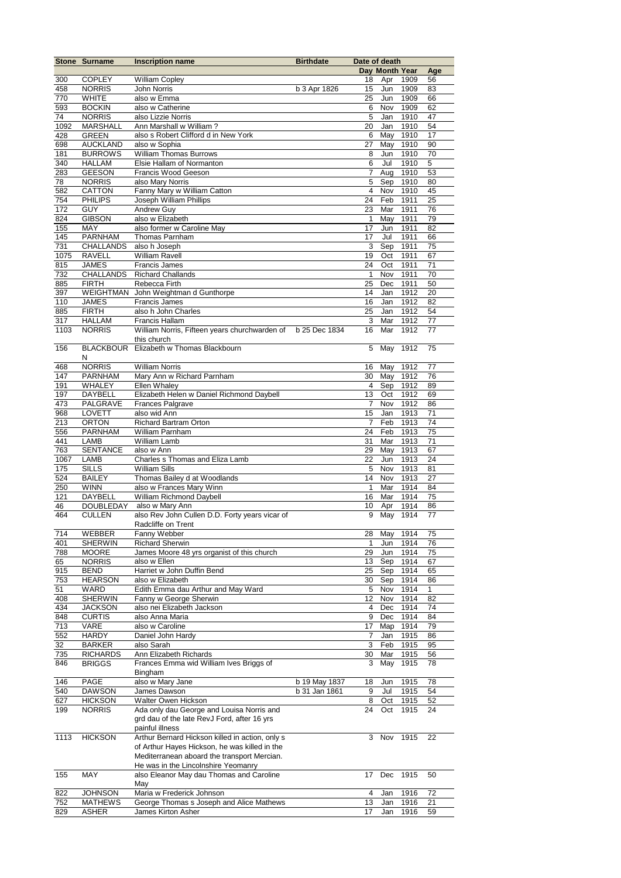| Stone | Surname | Inscription name | Birthdate | Date of death | | | |
|---|---|---|---|---|---|---|---|
| | | | | Day | Month | Year | Age |
| 300 | COPLEY | William Copley | | 18 | Apr | 1909 | 56 |
| 458 | NORRIS | John Norris | b 3 Apr 1826 | 15 | Jun | 1909 | 83 |
| 770 | WHITE | also w Emma | | 25 | Jun | 1909 | 66 |
| 593 | BOCKIN | also w Catherine | | 6 | Nov | 1909 | 62 |
| 74 | NORRIS | also Lizzie Norris | | 5 | Jan | 1910 | 47 |
| 1092 | MARSHALL | Ann Marshall w William ? | | 20 | Jan | 1910 | 54 |
| 428 | GREEN | also s Robert Clifford d in New York | | 6 | May | 1910 | 17 |
| 698 | AUCKLAND | also w Sophia | | 27 | May | 1910 | 90 |
| 181 | BURROWS | William Thomas Burrows | | 8 | Jun | 1910 | 70 |
| 340 | HALLAM | Elsie Hallam of Normanton | | 6 | Jul | 1910 | 5 |
| 283 | GEESON | Francis Wood Geeson | | 7 | Aug | 1910 | 53 |
| 78 | NORRIS | also Mary Norris | | 5 | Sep | 1910 | 80 |
| 582 | CATTON | Fanny Mary w William Catton | | 4 | Nov | 1910 | 45 |
| 754 | PHILIPS | Joseph William Phillips | | 24 | Feb | 1911 | 25 |
| 172 | GUY | Andrew Guy | | 23 | Mar | 1911 | 76 |
| 824 | GIBSON | also w Elizabeth | | 1 | May | 1911 | 79 |
| 155 | MAY | also former w Caroline May | | 17 | Jun | 1911 | 82 |
| 145 | PARNHAM | Thomas Parnham | | 17 | Jul | 1911 | 66 |
| 731 | CHALLANDS | also h Joseph | | 3 | Sep | 1911 | 75 |
| 1075 | RAVELL | William Ravell | | 19 | Oct | 1911 | 67 |
| 815 | JAMES | Francis James | | 24 | Oct | 1911 | 71 |
| 732 | CHALLANDS | Richard Challands | | 1 | Nov | 1911 | 70 |
| 885 | FIRTH | Rebecca Firth | | 25 | Dec | 1911 | 50 |
| 397 | WEIGHTMAN | John Weightman d Gunthorpe | | 14 | Jan | 1912 | 20 |
| 110 | JAMES | Francis James | | 16 | Jan | 1912 | 82 |
| 885 | FIRTH | also h John Charles | | 25 | Jan | 1912 | 54 |
| 317 | HALLAM | Francis Hallam | | 3 | Mar | 1912 | 77 |
| 1103 | NORRIS | William Norris, Fifteen years churchwarden of this church | b 25 Dec 1834 | 16 | Mar | 1912 | 77 |
| 156 | BLACKBOURN | Elizabeth w Thomas Blackbourn | | 5 | May | 1912 | 75 |
| 468 | NORRIS | William Norris | | 16 | May | 1912 | 77 |
| 147 | PARNHAM | Mary Ann w Richard Parnham | | 30 | May | 1912 | 76 |
| 191 | WHALEY | Ellen Whaley | | 4 | Sep | 1912 | 89 |
| 197 | DAYBELL | Elizabeth Helen w Daniel Richmond Daybell | | 13 | Oct | 1912 | 69 |
| 473 | PALGRAVE | Frances Palgrave | | 7 | Nov | 1912 | 86 |
| 968 | LOVETT | also wid Ann | | 15 | Jan | 1913 | 71 |
| 213 | ORTON | Richard Bartram Orton | | 7 | Feb | 1913 | 74 |
| 556 | PARNHAM | William Parnham | | 24 | Feb | 1913 | 75 |
| 441 | LAMB | William Lamb | | 31 | Mar | 1913 | 71 |
| 763 | SENTANCE | also w Ann | | 29 | May | 1913 | 67 |
| 1067 | LAMB | Charles s Thomas and Eliza Lamb | | 22 | Jun | 1913 | 24 |
| 175 | SILLS | William Sills | | 5 | Nov | 1913 | 81 |
| 524 | BAILEY | Thomas Bailey d at Woodlands | | 14 | Nov | 1913 | 27 |
| 250 | WINN | also w Frances Mary Winn | | 1 | Mar | 1914 | 84 |
| 121 | DAYBELL | William Richmond Daybell | | 16 | Mar | 1914 | 75 |
| 46 | DOUBLEDAY | also w Mary Ann | | 10 | Apr | 1914 | 86 |
| 464 | CULLEN | also Rev John Cullen D.D. Forty years vicar of Radcliffe on Trent | | 9 | May | 1914 | 77 |
| 714 | WEBBER | Fanny Webber | | 28 | May | 1914 | 75 |
| 401 | SHERWIN | Richard Sherwin | | 1 | Jun | 1914 | 76 |
| 788 | MOORE | James Moore 48 yrs organist of this church | | 29 | Jun | 1914 | 75 |
| 65 | NORRIS | also w Ellen | | 13 | Sep | 1914 | 67 |
| 915 | BEND | Harriet w John Duffin Bend | | 25 | Sep | 1914 | 65 |
| 753 | HEARSON | also w Elizabeth | | 30 | Sep | 1914 | 86 |
| 51 | WARD | Edith Emma dau Arthur and May Ward | | 5 | Nov | 1914 | 1 |
| 408 | SHERWIN | Fanny w George Sherwin | | 12 | Nov | 1914 | 82 |
| 434 | JACKSON | also nei Elizabeth Jackson | | 4 | Dec | 1914 | 74 |
| 848 | CURTIS | also Anna Maria | | 9 | Dec | 1914 | 84 |
| 713 | VARE | also w Caroline | | 17 | Map | 1914 | 79 |
| 552 | HARDY | Daniel John Hardy | | 7 | Jan | 1915 | 86 |
| 32 | BARKER | also Sarah | | 3 | Feb | 1915 | 95 |
| 735 | RICHARDS | Ann Elizabeth Richards | | 30 | Mar | 1915 | 56 |
| 846 | BRIGGS | Frances Emma wid William Ives Briggs of Bingham | | 3 | May | 1915 | 78 |
| 146 | PAGE | also w Mary Jane | b 19 May 1837 | 18 | Jun | 1915 | 78 |
| 540 | DAWSON | James Dawson | b 31 Jan 1861 | 9 | Jul | 1915 | 54 |
| 627 | HICKSON | Walter Owen Hickson | | 8 | Oct | 1915 | 52 |
| 199 | NORRIS | Ada only dau George and Louisa Norris and grd dau of the late RevJ Ford, after 16 yrs painful illness | | 24 | Oct | 1915 | 24 |
| 1113 | HICKSON | Arthur Bernard Hickson killed in action, only s of Arthur Hayes Hickson, he was killed in the Mediterranean aboard the transport Mercian. He was in the Lincolnshire Yeomanry | | 3 | Nov | 1915 | 22 |
| 155 | MAY | also Eleanor May dau Thomas and Caroline May | | 17 | Dec | 1915 | 50 |
| 822 | JOHNSON | Maria w Frederick Johnson | | 4 | Jan | 1916 | 72 |
| 752 | MATHEWS | George Thomas s Joseph and Alice Mathews | | 13 | Jan | 1916 | 21 |
| 829 | ASHER | James Kirton Asher | | 17 | Jan | 1916 | 59 |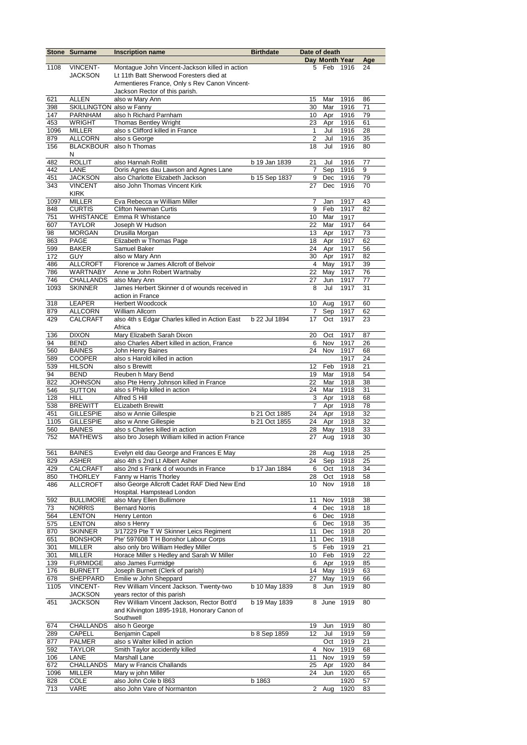| Stone | Surname | Inscription name | Birthdate | Date of death | | | |
|---|---|---|---|---|---|---|---|
| | | | | Day | Month | Year | Age |
| 1108 | VINCENT-JACKSON | Montague John Vincent-Jackson killed in action Lt 11th Batt Sherwood Foresters died at Armentieres France, Only s Rev Canon Vincent-Jackson Rector of this parish. | | 5 | Feb | 1916 | 24 |
| 621 | ALLEN | also w Mary Ann | | 15 | Mar | 1916 | 86 |
| 398 | SKILLINGTON | also w Fanny | | 30 | Mar | 1916 | 71 |
| 147 | PARNHAM | also h Richard Parnham | | 10 | Apr | 1916 | 79 |
| 453 | WRIGHT | Thomas Bentley Wright | | 23 | Apr | 1916 | 61 |
| 1096 | MILLER | also s Clifford killed in France | | 1 | Jul | 1916 | 28 |
| 879 | ALLCORN | also s George | | 2 | Jul | 1916 | 35 |
| 156 | BLACKBOURN | also h Thomas | | 18 | Jul | 1916 | 80 |
| 482 | ROLLIT | also Hannah Rollitt | b 19 Jan 1839 | 21 | Jul | 1916 | 77 |
| 442 | LANE | Doris Agnes dau Lawson and Agnes Lane | | 7 | Sep | 1916 | 9 |
| 451 | JACKSON | also Charlotte Elizabeth Jackson | b 15 Sep 1837 | 9 | Dec | 1916 | 79 |
| 343 | VINCENT KIRK | also John Thomas Vincent Kirk | | 27 | Dec | 1916 | 70 |
| 1097 | MILLER | Eva Rebecca w William Miller | | 7 | Jan | 1917 | 43 |
| 848 | CURTIS | Clifton Newman Curtis | | 9 | Feb | 1917 | 82 |
| 751 | WHISTANCE | Emma R Whistance | | 10 | Mar | 1917 | |
| 607 | TAYLOR | Joseph W Hudson | | 22 | Mar | 1917 | 64 |
| 98 | MORGAN | Drusilla Morgan | | 13 | Apr | 1917 | 73 |
| 863 | PAGE | Elizabeth w Thomas Page | | 18 | Apr | 1917 | 62 |
| 599 | BAKER | Samuel Baker | | 24 | Apr | 1917 | 56 |
| 172 | GUY | also w Mary Ann | | 30 | Apr | 1917 | 82 |
| 486 | ALLCROFT | Florence w James Allcroft of Belvoir | | 4 | May | 1917 | 39 |
| 786 | WARTNABY | Anne w John Robert Wartnaby | | 22 | May | 1917 | 76 |
| 746 | CHALLANDS | also Mary Ann | | 27 | Jun | 1917 | 77 |
| 1093 | SKINNER | James Herbert Skinner d of wounds received in action in France | | 8 | Jul | 1917 | 31 |
| 318 | LEAPER | Herbert Woodcock | | 10 | Aug | 1917 | 60 |
| 879 | ALLCORN | William Allcorn | | 7 | Sep | 1917 | 62 |
| 429 | CALCRAFT | also 4th s Edgar Charles killed in Action East Africa | b 22 Jul 1894 | 17 | Oct | 1917 | 23 |
| 136 | DIXON | Mary Elizabeth Sarah Dixon | | 20 | Oct | 1917 | 87 |
| 94 | BEND | also Charles Albert killed in action, France | | 6 | Nov | 1917 | 26 |
| 560 | BAINES | John Henry Baines | | 24 | Nov | 1917 | 68 |
| 589 | COOPER | also s Harold killed in action | | | | 1917 | 24 |
| 539 | HILSON | also s Brewitt | | 12 | Feb | 1918 | 21 |
| 94 | BEND | Reuben h Mary Bend | | 19 | Mar | 1918 | 54 |
| 822 | JOHNSON | also Pte Henry Johnson killed in France | | 22 | Mar | 1918 | 38 |
| 546 | SUTTON | also s Philip killed in action | | 24 | Mar | 1918 | 31 |
| 128 | HILL | Alfred S Hill | | 3 | Apr | 1918 | 68 |
| 538 | BREWITT | ELizabeth Brewitt | | 7 | Apr | 1918 | 78 |
| 451 | GILLESPIE | also w Annie Gillespie | b 21 Oct 1885 | 24 | Apr | 1918 | 32 |
| 1105 | GILLESPIE | also w Anne Gillespie | b 21 Oct 1855 | 24 | Apr | 1918 | 32 |
| 560 | BAINES | also s Charles killed in action | | 28 | May | 1918 | 33 |
| 752 | MATHEWS | also bro Joseph William killed in action France | | 27 | Aug | 1918 | 30 |
| 561 | BAINES | Evelyn eld dau George and Frances E May | | 28 | Aug | 1918 | 25 |
| 829 | ASHER | also 4th s 2nd Lt Albert Asher | | 24 | Sep | 1918 | 25 |
| 429 | CALCRAFT | also 2nd s Frank d of wounds in France | b 17 Jan 1884 | 6 | Oct | 1918 | 34 |
| 850 | THORLEY | Fanny w Harris Thorley | | 28 | Oct | 1918 | 58 |
| 486 | ALLCROFT | also George Allcroft Cadet RAF Died New End Hospital. Hampstead London | | 10 | Nov | 1918 | 18 |
| 592 | BULLIMORE | also Mary Ellen Bullimore | | 11 | Nov | 1918 | 38 |
| 73 | NORRIS | Bernard Norris | | 4 | Dec | 1918 | 18 |
| 564 | LENTON | Henry Lenton | | 6 | Dec | 1918 | |
| 575 | LENTON | also s Henry | | 6 | Dec | 1918 | 35 |
| 870 | SKINNER | 3/17229 Pte T W Skinner Leics Regiment | | 11 | Dec | 1918 | 20 |
| 651 | BONSHOR | Pte' 597608 T H Bonshor Labour Corps | | 11 | Dec | 1918 | |
| 301 | MILLER | also only bro William Hedley Miller | | 5 | Feb | 1919 | 21 |
| 301 | MILLER | Horace Miller s Hedley and Sarah W Miller | | 10 | Feb | 1919 | 22 |
| 139 | FURMIDGE | also James Furmidge | | 6 | Apr | 1919 | 85 |
| 176 | BURNETT | Joseph Burnett (Clerk of parish) | | 14 | May | 1919 | 63 |
| 678 | SHEPPARD | Emilie w John Sheppard | | 27 | May | 1919 | 66 |
| 1105 | VINCENT-JACKSON | Rev William Vincent Jackson. Twenty-two years rector of this parish | b 10 May 1839 | 8 | Jun | 1919 | 80 |
| 451 | JACKSON | Rev William Vincent Jackson, Rector Bott'd and Kilvington 1895-1918, Honorary Canon of Southwell | b 19 May 1839 | 8 | June | 1919 | 80 |
| 674 | CHALLANDS | also h George | | 19 | Jun | 1919 | 80 |
| 289 | CAPELL | Benjamin Capell | b 8 Sep 1859 | 12 | Jul | 1919 | 59 |
| 877 | PALMER | also s Walter killed in action | | | Oct | 1919 | 21 |
| 592 | TAYLOR | Smith Taylor accidently killed | | 4 | Nov | 1919 | 68 |
| 106 | LANE | Marshall Lane | | 11 | Nov | 1919 | 59 |
| 672 | CHALLANDS | Mary w Francis Challands | | 25 | Apr | 1920 | 84 |
| 1096 | MILLER | Mary w john Miller | | 24 | Jun | 1920 | 65 |
| 828 | COLE | also John Cole b l863 | b 1863 | | | 1920 | 57 |
| 713 | VARE | also John Vare of Normanton | | 2 | Aug | 1920 | 83 |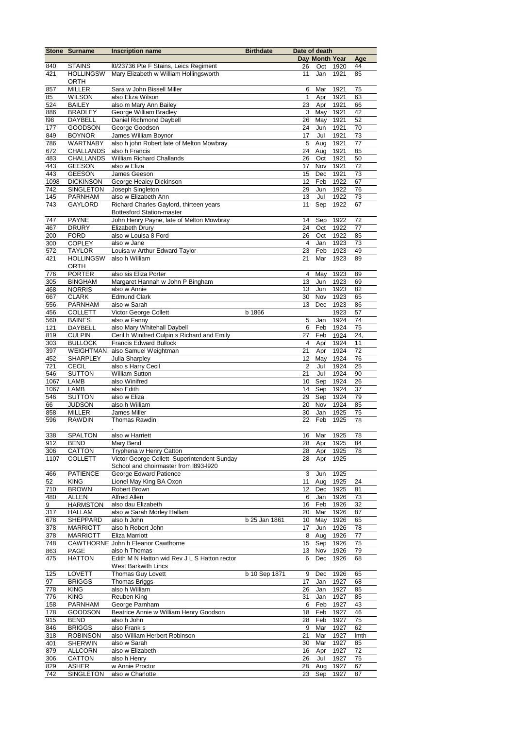| Stone | Surname | Inscription name | Birthdate | Date of death | | | |
|---|---|---|---|---|---|---|---|
| | | | | Day | Month | Year | Age |
| 840 | STAINS | l0/23736 Pte F Stains, Leics Regiment | | 26 | Oct | 1920 | 44 |
| 421 | HOLLINGSWORTH | Mary Elizabeth w William Hollingsworth | | 11 | Jan | 1921 | 85 |
| 857 | MILLER | Sara w John Bissell Miller | | 6 | Mar | 1921 | 75 |
| 85 | WILSON | also Eliza Wilson | | 1 | Apr | 1921 | 63 |
| 524 | BAILEY | also m Mary Ann Bailey | | 23 | Apr | 1921 | 66 |
| 886 | BRADLEY | George William Bradley | | 3 | May | 1921 | 42 |
| l98 | DAYBELL | Daniel Richmond Daybell | | 26 | May | 1921 | 52 |
| 177 | GOODSON | George Goodson | | 24 | Jun | 1921 | 70 |
| 849 | BOYNOR | James William Boynor | | 17 | Jul | 1921 | 73 |
| 786 | WARTNABY | also h john Robert late of Melton Mowbray | | 5 | Aug | 1921 | 77 |
| 672 | CHALLANDS | also h Francis | | 24 | Aug | 1921 | 85 |
| 483 | CHALLANDS | William Richard Challands | | 26 | Oct | 1921 | 50 |
| 443 | GEESON | also w Eliza | | 17 | Nov | 1921 | 72 |
| 443 | GEESON | James Geeson | | 15 | Dec | 1921 | 73 |
| 1098 | DICKINSON | George Healey Dickinson | | 12 | Feb | 1922 | 67 |
| 742 | SINGLETON | Joseph Singleton | | 29 | Jun | 1922 | 76 |
| 145 | PARNHAM | also w Elizabeth Ann | | 13 | Jul | 1922 | 73 |
| 743 | GAYLORD | Richard Charles Gaylord, thirteen years Bottesford Station-master | | 11 | Sep | 1922 | 67 |
| 747 | PAYNE | John Henry Payne, late of Melton Mowbray | | 14 | Sep | 1922 | 72 |
| 467 | DRURY | Elizabeth Drury | | 24 | Oct | 1922 | 77 |
| 200 | FORD | also w Louisa 8 Ford | | 26 | Oct | 1922 | 85 |
| 300 | COPLEY | also w Jane | | 4 | Jan | 1923 | 73 |
| 572 | TAYLOR | Louisa w Arthur Edward Taylor | | 23 | Feb | 1923 | 49 |
| 421 | HOLLINGSWORTH | also h William | | 21 | Mar | 1923 | 89 |
| 776 | PORTER | also sis Eliza Porter | | 4 | May | 1923 | 89 |
| 305 | BINGHAM | Margaret Hannah w John P Bingham | | 13 | Jun | 1923 | 69 |
| 468 | NORRIS | also w Annie | | 13 | Jun | 1923 | 82 |
| 667 | CLARK | Edmund Clark | | 30 | Nov | 1923 | 65 |
| 556 | PARNHAM | also w Sarah | | 13 | Dec | 1923 | 86 |
| 456 | COLLETT | Victor George Collett | b 1866 | | | 1923 | 57 |
| 560 | BAINES | also w Fanny | | 5 | Jan | 1924 | 74 |
| 121 | DAYBELL | also Mary Whitehall Daybell | | 6 | Feb | 1924 | 75 |
| 819 | CULPIN | Ceril h Winifred Culpin s Richard and Emily | | 27 | Feb | 1924 | 24, |
| 303 | BULLOCK | Francis Edward Bullock | | 4 | Apr | 1924 | 11 |
| 397 | WEIGHTMAN | also Samuel Weightman | | 21 | Apr | 1924 | 72 |
| 452 | SHARPLEY | Julia Sharpley | | 12 | May | 1924 | 76 |
| 721 | CECIL | also s Harry Cecil | | 2 | Jul | 1924 | 25 |
| 546 | SUTTON | William Sutton | | 21 | Jul | 1924 | 90 |
| 1067 | LAMB | also Winifred | | 10 | Sep | 1924 | 26 |
| 1067 | LAMB | also Edith | | 14 | Sep | 1924 | 37 |
| 546 | SUTTON | also w Eliza | | 29 | Sep | 1924 | 79 |
| 66 | JUDSON | also h William | | 20 | Nov | 1924 | 85 |
| 858 | MILLER | James Miller | | 30 | Jan | 1925 | 75 |
| 596 | RAWDIN | Thomas Rawdin . | | 22 | Feb | 1925 | 78 |
| 338 | SPALTON | also w Harriett | | 16 | Mar | 1925 | 78 |
| 912 | BEND | Mary Bend | | 28 | Apr | 1925 | 84 |
| 306 | CATTON | Tryphena w Henry Catton | | 28 | Apr | 1925 | 78 |
| 1107 | COLLETT | Victor George Collett Superintendent Sunday School and choirmaster from l893-l920 | | 28 | Apr | 1925 | |
| 466 | PATIENCE | George Edward Patience | | 3 | Jun | 1925 | |
| 52 | KING | Lionel May King BA Oxon | | 11 | Aug | 1925 | 24 |
| 710 | BROWN | Robert Brown | | 12 | Dec | 1925 | 81 |
| 480 | ALLEN | Alfred Allen | | 6 | Jan | 1926 | 73 |
| 9 | HARMSTON | also dau Elizabeth | | 16 | Feb | 1926 | 32 |
| 317 | HALLAM | also w Sarah Morley Hallam | | 20 | Mar | 1926 | 87 |
| 678 | SHEPPARD | also h John | b 25 Jan 1861 | 10 | May | 1926 | 65 |
| 378 | MARRIOTT | also h Robert John | | 17 | Jun | 1926 | 78 |
| 378 | MARRIOTT | Eliza Marriott | | 8 | Aug | 1926 | 77 |
| 748 | CAWTHORNE | John h Eleanor Cawthorne | | 15 | Sep | 1926 | 75 |
| 863 | PAGE | also h Thomas | | 13 | Nov | 1926 | 79 |
| 475 | HATTON | Edith M N Hatton wid Rev J L S Hatton rector West Barkwith Lincs | | 6 | Dec | 1926 | 68 |
| 125 | LOVETT | Thomas Guy Lovett | b 10 Sep 1871 | 9 | Dec | 1926 | 65 |
| 97 | BRIGGS | Thomas Briggs | | 17 | Jan | 1927 | 68 |
| 778 | KING | also h William | | 26 | Jan | 1927 | 85 |
| 776 | KING | Reuben King | | 31 | Jan | 1927 | 85 |
| 158 | PARNHAM | George Parnham | | 6 | Feb | 1927 | 43 |
| 178 | GOODSON | Beatrice Annie w William Henry Goodson | | 18 | Feb | 1927 | 46 |
| 915 | BEND | also h John | | 28 | Feb | 1927 | 75 |
| 846 | BRIGGS | also Frank s | | 9 | Mar | 1927 | 62 |
| 318 | ROBINSON | also William Herbert Robinson | | 21 | Mar | 1927 | lmth |
| 401 | SHERWIN | also w Sarah | | 30 | Mar | 1927 | 85 |
| 879 | ALLCORN | also w Elizabeth | | 16 | Apr | 1927 | 72 |
| 306 | CATTON | also h Henry | | 26 | Jul | 1927 | 75 |
| 829 | ASHER | w Annie Proctor | | 28 | Aug | 1927 | 67 |
| 742 | SINGLETON | also w Charlotte | | 23 | Sep | 1927 | 87 |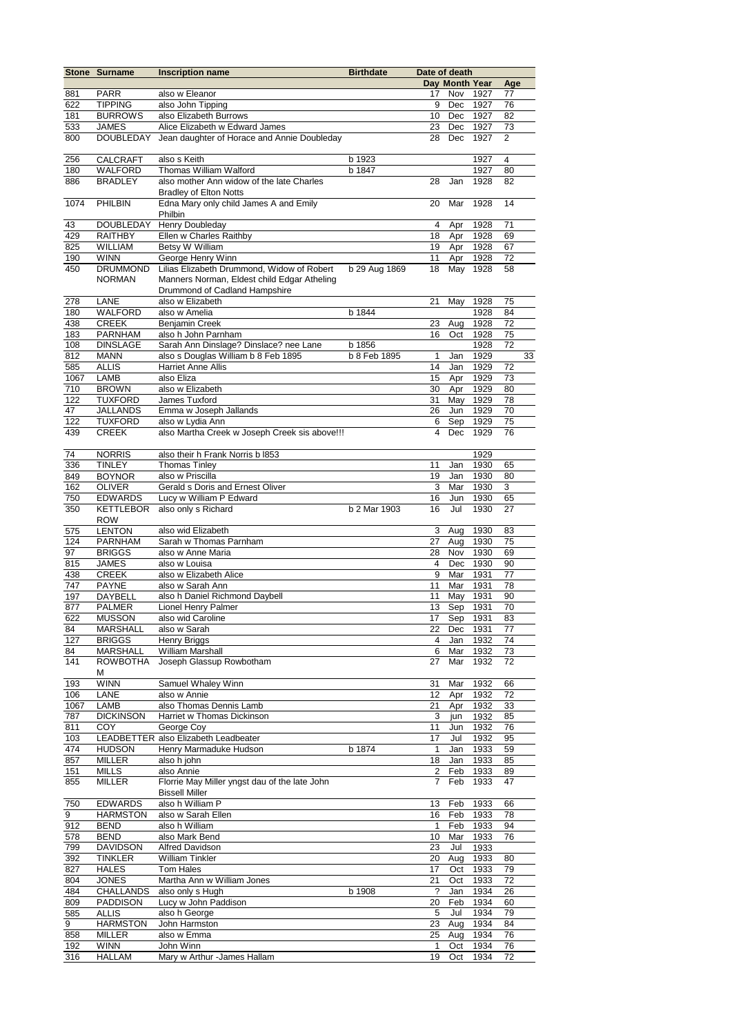| Stone | Surname | Inscription name | Birthdate | Date of death | | | |
|---|---|---|---|---|---|---|---|
| | | | | Day | Month | Year | Age |
| 881 | PARR | also w Eleanor | | 17 | Nov | 1927 | 77 |
| 622 | TIPPING | also John Tipping | | 9 | Dec | 1927 | 76 |
| 181 | BURROWS | also Elizabeth Burrows | | 10 | Dec | 1927 | 82 |
| 533 | JAMES | Alice Elizabeth w Edward James | | 23 | Dec | 1927 | 73 |
| 800 | DOUBLEDAY | Jean daughter of Horace and Annie Doubleday | | 28 | Dec | 1927 | 2 |
| 256 | CALCRAFT | also s Keith | b 1923 | | | 1927 | 4 |
| 180 | WALFORD | Thomas William Walford | b 1847 | | | 1927 | 80 |
| 886 | BRADLEY | also mother Ann widow of the late Charles Bradley of Elton Notts | | 28 | Jan | 1928 | 82 |
| 1074 | PHILBIN | Edna Mary only child James A and Emily Philbin | | 20 | Mar | 1928 | 14 |
| 43 | DOUBLEDAY | Henry Doubleday | | 4 | Apr | 1928 | 71 |
| 429 | RAITHBY | Ellen w Charles Raithby | | 18 | Apr | 1928 | 69 |
| 825 | WILLIAM | Betsy W William | | 19 | Apr | 1928 | 67 |
| 190 | WINN | George Henry Winn | | 11 | Apr | 1928 | 72 |
| 450 | DRUMMOND NORMAN | Lilias Elizabeth Drummond, Widow of Robert Manners Norman, Eldest child Edgar Atheling Drummond of Cadland Hampshire | b 29 Aug 1869 | 18 | May | 1928 | 58 |
| 278 | LANE | also w Elizabeth | | 21 | May | 1928 | 75 |
| 180 | WALFORD | also w Amelia | b 1844 | | | 1928 | 84 |
| 438 | CREEK | Benjamin Creek | | 23 | Aug | 1928 | 72 |
| 183 | PARNHAM | also h John Parnham | | 16 | Oct | 1928 | 75 |
| 108 | DINSLAGE | Sarah Ann Dinslage? Dinslace? nee Lane | b 1856 | | | 1928 | 72 |
| 812 | MANN | also s Douglas William b 8 Feb 1895 | b 8 Feb 1895 | 1 | Jan | 1929 | 33 |
| 585 | ALLIS | Harriet Anne Allis | | 14 | Jan | 1929 | 72 |
| 1067 | LAMB | also Eliza | | 15 | Apr | 1929 | 73 |
| 710 | BROWN | also w Elizabeth | | 30 | Apr | 1929 | 80 |
| 122 | TUXFORD | James Tuxford | | 31 | May | 1929 | 78 |
| 47 | JALLANDS | Emma w Joseph Jallands | | 26 | Jun | 1929 | 70 |
| 122 | TUXFORD | also w Lydia Ann | | 6 | Sep | 1929 | 75 |
| 439 | CREEK | also Martha Creek w Joseph Creek sis above!!! | | 4 | Dec | 1929 | 76 |
| 74 | NORRIS | also their h Frank Norris b l853 | | | | 1929 | |
| 336 | TINLEY | Thomas Tinley | | 11 | Jan | 1930 | 65 |
| 849 | BOYNOR | also w Priscilla | | 19 | Jan | 1930 | 80 |
| 162 | OLIVER | Gerald s Doris and Ernest Oliver | | 3 | Mar | 1930 | 3 |
| 750 | EDWARDS | Lucy w William P Edward | | 16 | Jun | 1930 | 65 |
| 350 | KETTLEBOROW | also only s Richard | b 2 Mar 1903 | 16 | Jul | 1930 | 27 |
| 575 | LENTON | also wid Elizabeth | | 3 | Aug | 1930 | 83 |
| 124 | PARNHAM | Sarah w Thomas Parnham | | 27 | Aug | 1930 | 75 |
| 97 | BRIGGS | also w Anne Maria | | 28 | Nov | 1930 | 69 |
| 815 | JAMES | also w Louisa | | 4 | Dec | 1930 | 90 |
| 438 | CREEK | also w Elizabeth Alice | | 9 | Mar | 1931 | 77 |
| 747 | PAYNE | also w Sarah Ann | | 11 | Mar | 1931 | 78 |
| 197 | DAYBELL | also h Daniel Richmond Daybell | | 11 | May | 1931 | 90 |
| 877 | PALMER | Lionel Henry Palmer | | 13 | Sep | 1931 | 70 |
| 622 | MUSSON | also wid Caroline | | 17 | Sep | 1931 | 83 |
| 84 | MARSHALL | also w Sarah | | 22 | Dec | 1931 | 77 |
| 127 | BRIGGS | Henry Briggs | | 4 | Jan | 1932 | 74 |
| 84 | MARSHALL | William Marshall | | 6 | Mar | 1932 | 73 |
| 141 | ROWBOTHAM | Joseph Glassup Rowbotham | | 27 | Mar | 1932 | 72 |
| 193 | WINN | Samuel Whaley Winn | | 31 | Mar | 1932 | 66 |
| 106 | LANE | also w Annie | | 12 | Apr | 1932 | 72 |
| 1067 | LAMB | also Thomas Dennis Lamb | | 21 | Apr | 1932 | 33 |
| 787 | DICKINSON | Harriet w Thomas Dickinson | | 3 | jun | 1932 | 85 |
| 811 | COY | George Coy | | 11 | Jun | 1932 | 76 |
| 103 | LEADBETTER | also Elizabeth Leadbeater | | 17 | Jul | 1932 | 95 |
| 474 | HUDSON | Henry Marmaduke Hudson | b 1874 | 1 | Jan | 1933 | 59 |
| 857 | MILLER | also h john | | 18 | Jan | 1933 | 85 |
| 151 | MILLS | also Annie | | 2 | Feb | 1933 | 89 |
| 855 | MILLER | Florrie May Miller yngst dau of the late John Bissell Miller | | 7 | Feb | 1933 | 47 |
| 750 | EDWARDS | also h William P | | 13 | Feb | 1933 | 66 |
| 9 | HARMSTON | also w Sarah Ellen | | 16 | Feb | 1933 | 78 |
| 912 | BEND | also h William | | 1 | Feb | 1933 | 94 |
| 578 | BEND | also Mark Bend | | 10 | Mar | 1933 | 76 |
| 799 | DAVIDSON | Alfred Davidson | | 23 | Jul | 1933 | |
| 392 | TINKLER | William Tinkler | | 20 | Aug | 1933 | 80 |
| 827 | HALES | Tom Hales | | 17 | Oct | 1933 | 79 |
| 804 | JONES | Martha Ann w William Jones | | 21 | Oct | 1933 | 72 |
| 484 | CHALLANDS | also only s Hugh | b 1908 | ? | Jan | 1934 | 26 |
| 809 | PADDISON | Lucy w John Paddison | | 20 | Feb | 1934 | 60 |
| 585 | ALLIS | also h George | | 5 | Jul | 1934 | 79 |
| 9 | HARMSTON | John Harmston | | 23 | Aug | 1934 | 84 |
| 858 | MILLER | also w Emma | | 25 | Aug | 1934 | 76 |
| 192 | WINN | John Winn | | 1 | Oct | 1934 | 76 |
| 316 | HALLAM | Mary w Arthur -James Hallam | | 19 | Oct | 1934 | 72 |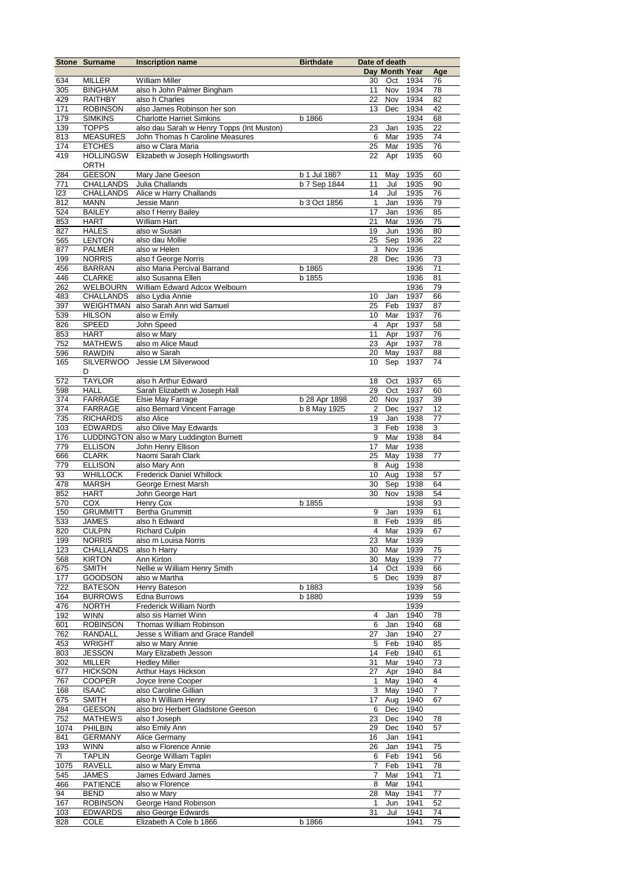| Stone | Surname | Inscription name | Birthdate | Date of death | | | |
|---|---|---|---|---|---|---|---|
| | | | | Day | Month | Year | Age |
| 634 | MILLER | William Miller | | 30 | Oct | 1934 | 76 |
| 305 | BINGHAM | also h John Palmer Bingham | | 11 | Nov | 1934 | 78 |
| 429 | RAITHBY | also h Charles | | 22 | Nov | 1934 | 82 |
| 171 | ROBINSON | also James Robinson her son | | 13 | Dec | 1934 | 42 |
| 179 | SIMKINS | Charlotte Harriet Simkins | b 1866 | | | 1934 | 68 |
| 139 | TOPPS | also dau Sarah w Henry Topps (Int Muston) | | 23 | Jan | 1935 | 22 |
| 813 | MEASURES | John Thomas h Caroline Measures | | 6 | Mar | 1935 | 74 |
| 174 | ETCHES | also w Clara Maria | | 25 | Mar | 1935 | 76 |
| 419 | HOLLINGSWORTH | Elizabeth w Joseph Hollingsworth | | 22 | Apr | 1935 | 60 |
| 284 | GEESON | Mary Jane Geeson | b 1 Jul 186? | 11 | May | 1935 | 60 |
| 771 | CHALLANDS | Julia Challands | b 7 Sep 1844 | 11 | Jul | 1935 | 90 |
| I23 | CHALLANDS | Alice w Harry Challands | | 14 | Jul | 1935 | 76 |
| 812 | MANN | Jessie Mann | b 3 Oct 1856 | 1 | Jan | 1936 | 79 |
| 524 | BAILEY | also f Henry Bailey | | 17 | Jan | 1936 | 85 |
| 853 | HART | William Hart | | 21 | Mar | 1936 | 75 |
| 827 | HALES | also w Susan | | 19 | Jun | 1936 | 80 |
| 565 | LENTON | also dau Mollie | | 25 | Sep | 1936 | 22 |
| 877 | PALMER | also w Helen | | 3 | Nov | 1936 | |
| 199 | NORRIS | also f George Norris | | 28 | Dec | 1936 | 73 |
| 456 | BARRAN | also Maria Percival Barrand | b 1865 | | | 1936 | 71 |
| 446 | CLARKE | also Susanna Ellen | b 1855 | | | 1936 | 81 |
| 262 | WELBOURN | William Edward Adcox Welbourn | | | | 1936 | 79 |
| 483 | CHALLANDS | also Lydia Annie | | 10 | Jan | 1937 | 66 |
| 397 | WEIGHTMAN | also Sarah Ann wid Samuel | | 25 | Feb | 1937 | 87 |
| 539 | HILSON | also w Emily | | 10 | Mar | 1937 | 76 |
| 826 | SPEED | John Speed | | 4 | Apr | 1937 | 58 |
| 853 | HART | also w Mary | | 11 | Apr | 1937 | 76 |
| 752 | MATHEWS | also m Alice Maud | | 23 | Apr | 1937 | 78 |
| 596 | RAWDIN | also w Sarah | | 20 | May | 1937 | 88 |
| 165 | SILVERWOOD | Jessie LM Silverwood | | 10 | Sep | 1937 | 74 |
| 572 | TAYLOR | also h Arthur Edward | | 18 | Oct | 1937 | 65 |
| 598 | HALL | Sarah Elizabeth w Joseph Hall | | 29 | Oct | 1937 | 60 |
| 374 | FARRAGE | Elsie May Farrage | b 28 Apr 1898 | 20 | Nov | 1937 | 39 |
| 374 | FARRAGE | also Bernard Vincent Farrage | b 8 May 1925 | 2 | Dec | 1937 | 12 |
| 735 | RICHARDS | also Alice | | 19 | Jan | 1938 | 77 |
| 103 | EDWARDS | also Olive May Edwards | | 3 | Feb | 1938 | 3 |
| 176 | LUDDINGTON | also w Mary Luddington Burnett | | 9 | Mar | 1938 | 84 |
| 779 | ELLISON | John Henry Ellison | | 17 | Mar | 1938 | |
| 666 | CLARK | Naomi Sarah Clark | | 25 | May | 1938 | 77 |
| 779 | ELLISON | also Mary Ann | | 8 | Aug | 1938 | |
| 93 | WHILLOCK | Frederick Daniel Whillock | | 10 | Aug | 1938 | 57 |
| 478 | MARSH | George Ernest Marsh | | 30 | Sep | 1938 | 64 |
| 852 | HART | John George Hart | | 30 | Nov | 1938 | 54 |
| 570 | COX | Henry Cox | b 1855 | | | 1938 | 93 |
| 150 | GRUMMITT | Bertha Grummitt | | 9 | Jan | 1939 | 61 |
| 533 | JAMES | also h Edward | | 8 | Feb | 1939 | 85 |
| 820 | CULPIN | Richard Culpin | | 4 | Mar | 1939 | 67 |
| 199 | NORRIS | also m Louisa Norris | | 23 | Mar | 1939 | |
| 123 | CHALLANDS | also h Harry | | 30 | Mar | 1939 | 75 |
| 568 | KIRTON | Ann Kirton | | 30 | May | 1939 | 77 |
| 675 | SMITH | Nellie w William Henry Smith | | 14 | Oct | 1939 | 66 |
| 177 | GOODSON | also w Martha | | 5 | Dec | 1939 | 87 |
| 722 | BATESON | Henry Bateson | b 1883 | | | 1939 | 56 |
| 164 | BURROWS | Edna Burrows | b 1880 | | | 1939 | 59 |
| 476 | NORTH | Frederick William North | | | | 1939 | |
| 192 | WINN | also sis Harriet Winn | | 4 | Jan | 1940 | 78 |
| 601 | ROBINSON | Thomas William Robinson | | 6 | Jan | 1940 | 68 |
| 762 | RANDALL | Jesse s William and Grace Randell | | 27 | Jan | 1940 | 27 |
| 453 | WRIGHT | also w Mary Annie | | 5 | Feb | 1940 | 85 |
| 803 | JESSON | Mary Elizabeth Jesson | | 14 | Feb | 1940 | 61 |
| 302 | MILLER | Hedley Miller | | 31 | Mar | 1940 | 73 |
| 677 | HICKSON | Arthur Hays Hickson | | 27 | Apr | 1940 | 84 |
| 767 | COOPER | Joyce Irene Cooper | | 1 | May | 1940 | 4 |
| 168 | ISAAC | also Caroline Gillian | | 3 | May | 1940 | 7 |
| 675 | SMITH | also h William Henry | | 17 | Aug | 1940 | 67 |
| 284 | GEESON | also bro Herbert Gladstone Geeson | | 6 | Dec | 1940 | |
| 752 | MATHEWS | also f Joseph | | 23 | Dec | 1940 | 78 |
| 1074 | PHILBIN | also Emily Ann | | 29 | Dec | 1940 | 57 |
| 841 | GERMANY | Alice Germany | | 16 | Jan | 1941 | |
| 193 | WINN | also w Florence Annie | | 26 | Jan | 1941 | 75 |
| 7I | TAPLIN | George William Taplin | | 6 | Feb | 1941 | 56 |
| 1075 | RAVELL | also w Mary Emma | | 7 | Feb | 1941 | 78 |
| 545 | JAMES | James Edward James | | 7 | Mar | 1941 | 71 |
| 466 | PATIENCE | also w Florence | | 8 | Mar | 1941 | |
| 94 | BEND | also w Mary | | 28 | May | 1941 | 77 |
| 167 | ROBINSON | George Hand Robinson | | 1 | Jun | 1941 | 52 |
| 103 | EDWARDS | also George Edwards | | 31 | Jul | 1941 | 74 |
| 828 | COLE | Elizabeth A Cole b 1866 | b 1866 | | | 1941 | 75 |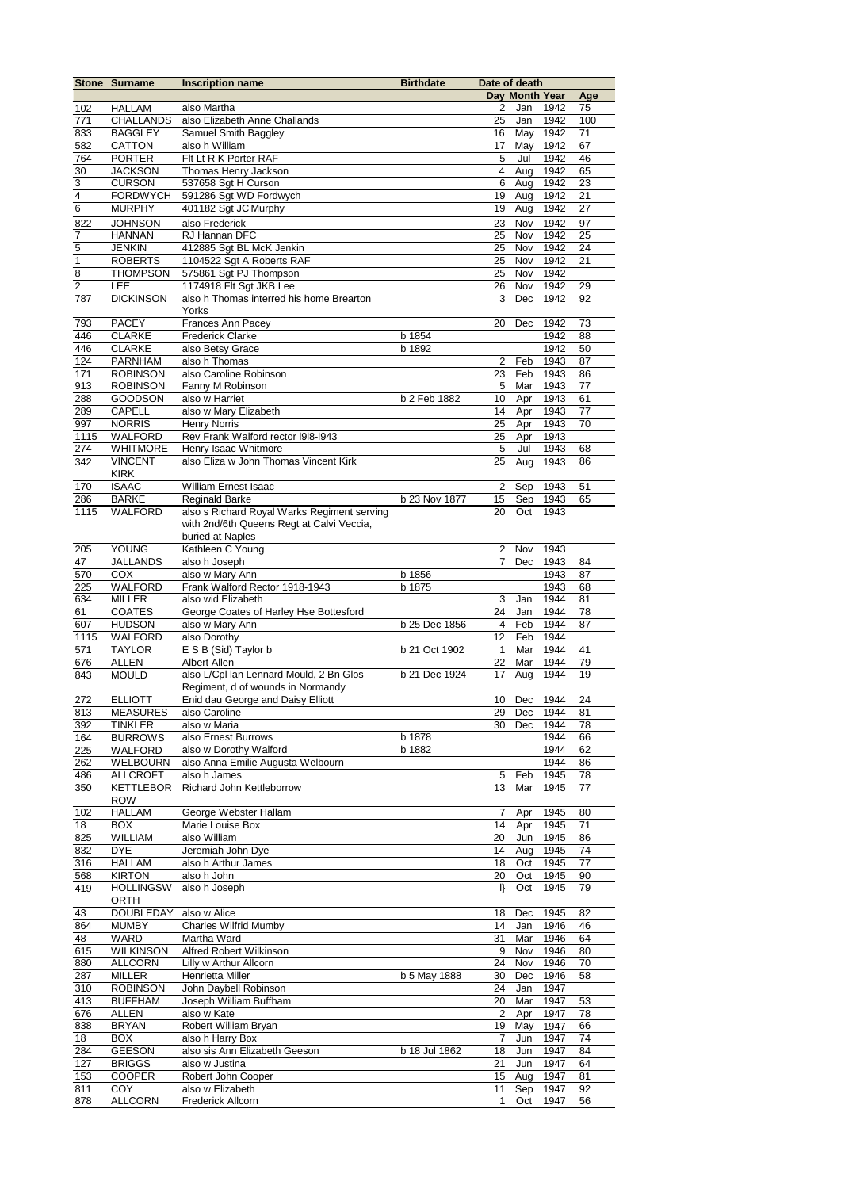| Stone | Surname | Inscription name | Birthdate | Date of death | | | |
|---|---|---|---|---|---|---|---|
| | | | | Day | Month | Year | Age |
| 102 | HALLAM | also Martha | | 2 | Jan | 1942 | 75 |
| 771 | CHALLANDS | also Elizabeth Anne Challands | | 25 | Jan | 1942 | 100 |
| 833 | BAGGLEY | Samuel Smith Baggley | | 16 | May | 1942 | 71 |
| 582 | CATTON | also h William | | 17 | May | 1942 | 67 |
| 764 | PORTER | Flt Lt R K Porter RAF | | 5 | Jul | 1942 | 46 |
| 30 | JACKSON | Thomas Henry Jackson | | 4 | Aug | 1942 | 65 |
| 3 | CURSON | 537658 Sgt H Curson | | 6 | Aug | 1942 | 23 |
| 4 | FORDWYCH | 591286 Sgt WD Fordwych | | 19 | Aug | 1942 | 21 |
| 6 | MURPHY | 401182 Sgt JC Murphy | | 19 | Aug | 1942 | 27 |
| 822 | JOHNSON | also Frederick | | 23 | Nov | 1942 | 97 |
| 7 | HANNAN | RJ Hannan DFC | | 25 | Nov | 1942 | 25 |
| 5 | JENKIN | 412885 Sgt BL McK Jenkin | | 25 | Nov | 1942 | 24 |
| 1 | ROBERTS | 1104522 Sgt A Roberts RAF | | 25 | Nov | 1942 | 21 |
| 8 | THOMPSON | 575861 Sgt PJ Thompson | | 25 | Nov | 1942 | |
| 2 | LEE | 1174918 Flt Sgt JKB Lee | | 26 | Nov | 1942 | 29 |
| 787 | DICKINSON | also h Thomas interred his home Brearton Yorks | | 3 | Dec | 1942 | 92 |
| 793 | PACEY | Frances Ann Pacey | | 20 | Dec | 1942 | 73 |
| 446 | CLARKE | Frederick Clarke | b 1854 | | | 1942 | 88 |
| 446 | CLARKE | also Betsy Grace | b 1892 | | | 1942 | 50 |
| 124 | PARNHAM | also h Thomas | | 2 | Feb | 1943 | 87 |
| 171 | ROBINSON | also Caroline Robinson | | 23 | Feb | 1943 | 86 |
| 913 | ROBINSON | Fanny M Robinson | | 5 | Mar | 1943 | 77 |
| 288 | GOODSON | also w Harriet | b 2 Feb 1882 | 10 | Apr | 1943 | 61 |
| 289 | CAPELL | also w Mary Elizabeth | | 14 | Apr | 1943 | 77 |
| 997 | NORRIS | Henry Norris | | 25 | Apr | 1943 | 70 |
| 1115 | WALFORD | Rev Frank Walford rector l9l8-l943 | | 25 | Apr | 1943 | |
| 274 | WHITMORE | Henry Isaac Whitmore | | 5 | Jul | 1943 | 68 |
| 342 | VINCENT KIRK | also Eliza w John Thomas Vincent Kirk | | 25 | Aug | 1943 | 86 |
| 170 | ISAAC | William Ernest Isaac | | 2 | Sep | 1943 | 51 |
| 286 | BARKE | Reginald Barke | b 23 Nov 1877 | 15 | Sep | 1943 | 65 |
| 1115 | WALFORD | also s Richard Royal Warks Regiment serving with 2nd/6th Queens Regt at Calvi Veccia, buried at Naples | | 20 | Oct | 1943 | |
| 205 | YOUNG | Kathleen C Young | | 2 | Nov | 1943 | |
| 47 | JALLANDS | also h Joseph | | 7 | Dec | 1943 | 84 |
| 570 | COX | also w Mary Ann | b 1856 | | | 1943 | 87 |
| 225 | WALFORD | Frank Walford Rector 1918-1943 | b 1875 | | | 1943 | 68 |
| 634 | MILLER | also wid Elizabeth | | 3 | Jan | 1944 | 81 |
| 61 | COATES | George Coates of Harley Hse Bottesford | | 24 | Jan | 1944 | 78 |
| 607 | HUDSON | also w Mary Ann | b 25 Dec 1856 | 4 | Feb | 1944 | 87 |
| 1115 | WALFORD | also Dorothy | | 12 | Feb | 1944 | |
| 571 | TAYLOR | E S B (Sid) Taylor b | b 21 Oct 1902 | 1 | Mar | 1944 | 41 |
| 676 | ALLEN | Albert Allen | | 22 | Mar | 1944 | 79 |
| 843 | MOULD | also L/Cpl Ian Lennard Mould, 2 Bn Glos Regiment, d of wounds in Normandy | b 21 Dec 1924 | 17 | Aug | 1944 | 19 |
| 272 | ELLIOTT | Enid dau George and Daisy Elliott | | 10 | Dec | 1944 | 24 |
| 813 | MEASURES | also Caroline | | 29 | Dec | 1944 | 81 |
| 392 | TINKLER | also w Maria | | 30 | Dec | 1944 | 78 |
| 164 | BURROWS | also Ernest Burrows | b 1878 | | | 1944 | 66 |
| 225 | WALFORD | also w Dorothy Walford | b 1882 | | | 1944 | 62 |
| 262 | WELBOURN | also Anna Emilie Augusta Welbourn | | | | 1944 | 86 |
| 486 | ALLCROFT | also h James | | 5 | Feb | 1945 | 78 |
| 350 | KETTLEBOR ROW | Richard John Kettleborrow | | 13 | Mar | 1945 | 77 |
| 102 | HALLAM | George Webster Hallam | | 7 | Apr | 1945 | 80 |
| 18 | BOX | Marie Louise Box | | 14 | Apr | 1945 | 71 |
| 825 | WILLIAM | also William | | 20 | Jun | 1945 | 86 |
| 832 | DYE | Jeremiah John Dye | | 14 | Aug | 1945 | 74 |
| 316 | HALLAM | also h Arthur James | | 18 | Oct | 1945 | 77 |
| 568 | KIRTON | also h John | | 20 | Oct | 1945 | 90 |
| 419 | HOLLINGSW ORTH | also h Joseph | | l} | Oct | 1945 | 79 |
| 43 | DOUBLEDAY | also w Alice | | 18 | Dec | 1945 | 82 |
| 864 | MUMBY | Charles Wilfrid Mumby | | 14 | Jan | 1946 | 46 |
| 48 | WARD | Martha Ward | | 31 | Mar | 1946 | 64 |
| 615 | WILKINSON | Alfred Robert Wilkinson | | 9 | Nov | 1946 | 80 |
| 880 | ALLCORN | Lilly w Arthur Allcorn | | 24 | Nov | 1946 | 70 |
| 287 | MILLER | Henrietta Miller | b 5 May 1888 | 30 | Dec | 1946 | 58 |
| 310 | ROBINSON | John Daybell Robinson | | 24 | Jan | 1947 | |
| 413 | BUFFHAM | Joseph William Buffham | | 20 | Mar | 1947 | 53 |
| 676 | ALLEN | also w Kate | | 2 | Apr | 1947 | 78 |
| 838 | BRYAN | Robert William Bryan | | 19 | May | 1947 | 66 |
| 18 | BOX | also h Harry Box | | 7 | Jun | 1947 | 74 |
| 284 | GEESON | also sis Ann Elizabeth Geeson | b 18 Jul 1862 | 18 | Jun | 1947 | 84 |
| 127 | BRIGGS | also w Justina | | 21 | Jun | 1947 | 64 |
| 153 | COOPER | Robert John Cooper | | 15 | Aug | 1947 | 81 |
| 811 | COY | also w Elizabeth | | 11 | Sep | 1947 | 92 |
| 878 | ALLCORN | Frederick Allcorn | | 1 | Oct | 1947 | 56 |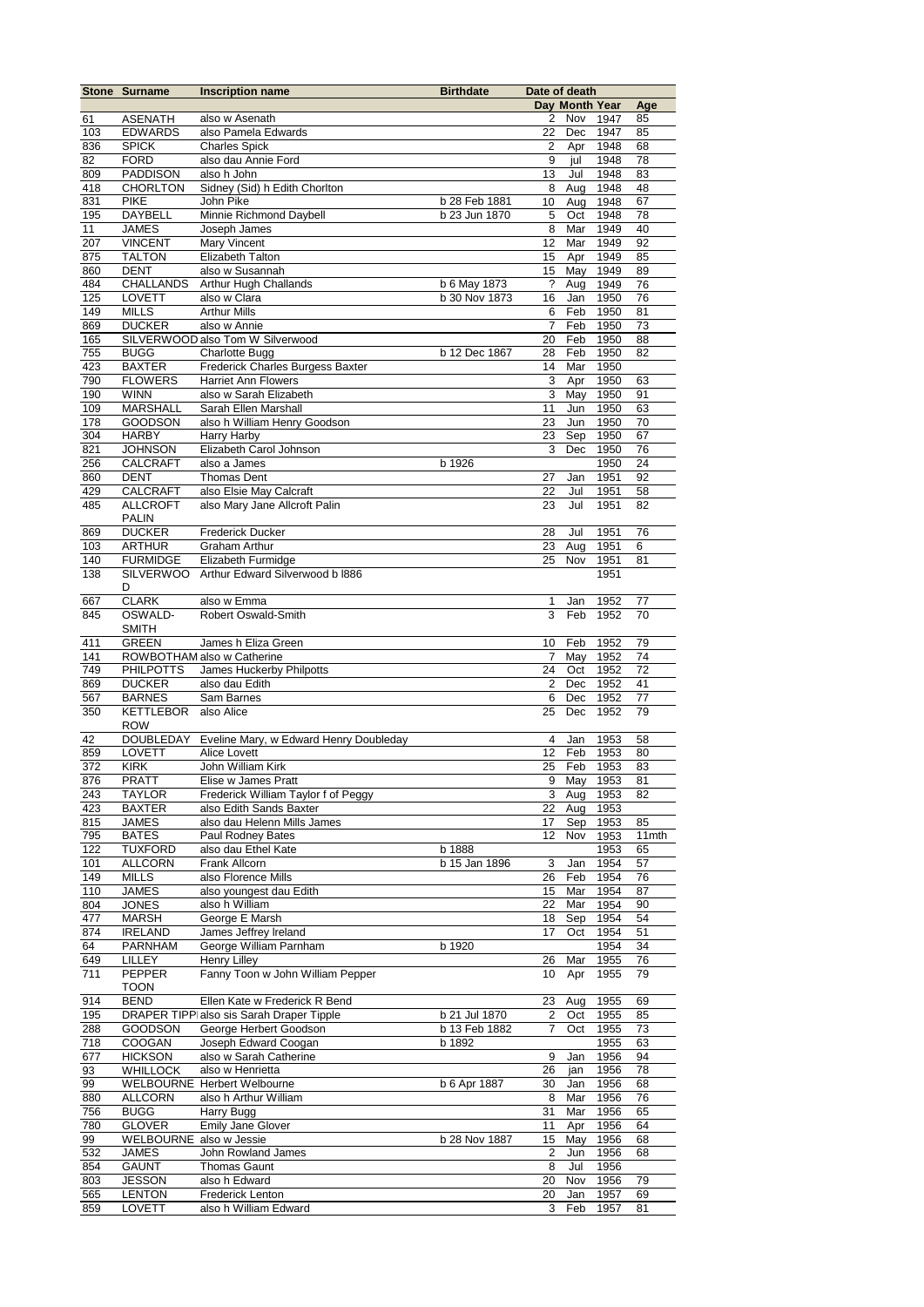| Stone | Surname | Inscription name | Birthdate | Date of death | | | |
|---|---|---|---|---|---|---|---|
| | | | | Day | Month | Year | Age |
| 61 | ASENATH | also w Asenath | | 2 | Nov | 1947 | 85 |
| 103 | EDWARDS | also Pamela Edwards | | 22 | Dec | 1947 | 85 |
| 836 | SPICK | Charles Spick | | 2 | Apr | 1948 | 68 |
| 82 | FORD | also dau Annie Ford | | 9 | jul | 1948 | 78 |
| 809 | PADDISON | also h John | | 13 | Jul | 1948 | 83 |
| 418 | CHORLTON | Sidney (Sid) h Edith Chorlton | | 8 | Aug | 1948 | 48 |
| 831 | PIKE | John Pike | b 28 Feb 1881 | 10 | Aug | 1948 | 67 |
| 195 | DAYBELL | Minnie Richmond Daybell | b 23 Jun 1870 | 5 | Oct | 1948 | 78 |
| 11 | JAMES | Joseph James | | 8 | Mar | 1949 | 40 |
| 207 | VINCENT | Mary Vincent | | 12 | Mar | 1949 | 92 |
| 875 | TALTON | Elizabeth Talton | | 15 | Apr | 1949 | 85 |
| 860 | DENT | also w Susannah | | 15 | May | 1949 | 89 |
| 484 | CHALLANDS | Arthur Hugh Challands | b 6 May 1873 | ? | Aug | 1949 | 76 |
| 125 | LOVETT | also w Clara | b 30 Nov 1873 | 16 | Jan | 1950 | 76 |
| 149 | MILLS | Arthur Mills | | 6 | Feb | 1950 | 81 |
| 869 | DUCKER | also w Annie | | 7 | Feb | 1950 | 73 |
| 165 | SILVERWOOD | also Tom W Silverwood | | 20 | Feb | 1950 | 88 |
| 755 | BUGG | Charlotte Bugg | b 12 Dec 1867 | 28 | Feb | 1950 | 82 |
| 423 | BAXTER | Frederick Charles Burgess Baxter | | 14 | Mar | 1950 | |
| 790 | FLOWERS | Harriet Ann Flowers | | 3 | Apr | 1950 | 63 |
| 190 | WINN | also w Sarah Elizabeth | | 3 | May | 1950 | 91 |
| 109 | MARSHALL | Sarah Ellen Marshall | | 11 | Jun | 1950 | 63 |
| 178 | GOODSON | also h William Henry Goodson | | 23 | Jun | 1950 | 70 |
| 304 | HARBY | Harry Harby | | 23 | Sep | 1950 | 67 |
| 821 | JOHNSON | Elizabeth Carol Johnson | | 3 | Dec | 1950 | 76 |
| 256 | CALCRAFT | also a James | b 1926 | | | 1950 | 24 |
| 860 | DENT | Thomas Dent | | 27 | Jan | 1951 | 92 |
| 429 | CALCRAFT | also Elsie May Calcraft | | 22 | Jul | 1951 | 58 |
| 485 | ALLCROFT PALIN | also Mary Jane Allcroft Palin | | 23 | Jul | 1951 | 82 |
| 869 | DUCKER | Frederick Ducker | | 28 | Jul | 1951 | 76 |
| 103 | ARTHUR | Graham Arthur | | 23 | Aug | 1951 | 6 |
| 140 | FURMIDGE | Elizabeth Furmidge | | 25 | Nov | 1951 | 81 |
| 138 | SILVERWOOD | Arthur Edward Silverwood b l886 | | | | 1951 | |
| 667 | CLARK | also w Emma | | 1 | Jan | 1952 | 77 |
| 845 | OSWALD-SMITH | Robert Oswald-Smith | | 3 | Feb | 1952 | 70 |
| 411 | GREEN | James h Eliza Green | | 10 | Feb | 1952 | 79 |
| 141 | ROWBOTHAM | also w Catherine | | 7 | May | 1952 | 74 |
| 749 | PHILPOTTS | James Huckerby Philpotts | | 24 | Oct | 1952 | 72 |
| 869 | DUCKER | also dau Edith | | 2 | Dec | 1952 | 41 |
| 567 | BARNES | Sam Barnes | | 6 | Dec | 1952 | 77 |
| 350 | KETTLEBOROW | also Alice | | 25 | Dec | 1952 | 79 |
| 42 | DOUBLEDAY | Eveline Mary, w Edward Henry Doubleday | | 4 | Jan | 1953 | 58 |
| 859 | LOVETT | Alice Lovett | | 12 | Feb | 1953 | 80 |
| 372 | KIRK | John William Kirk | | 25 | Feb | 1953 | 83 |
| 876 | PRATT | Elise w James Pratt | | 9 | May | 1953 | 81 |
| 243 | TAYLOR | Frederick William Taylor f of Peggy | | 3 | Aug | 1953 | 82 |
| 423 | BAXTER | also Edith Sands Baxter | | 22 | Aug | 1953 | |
| 815 | JAMES | also dau Helenn Mills James | | 17 | Sep | 1953 | 85 |
| 795 | BATES | Paul Rodney Bates | | 12 | Nov | 1953 | 11mth |
| 122 | TUXFORD | also dau Ethel Kate | b 1888 | | | 1953 | 65 |
| 101 | ALLCORN | Frank Allcorn | b 15 Jan 1896 | 3 | Jan | 1954 | 57 |
| 149 | MILLS | also Florence Mills | | 26 | Feb | 1954 | 76 |
| 110 | JAMES | also youngest dau Edith | | 15 | Mar | 1954 | 87 |
| 804 | JONES | also h William | | 22 | Mar | 1954 | 90 |
| 477 | MARSH | George E Marsh | | 18 | Sep | 1954 | 54 |
| 874 | IRELAND | James Jeffrey Ireland | | 17 | Oct | 1954 | 51 |
| 64 | PARNHAM | George William Parnham | b 1920 | | | 1954 | 34 |
| 649 | LILLEY | Henry Lilley | | 26 | Mar | 1955 | 76 |
| 711 | PEPPER TOON | Fanny Toon w John William Pepper | | 10 | Apr | 1955 | 79 |
| 914 | BEND | Ellen Kate w Frederick R Bend | | 23 | Aug | 1955 | 69 |
| 195 | DRAPER TIPPLE | also sis Sarah Draper Tipple | b 21 Jul 1870 | 2 | Oct | 1955 | 85 |
| 288 | GOODSON | George Herbert Goodson | b 13 Feb 1882 | 7 | Oct | 1955 | 73 |
| 718 | COOGAN | Joseph Edward Coogan | b 1892 | | | 1955 | 63 |
| 677 | HICKSON | also w Sarah Catherine | | 9 | Jan | 1956 | 94 |
| 93 | WHILLOCK | also w Henrietta | | 26 | jan | 1956 | 78 |
| 99 | WELBOURNE | Herbert Welbourne | b 6 Apr 1887 | 30 | Jan | 1956 | 68 |
| 880 | ALLCORN | also h Arthur William | | 8 | Mar | 1956 | 76 |
| 756 | BUGG | Harry Bugg | | 31 | Mar | 1956 | 65 |
| 780 | GLOVER | Emily Jane Glover | | 11 | Apr | 1956 | 64 |
| 99 | WELBOURNE | also w Jessie | b 28 Nov 1887 | 15 | May | 1956 | 68 |
| 532 | JAMES | John Rowland James | | 2 | Jun | 1956 | 68 |
| 854 | GAUNT | Thomas Gaunt | | 8 | Jul | 1956 | |
| 803 | JESSON | also h Edward | | 20 | Nov | 1956 | 79 |
| 565 | LENTON | Frederick Lenton | | 20 | Jan | 1957 | 69 |
| 859 | LOVETT | also h William Edward | | 3 | Feb | 1957 | 81 |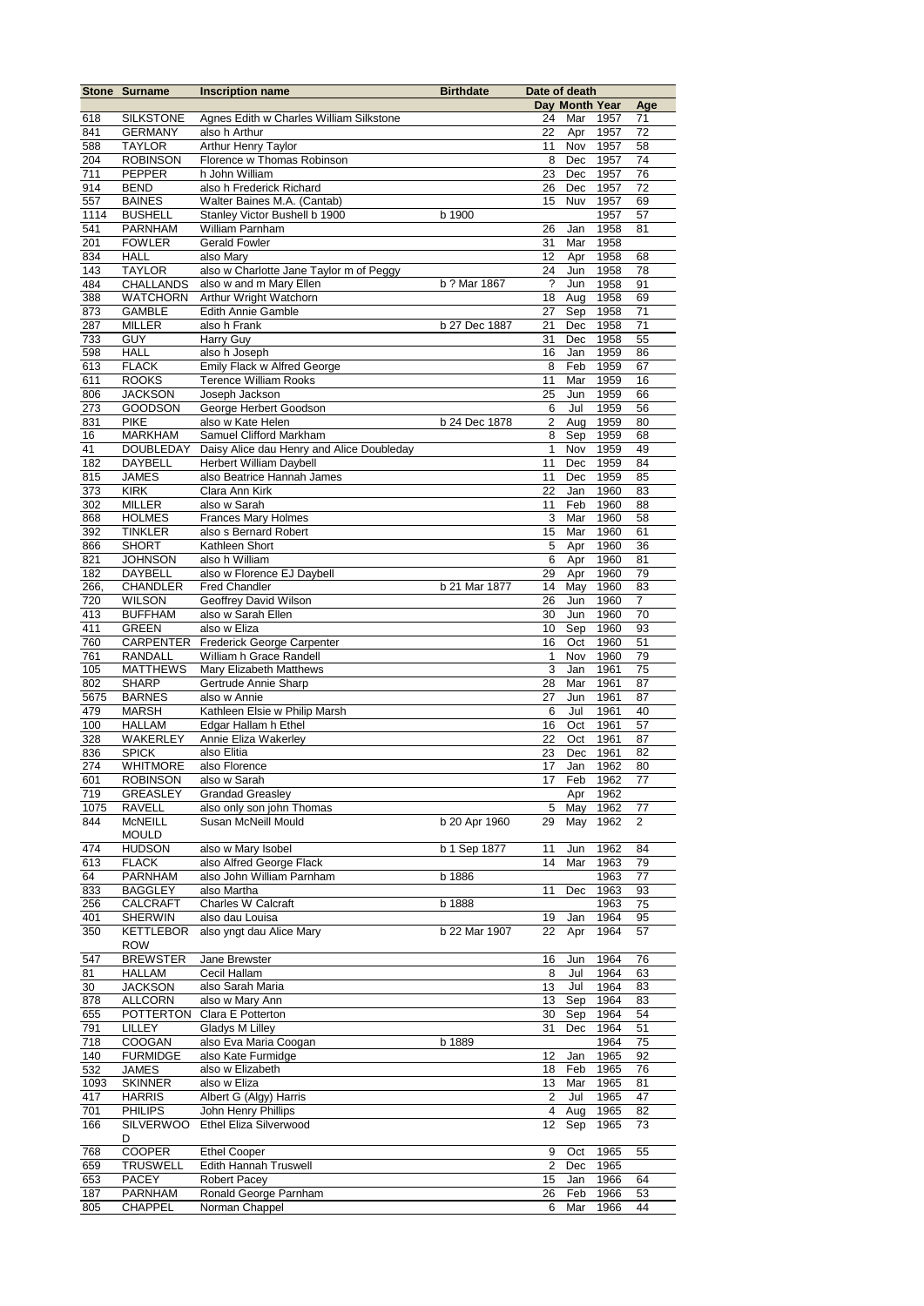| Stone | Surname | Inscription name | Birthdate | Date of death | | | |
|---|---|---|---|---|---|---|---|
| | | | | Day | Month | Year | Age |
| 618 | SILKSTONE | Agnes Edith w Charles William Silkstone | | 24 | Mar | 1957 | 71 |
| 841 | GERMANY | also h Arthur | | 22 | Apr | 1957 | 72 |
| 588 | TAYLOR | Arthur Henry Taylor | | 11 | Nov | 1957 | 58 |
| 204 | ROBINSON | Florence w Thomas Robinson | | 8 | Dec | 1957 | 74 |
| 711 | PEPPER | h John William | | 23 | Dec | 1957 | 76 |
| 914 | BEND | also h Frederick Richard | | 26 | Dec | 1957 | 72 |
| 557 | BAINES | Walter Baines M.A. (Cantab) | | 15 | Nuv | 1957 | 69 |
| 1114 | BUSHELL | Stanley Victor Bushell b 1900 | b 1900 | | | 1957 | 57 |
| 541 | PARNHAM | William Parnham | | 26 | Jan | 1958 | 81 |
| 201 | FOWLER | Gerald Fowler | | 31 | Mar | 1958 | |
| 834 | HALL | also Mary | | 12 | Apr | 1958 | 68 |
| 143 | TAYLOR | also w Charlotte Jane Taylor m of Peggy | | 24 | Jun | 1958 | 78 |
| 484 | CHALLANDS | also w and m Mary Ellen | b ? Mar 1867 | ? | Jun | 1958 | 91 |
| 388 | WATCHORN | Arthur Wright Watchorn | | 18 | Aug | 1958 | 69 |
| 873 | GAMBLE | Edith Annie Gamble | | 27 | Sep | 1958 | 71 |
| 287 | MILLER | also h Frank | b 27 Dec 1887 | 21 | Dec | 1958 | 71 |
| 733 | GUY | Harry Guy | | 31 | Dec | 1958 | 55 |
| 598 | HALL | also h Joseph | | 16 | Jan | 1959 | 86 |
| 613 | FLACK | Emily Flack w Alfred George | | 8 | Feb | 1959 | 67 |
| 611 | ROOKS | Terence William Rooks | | 11 | Mar | 1959 | 16 |
| 806 | JACKSON | Joseph Jackson | | 25 | Jun | 1959 | 66 |
| 273 | GOODSON | George Herbert Goodson | | 6 | Jul | 1959 | 56 |
| 831 | PIKE | also w Kate Helen | b 24 Dec 1878 | 2 | Aug | 1959 | 80 |
| 16 | MARKHAM | Samuel Clifford Markham | | 8 | Sep | 1959 | 68 |
| 41 | DOUBLEDAY | Daisy Alice dau Henry and Alice Doubleday | | 1 | Nov | 1959 | 49 |
| 182 | DAYBELL | Herbert William Daybell | | 11 | Dec | 1959 | 84 |
| 815 | JAMES | also Beatrice Hannah James | | 11 | Dec | 1959 | 85 |
| 373 | KIRK | Clara Ann Kirk | | 22 | Jan | 1960 | 83 |
| 302 | MILLER | also w Sarah | | 11 | Feb | 1960 | 88 |
| 868 | HOLMES | Frances Mary Holmes | | 3 | Mar | 1960 | 58 |
| 392 | TINKLER | also s Bernard Robert | | 15 | Mar | 1960 | 61 |
| 866 | SHORT | Kathleen Short | | 5 | Apr | 1960 | 36 |
| 821 | JOHNSON | also h William | | 6 | Apr | 1960 | 81 |
| 182 | DAYBELL | also w Florence EJ Daybell | | 29 | Apr | 1960 | 79 |
| 266, | CHANDLER | Fred Chandler | b 21 Mar 1877 | 14 | May | 1960 | 83 |
| 720 | WILSON | Geoffrey David Wilson | | 26 | Jun | 1960 | 7 |
| 413 | BUFFHAM | also w Sarah Ellen | | 30 | Jun | 1960 | 70 |
| 411 | GREEN | also w Eliza | | 10 | Sep | 1960 | 93 |
| 760 | CARPENTER | Frederick George Carpenter | | 16 | Oct | 1960 | 51 |
| 761 | RANDALL | William h Grace Randell | | 1 | Nov | 1960 | 79 |
| 105 | MATTHEWS | Mary Elizabeth Matthews | | 3 | Jan | 1961 | 75 |
| 802 | SHARP | Gertrude Annie Sharp | | 28 | Mar | 1961 | 87 |
| 5675 | BARNES | also w Annie | | 27 | Jun | 1961 | 87 |
| 479 | MARSH | Kathleen Elsie w Philip Marsh | | 6 | Jul | 1961 | 40 |
| 100 | HALLAM | Edgar Hallam h Ethel | | 16 | Oct | 1961 | 57 |
| 328 | WAKERLEY | Annie Eliza Wakerley | | 22 | Oct | 1961 | 87 |
| 836 | SPICK | also Elitia | | 23 | Dec | 1961 | 82 |
| 274 | WHITMORE | also Florence | | 17 | Jan | 1962 | 80 |
| 601 | ROBINSON | also w Sarah | | 17 | Feb | 1962 | 77 |
| 719 | GREASLEY | Grandad Greasley | | | Apr | 1962 | |
| 1075 | RAVELL | also only son john Thomas | | 5 | May | 1962 | 77 |
| 844 | McNEILL MOULD | Susan McNeill Mould | b 20 Apr 1960 | 29 | May | 1962 | 2 |
| 474 | HUDSON | also w Mary Isobel | b 1 Sep 1877 | 11 | Jun | 1962 | 84 |
| 613 | FLACK | also Alfred George Flack | | 14 | Mar | 1963 | 79 |
| 64 | PARNHAM | also John William Parnham | b 1886 | | | 1963 | 77 |
| 833 | BAGGLEY | also Martha | | 11 | Dec | 1963 | 93 |
| 256 | CALCRAFT | Charles W Calcraft | b 1888 | | | 1963 | 75 |
| 401 | SHERWIN | also dau Louisa | | 19 | Jan | 1964 | 95 |
| 350 | KETTLEBOROW | also yngt dau Alice Mary | b 22 Mar 1907 | 22 | Apr | 1964 | 57 |
| 547 | BREWSTER | Jane Brewster | | 16 | Jun | 1964 | 76 |
| 81 | HALLAM | Cecil Hallam | | 8 | Jul | 1964 | 63 |
| 30 | JACKSON | also Sarah Maria | | 13 | Jul | 1964 | 83 |
| 878 | ALLCORN | also w Mary Ann | | 13 | Sep | 1964 | 83 |
| 655 | POTTERTON | Clara E Potterton | | 30 | Sep | 1964 | 54 |
| 791 | LILLEY | Gladys M Lilley | | 31 | Dec | 1964 | 51 |
| 718 | COOGAN | also Eva Maria Coogan | b 1889 | | | 1964 | 75 |
| 140 | FURMIDGE | also Kate Furmidge | | 12 | Jan | 1965 | 92 |
| 532 | JAMES | also w Elizabeth | | 18 | Feb | 1965 | 76 |
| 1093 | SKINNER | also w Eliza | | 13 | Mar | 1965 | 81 |
| 417 | HARRIS | Albert G (Algy) Harris | | 2 | Jul | 1965 | 47 |
| 701 | PHILIPS | John Henry Phillips | | 4 | Aug | 1965 | 82 |
| 166 | SILVERWOOD | Ethel Eliza Silverwood | | 12 | Sep | 1965 | 73 |
| 768 | COOPER | Ethel Cooper | | 9 | Oct | 1965 | 55 |
| 659 | TRUSWELL | Edith Hannah Truswell | | 2 | Dec | 1965 | |
| 653 | PACEY | Robert Pacey | | 15 | Jan | 1966 | 64 |
| 187 | PARNHAM | Ronald George Parnham | | 26 | Feb | 1966 | 53 |
| 805 | CHAPPEL | Norman Chappel | | 6 | Mar | 1966 | 44 |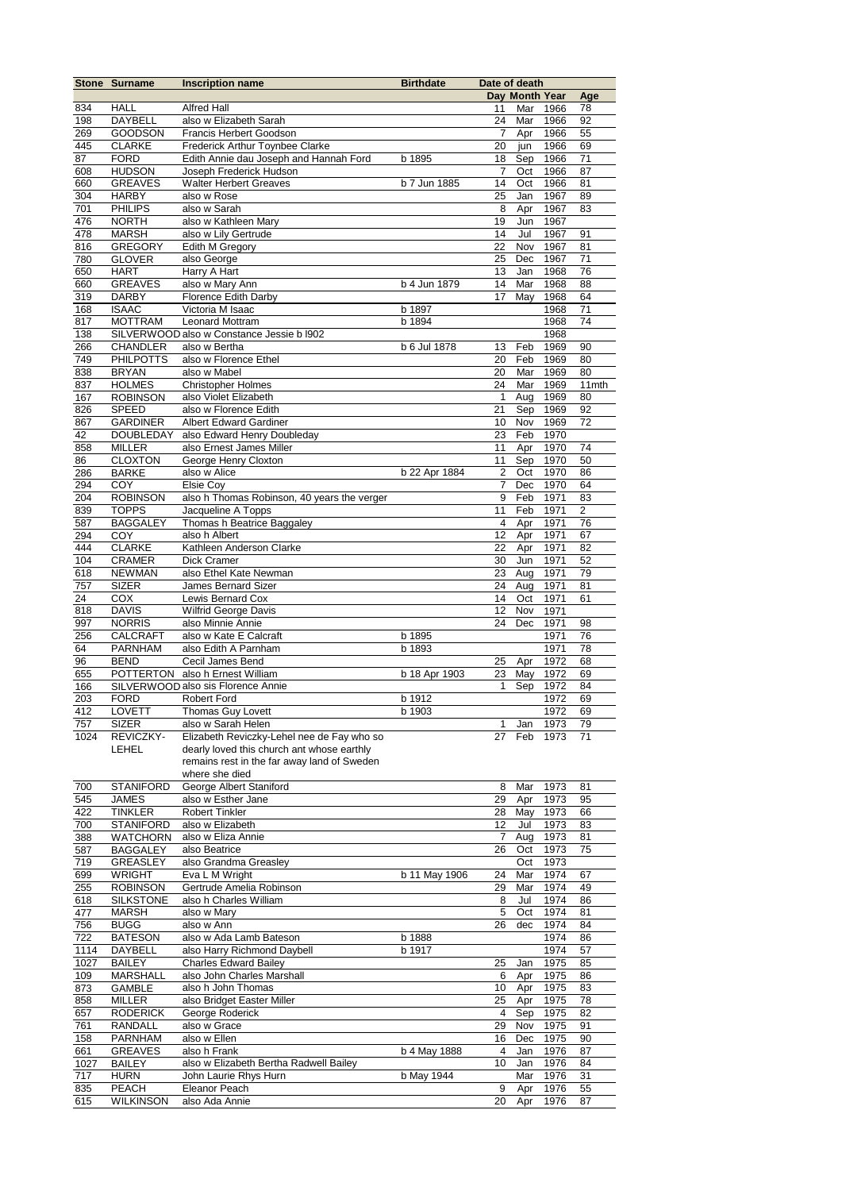| Stone | Surname | Inscription name | Birthdate | Date of death | | | Age |
|---|---|---|---|---|---|---|---|
| | | | | Day | Month | Year | Age |
| 834 | HALL | Alfred Hall | | 11 | Mar | 1966 | 78 |
| 198 | DAYBELL | also w Elizabeth Sarah | | 24 | Mar | 1966 | 92 |
| 269 | GOODSON | Francis Herbert Goodson | | 7 | Apr | 1966 | 55 |
| 445 | CLARKE | Frederick Arthur Toynbee Clarke | | 20 | jun | 1966 | 69 |
| 87 | FORD | Edith Annie dau Joseph and Hannah Ford | b 1895 | 18 | Sep | 1966 | 71 |
| 608 | HUDSON | Joseph Frederick Hudson | | 7 | Oct | 1966 | 87 |
| 660 | GREAVES | Walter Herbert Greaves | b 7 Jun 1885 | 14 | Oct | 1966 | 81 |
| 304 | HARBY | also w Rose | | 25 | Jan | 1967 | 89 |
| 701 | PHILIPS | also w Sarah | | 8 | Apr | 1967 | 83 |
| 476 | NORTH | also w Kathleen Mary | | 19 | Jun | 1967 | |
| 478 | MARSH | also w Lily Gertrude | | 14 | Jul | 1967 | 91 |
| 816 | GREGORY | Edith M Gregory | | 22 | Nov | 1967 | 81 |
| 780 | GLOVER | also George | | 25 | Dec | 1967 | 71 |
| 650 | HART | Harry A Hart | | 13 | Jan | 1968 | 76 |
| 660 | GREAVES | also w Mary Ann | b 4 Jun 1879 | 14 | Mar | 1968 | 88 |
| 319 | DARBY | Florence Edith Darby | | 17 | May | 1968 | 64 |
| 168 | ISAAC | Victoria M Isaac | b 1897 | | | 1968 | 71 |
| 817 | MOTTRAM | Leonard Mottram | b 1894 | | | 1968 | 74 |
| 138 | SILVERWOOD | also w Constance Jessie b l902 | | | | 1968 | |
| 266 | CHANDLER | also w Bertha | b 6 Jul 1878 | 13 | Feb | 1969 | 90 |
| 749 | PHILPOTTS | also w Florence Ethel | | 20 | Feb | 1969 | 80 |
| 838 | BRYAN | also w Mabel | | 20 | Mar | 1969 | 80 |
| 837 | HOLMES | Christopher Holmes | | 24 | Mar | 1969 | 11mth |
| 167 | ROBINSON | also Violet Elizabeth | | 1 | Aug | 1969 | 80 |
| 826 | SPEED | also w Florence Edith | | 21 | Sep | 1969 | 92 |
| 867 | GARDINER | Albert Edward Gardiner | | 10 | Nov | 1969 | 72 |
| 42 | DOUBLEDAY | also Edward Henry Doubleday | | 23 | Feb | 1970 | |
| 858 | MILLER | also Ernest James Miller | | 11 | Apr | 1970 | 74 |
| 86 | CLOXTON | George Henry Cloxton | | 11 | Sep | 1970 | 50 |
| 286 | BARKE | also w Alice | b 22 Apr 1884 | 2 | Oct | 1970 | 86 |
| 294 | COY | Elsie Coy | | 7 | Dec | 1970 | 64 |
| 204 | ROBINSON | also h Thomas Robinson, 40 years the verger | | 9 | Feb | 1971 | 83 |
| 839 | TOPPS | Jacqueline A Topps | | 11 | Feb | 1971 | 2 |
| 587 | BAGGALEY | Thomas h Beatrice Baggaley | | 4 | Apr | 1971 | 76 |
| 294 | COY | also h Albert | | 12 | Apr | 1971 | 67 |
| 444 | CLARKE | Kathleen Anderson Clarke | | 22 | Apr | 1971 | 82 |
| 104 | CRAMER | Dick Cramer | | 30 | Jun | 1971 | 52 |
| 618 | NEWMAN | also Ethel Kate Newman | | 23 | Aug | 1971 | 79 |
| 757 | SIZER | James Bernard Sizer | | 24 | Aug | 1971 | 81 |
| 24 | COX | Lewis Bernard Cox | | 14 | Oct | 1971 | 61 |
| 818 | DAVIS | Wilfrid George Davis | | 12 | Nov | 1971 | |
| 997 | NORRIS | also Minnie Annie | | 24 | Dec | 1971 | 98 |
| 256 | CALCRAFT | also w Kate E Calcraft | b 1895 | | | 1971 | 76 |
| 64 | PARNHAM | also Edith A Parnham | b 1893 | | | 1971 | 78 |
| 96 | BEND | Cecil James Bend | | 25 | Apr | 1972 | 68 |
| 655 | POTTERTON | also h Ernest William | b 18 Apr 1903 | 23 | May | 1972 | 69 |
| 166 | SILVERWOOD | also sis Florence Annie | | 1 | Sep | 1972 | 84 |
| 203 | FORD | Robert Ford | b 1912 | | | 1972 | 69 |
| 412 | LOVETT | Thomas Guy Lovett | b 1903 | | | 1972 | 69 |
| 757 | SIZER | also w Sarah Helen | | 1 | Jan | 1973 | 79 |
| 1024 | REVICZKY-LEHEL | Elizabeth Reviczky-Lehel nee de Fay who so dearly loved this church ant whose earthly remains rest in the far away land of Sweden where she died | | 27 | Feb | 1973 | 71 |
| 700 | STANIFORD | George Albert Staniford | | 8 | Mar | 1973 | 81 |
| 545 | JAMES | also w Esther Jane | | 29 | Apr | 1973 | 95 |
| 422 | TINKLER | Robert Tinkler | | 28 | May | 1973 | 66 |
| 700 | STANIFORD | also w Elizabeth | | 12 | Jul | 1973 | 83 |
| 388 | WATCHORN | also w Eliza Annie | | 7 | Aug | 1973 | 81 |
| 587 | BAGGALEY | also Beatrice | | 26 | Oct | 1973 | 75 |
| 719 | GREASLEY | also Grandma Greasley | | | Oct | 1973 | |
| 699 | WRIGHT | Eva L M Wright | b 11 May 1906 | 24 | Mar | 1974 | 67 |
| 255 | ROBINSON | Gertrude Amelia Robinson | | 29 | Mar | 1974 | 49 |
| 618 | SILKSTONE | also h Charles William | | 8 | Jul | 1974 | 86 |
| 477 | MARSH | also w Mary | | 5 | Oct | 1974 | 81 |
| 756 | BUGG | also w Ann | | 26 | dec | 1974 | 84 |
| 722 | BATESON | also w Ada Lamb Bateson | b 1888 | | | 1974 | 86 |
| 1114 | DAYBELL | also Harry Richmond Daybell | b 1917 | | | 1974 | 57 |
| 1027 | BAILEY | Charles Edward Bailey | | 25 | Jan | 1975 | 85 |
| 109 | MARSHALL | also John Charles Marshall | | 6 | Apr | 1975 | 86 |
| 873 | GAMBLE | also h John Thomas | | 10 | Apr | 1975 | 83 |
| 858 | MILLER | also Bridget Easter Miller | | 25 | Apr | 1975 | 78 |
| 657 | RODERICK | George Roderick | | 4 | Sep | 1975 | 82 |
| 761 | RANDALL | also w Grace | | 29 | Nov | 1975 | 91 |
| 158 | PARNHAM | also w Ellen | | 16 | Dec | 1975 | 90 |
| 661 | GREAVES | also h Frank | b 4 May 1888 | 4 | Jan | 1976 | 87 |
| 1027 | BAILEY | also w Elizabeth Bertha Radwell Bailey | | 10 | Jan | 1976 | 84 |
| 717 | HURN | John Laurie Rhys Hurn | b May 1944 | | Mar | 1976 | 31 |
| 835 | PEACH | Eleanor Peach | | 9 | Apr | 1976 | 55 |
| 615 | WILKINSON | also Ada Annie | | 20 | Apr | 1976 | 87 |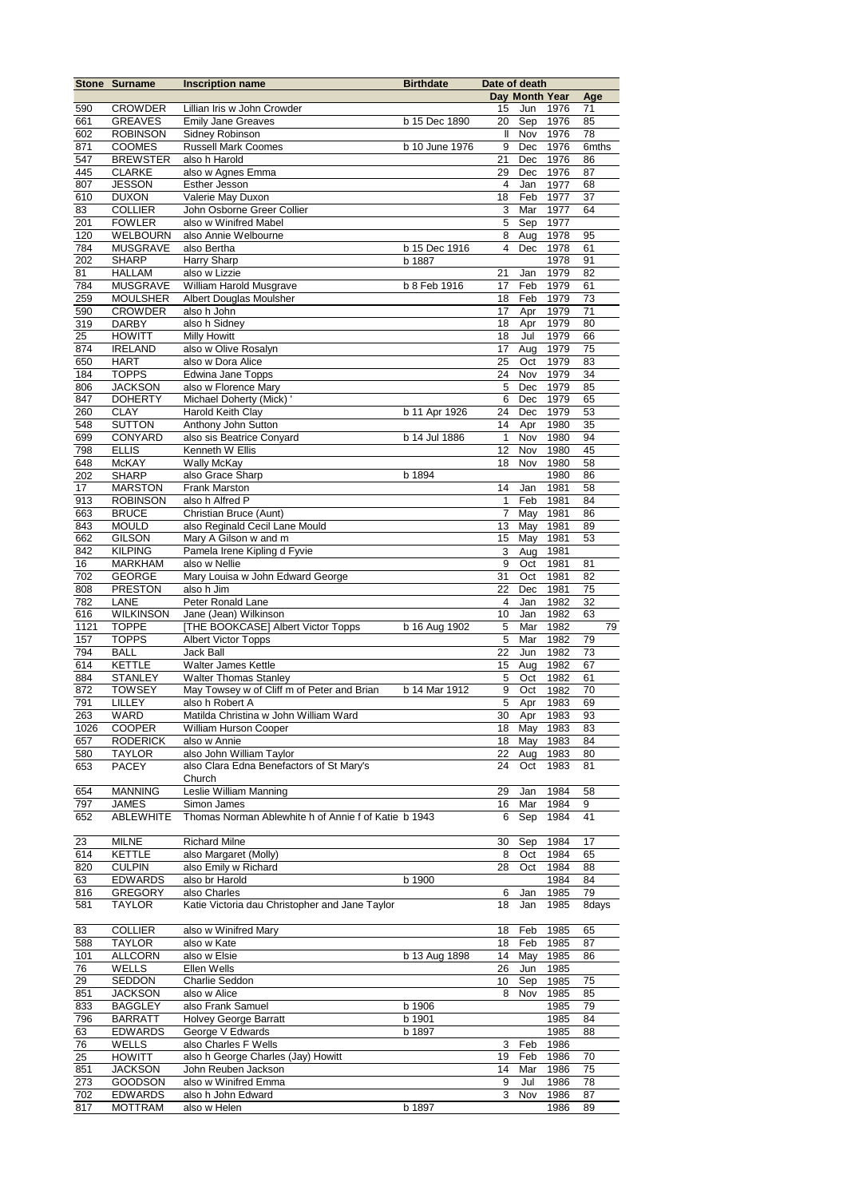| Stone | Surname | Inscription name | Birthdate | Date of death | | | |
|---|---|---|---|---|---|---|---|
| | | | | Day | Month | Year | Age |
| 590 | CROWDER | Lillian Iris w John Crowder | | 15 | Jun | 1976 | 71 |
| 661 | GREAVES | Emily Jane Greaves | b 15 Dec 1890 | 20 | Sep | 1976 | 85 |
| 602 | ROBINSON | Sidney Robinson | | ll | Nov | 1976 | 78 |
| 871 | COOMES | Russell Mark Coomes | b 10 June 1976 | 9 | Dec | 1976 | 6mths |
| 547 | BREWSTER | also h Harold | | 21 | Dec | 1976 | 86 |
| 445 | CLARKE | also w Agnes Emma | | 29 | Dec | 1976 | 87 |
| 807 | JESSON | Esther Jesson | | 4 | Jan | 1977 | 68 |
| 610 | DUXON | Valerie May Duxon | | 18 | Feb | 1977 | 37 |
| 83 | COLLIER | John Osborne Greer Collier | | 3 | Mar | 1977 | 64 |
| 201 | FOWLER | also w Winifred Mabel | | 5 | Sep | 1977 | |
| 120 | WELBOURN | also Annie Welbourne | | 8 | Aug | 1978 | 95 |
| 784 | MUSGRAVE | also Bertha | b 15 Dec 1916 | 4 | Dec | 1978 | 61 |
| 202 | SHARP | Harry Sharp | b 1887 | | | 1978 | 91 |
| 81 | HALLAM | also w Lizzie | | 21 | Jan | 1979 | 82 |
| 784 | MUSGRAVE | William Harold Musgrave | b 8 Feb 1916 | 17 | Feb | 1979 | 61 |
| 259 | MOULSHER | Albert Douglas Moulsher | | 18 | Feb | 1979 | 73 |
| 590 | CROWDER | also h John | | 17 | Apr | 1979 | 71 |
| 319 | DARBY | also h Sidney | | 18 | Apr | 1979 | 80 |
| 25 | HOWITT | Milly Howitt | | 18 | Jul | 1979 | 66 |
| 874 | IRELAND | also w Olive Rosalyn | | 17 | Aug | 1979 | 75 |
| 650 | HART | also w Dora Alice | | 25 | Oct | 1979 | 83 |
| 184 | TOPPS | Edwina Jane Topps | | 24 | Nov | 1979 | 34 |
| 806 | JACKSON | also w Florence Mary | | 5 | Dec | 1979 | 85 |
| 847 | DOHERTY | Michael Doherty (Mick) ' | | 6 | Dec | 1979 | 65 |
| 260 | CLAY | Harold Keith Clay | b 11 Apr 1926 | 24 | Dec | 1979 | 53 |
| 548 | SUTTON | Anthony John Sutton | | 14 | Apr | 1980 | 35 |
| 699 | CONYARD | also sis Beatrice Conyard | b 14 Jul 1886 | 1 | Nov | 1980 | 94 |
| 798 | ELLIS | Kenneth W Ellis | | 12 | Nov | 1980 | 45 |
| 648 | McKAY | Wally McKay | | 18 | Nov | 1980 | 58 |
| 202 | SHARP | also Grace Sharp | b 1894 | | | 1980 | 86 |
| 17 | MARSTON | Frank Marston | | 14 | Jan | 1981 | 58 |
| 913 | ROBINSON | also h Alfred P | | 1 | Feb | 1981 | 84 |
| 663 | BRUCE | Christian Bruce (Aunt) | | 7 | May | 1981 | 86 |
| 843 | MOULD | also Reginald Cecil Lane Mould | | 13 | May | 1981 | 89 |
| 662 | GILSON | Mary A Gilson w and m | | 15 | May | 1981 | 53 |
| 842 | KILPING | Pamela Irene Kipling d Fyvie | | 3 | Aug | 1981 | |
| 16 | MARKHAM | also w Nellie | | 9 | Oct | 1981 | 81 |
| 702 | GEORGE | Mary Louisa w John Edward George | | 31 | Oct | 1981 | 82 |
| 808 | PRESTON | also h Jim | | 22 | Dec | 1981 | 75 |
| 782 | LANE | Peter Ronald Lane | | 4 | Jan | 1982 | 32 |
| 616 | WILKINSON | Jane (Jean) Wilkinson | | 10 | Jan | 1982 | 63 |
| 1121 | TOPPE | [THE BOOKCASE] Albert Victor Topps | b 16 Aug 1902 | 5 | Mar | 1982 | 79 |
| 157 | TOPPS | Albert Victor Topps | | 5 | Mar | 1982 | 79 |
| 794 | BALL | Jack Ball | | 22 | Jun | 1982 | 73 |
| 614 | KETTLE | Walter James Kettle | | 15 | Aug | 1982 | 67 |
| 884 | STANLEY | Walter Thomas Stanley | | 5 | Oct | 1982 | 61 |
| 872 | TOWSEY | May Towsey w of Cliff m of Peter and Brian | b 14 Mar 1912 | 9 | Oct | 1982 | 70 |
| 791 | LILLEY | also h Robert A | | 5 | Apr | 1983 | 69 |
| 263 | WARD | Matilda Christina w John William Ward | | 30 | Apr | 1983 | 93 |
| 1026 | COOPER | William Hurson Cooper | | 18 | May | 1983 | 83 |
| 657 | RODERICK | also w Annie | | 18 | May | 1983 | 84 |
| 580 | TAYLOR | also John William Taylor | | 22 | Aug | 1983 | 80 |
| 653 | PACEY | also Clara Edna Benefactors of St Mary's Church | | 24 | Oct | 1983 | 81 |
| 654 | MANNING | Leslie William Manning | | 29 | Jan | 1984 | 58 |
| 797 | JAMES | Simon James | | 16 | Mar | 1984 | 9 |
| 652 | ABLEWHITE | Thomas Norman Ablewhite h of Annie f of Katie | b 1943 | 6 | Sep | 1984 | 41 |
| 23 | MILNE | Richard Milne | | 30 | Sep | 1984 | 17 |
| 614 | KETTLE | also Margaret (Molly) | | 8 | Oct | 1984 | 65 |
| 820 | CULPIN | also Emily w Richard | | 28 | Oct | 1984 | 88 |
| 63 | EDWARDS | also br Harold | b 1900 | | | 1984 | 84 |
| 816 | GREGORY | also Charles | | 6 | Jan | 1985 | 79 |
| 581 | TAYLOR | Katie Victoria dau Christopher and Jane Taylor | | 18 | Jan | 1985 | 8days |
| 83 | COLLIER | also w Winifred Mary | | 18 | Feb | 1985 | 65 |
| 588 | TAYLOR | also w Kate | | 18 | Feb | 1985 | 87 |
| 101 | ALLCORN | also w Elsie | b 13 Aug 1898 | 14 | May | 1985 | 86 |
| 76 | WELLS | Ellen Wells | | 26 | Jun | 1985 | |
| 29 | SEDDON | Charlie Seddon | | 10 | Sep | 1985 | 75 |
| 851 | JACKSON | also w Alice | | 8 | Nov | 1985 | 85 |
| 833 | BAGGLEY | also Frank Samuel | b 1906 | | | 1985 | 79 |
| 796 | BARRATT | Holvey George Barratt | b 1901 | | | 1985 | 84 |
| 63 | EDWARDS | George V Edwards | b 1897 | | | 1985 | 88 |
| 76 | WELLS | also Charles F Wells | | 3 | Feb | 1986 | |
| 25 | HOWITT | also h George Charles (Jay) Howitt | | 19 | Feb | 1986 | 70 |
| 851 | JACKSON | John Reuben Jackson | | 14 | Mar | 1986 | 75 |
| 273 | GOODSON | also w Winifred Emma | | 9 | Jul | 1986 | 78 |
| 702 | EDWARDS | also h John Edward | | 3 | Nov | 1986 | 87 |
| 817 | MOTTRAM | also w Helen | b 1897 | | | 1986 | 89 |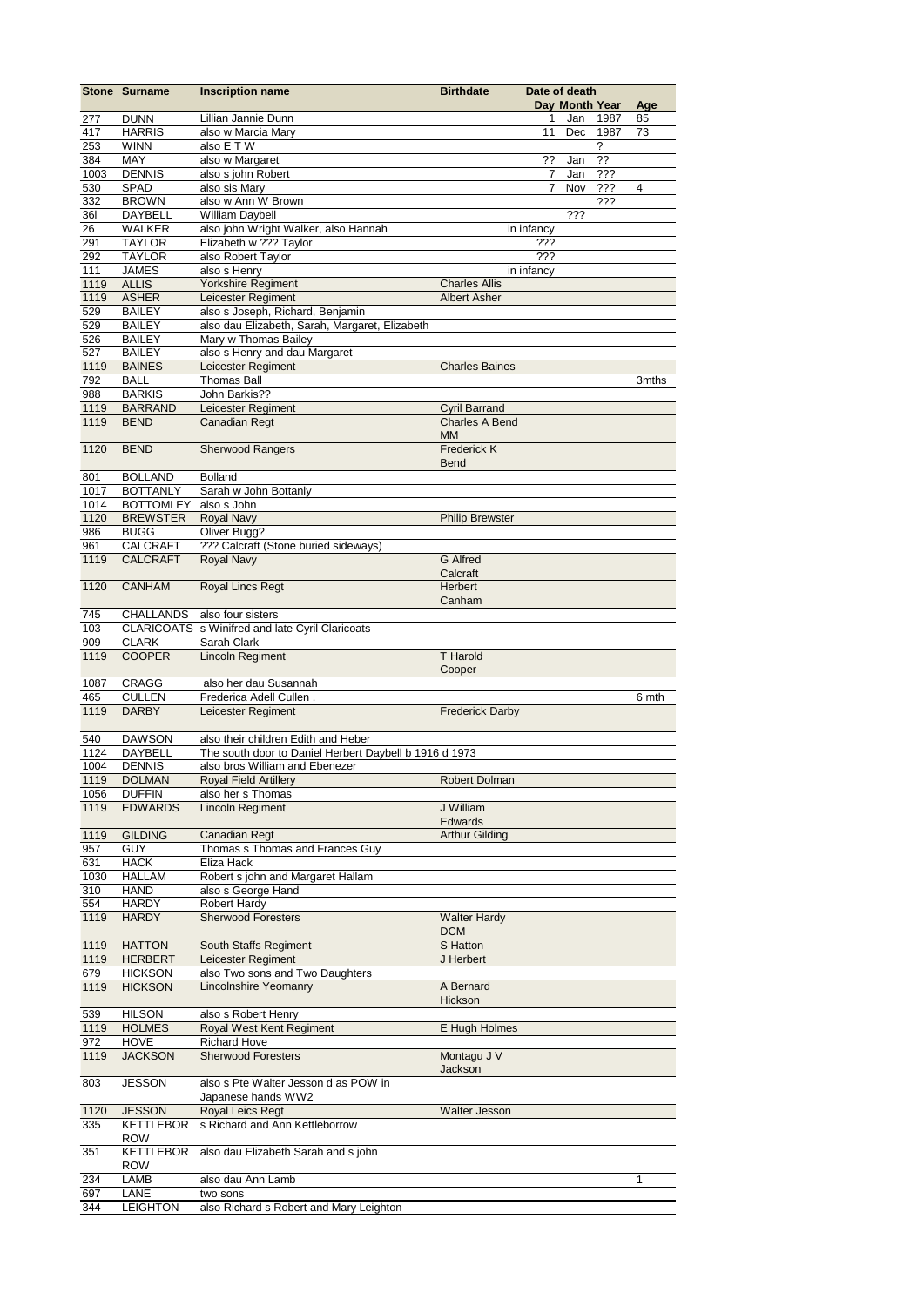| Stone | Surname | Inscription name | Birthdate | Date of death | | | Age |
|---|---|---|---|---|---|---|---|
| | | | | Day | Month | Year | Age |
| 277 | DUNN | Lillian Jannie Dunn | | 1 | Jan | 1987 | 85 |
| 417 | HARRIS | also w Marcia Mary | | 11 | Dec | 1987 | 73 |
| 253 | WINN | also E T W | | | | ? | |
| 384 | MAY | also w Margaret | | ?? | Jan | ?? | |
| 1003 | DENNIS | also s john Robert | | 7 | Jan | ??? | |
| 530 | SPAD | also sis Mary | | 7 | Nov | ??? | 4 |
| 332 | BROWN | also w Ann W Brown | | | | ??? | |
| 36l | DAYBELL | William Daybell | | | ??? | | |
| 26 | WALKER | also john Wright Walker, also Hannah | | in infancy | | | |
| 291 | TAYLOR | Elizabeth w ??? Taylor | | ??? | | | |
| 292 | TAYLOR | also Robert Taylor | | ??? | | | |
| 111 | JAMES | also s Henry | | in infancy | | | |
| 1119 | ALLIS | Yorkshire Regiment | Charles Allis | | | | |
| 1119 | ASHER | Leicester Regiment | Albert Asher | | | | |
| 529 | BAILEY | also s Joseph, Richard, Benjamin | | | | | |
| 529 | BAILEY | also dau Elizabeth, Sarah, Margaret, Elizabeth | | | | | |
| 526 | BAILEY | Mary w Thomas Bailey | | | | | |
| 527 | BAILEY | also s Henry and dau Margaret | | | | | |
| 1119 | BAINES | Leicester Regiment | Charles Baines | | | | |
| 792 | BALL | Thomas Ball | | | | | 3mths |
| 988 | BARKIS | John Barkis?? | | | | | |
| 1119 | BARRAND | Leicester Regiment | Cyril Barrand | | | | |
| 1119 | BEND | Canadian Regt | Charles A Bend MM | | | | |
| 1120 | BEND | Sherwood Rangers | Frederick K Bend | | | | |
| 801 | BOLLAND | Bolland | | | | | |
| 1017 | BOTTANLY | Sarah w John Bottanly | | | | | |
| 1014 | BOTTOMLEY | also s John | | | | | |
| 1120 | BREWSTER | Royal Navy | Philip Brewster | | | | |
| 986 | BUGG | Oliver Bugg? | | | | | |
| 961 | CALCRAFT | ??? Calcraft (Stone buried sideways) | | | | | |
| 1119 | CALCRAFT | Royal Navy | G Alfred Calcraft | | | | |
| 1120 | CANHAM | Royal Lincs Regt | Herbert Canham | | | | |
| 745 | CHALLANDS | also four sisters | | | | | |
| 103 | CLARICOATS | s Winifred and late Cyril Claricoats | | | | | |
| 909 | CLARK | Sarah Clark | | | | | |
| 1119 | COOPER | Lincoln Regiment | T Harold Cooper | | | | |
| 1087 | CRAGG | also her dau Susannah | | | | | |
| 465 | CULLEN | Frederica Adell Cullen . | | | | | 6 mth |
| 1119 | DARBY | Leicester Regiment | Frederick Darby | | | | |
| 540 | DAWSON | also their children Edith and Heber | | | | | |
| 1124 | DAYBELL | The south door to Daniel Herbert Daybell b 1916 d 1973 | | | | | |
| 1004 | DENNIS | also bros William and Ebenezer | | | | | |
| 1119 | DOLMAN | Royal Field Artillery | Robert Dolman | | | | |
| 1056 | DUFFIN | also her s Thomas | | | | | |
| 1119 | EDWARDS | Lincoln Regiment | J William Edwards | | | | |
| 1119 | GILDING | Canadian Regt | Arthur Gilding | | | | |
| 957 | GUY | Thomas s Thomas and Frances Guy | | | | | |
| 631 | HACK | Eliza Hack | | | | | |
| 1030 | HALLAM | Robert s john and Margaret Hallam | | | | | |
| 310 | HAND | also s George Hand | | | | | |
| 554 | HARDY | Robert Hardy | | | | | |
| 1119 | HARDY | Sherwood Foresters | Walter Hardy DCM | | | | |
| 1119 | HATTON | South Staffs Regiment | S Hatton | | | | |
| 1119 | HERBERT | Leicester Regiment | J Herbert | | | | |
| 679 | HICKSON | also Two sons and Two Daughters | | | | | |
| 1119 | HICKSON | Lincolnshire Yeomanry | A Bernard Hickson | | | | |
| 539 | HILSON | also s Robert Henry | | | | | |
| 1119 | HOLMES | Royal West Kent Regiment | E Hugh Holmes | | | | |
| 972 | HOVE | Richard Hove | | | | | |
| 1119 | JACKSON | Sherwood Foresters | Montagu J V Jackson | | | | |
| 803 | JESSON | also s Pte Walter Jesson d as POW in Japanese hands WW2 | | | | | |
| 1120 | JESSON | Royal Leics Regt | Walter Jesson | | | | |
| 335 | KETTLEBOROW | s Richard and Ann Kettleborrow | | | | | |
| 351 | KETTLEBOROW | also dau Elizabeth Sarah and s john | | | | | |
| 234 | LAMB | also dau Ann Lamb | | | | | 1 |
| 697 | LANE | two sons | | | | | |
| 344 | LEIGHTON | also Richard s Robert and Mary Leighton | | | | | |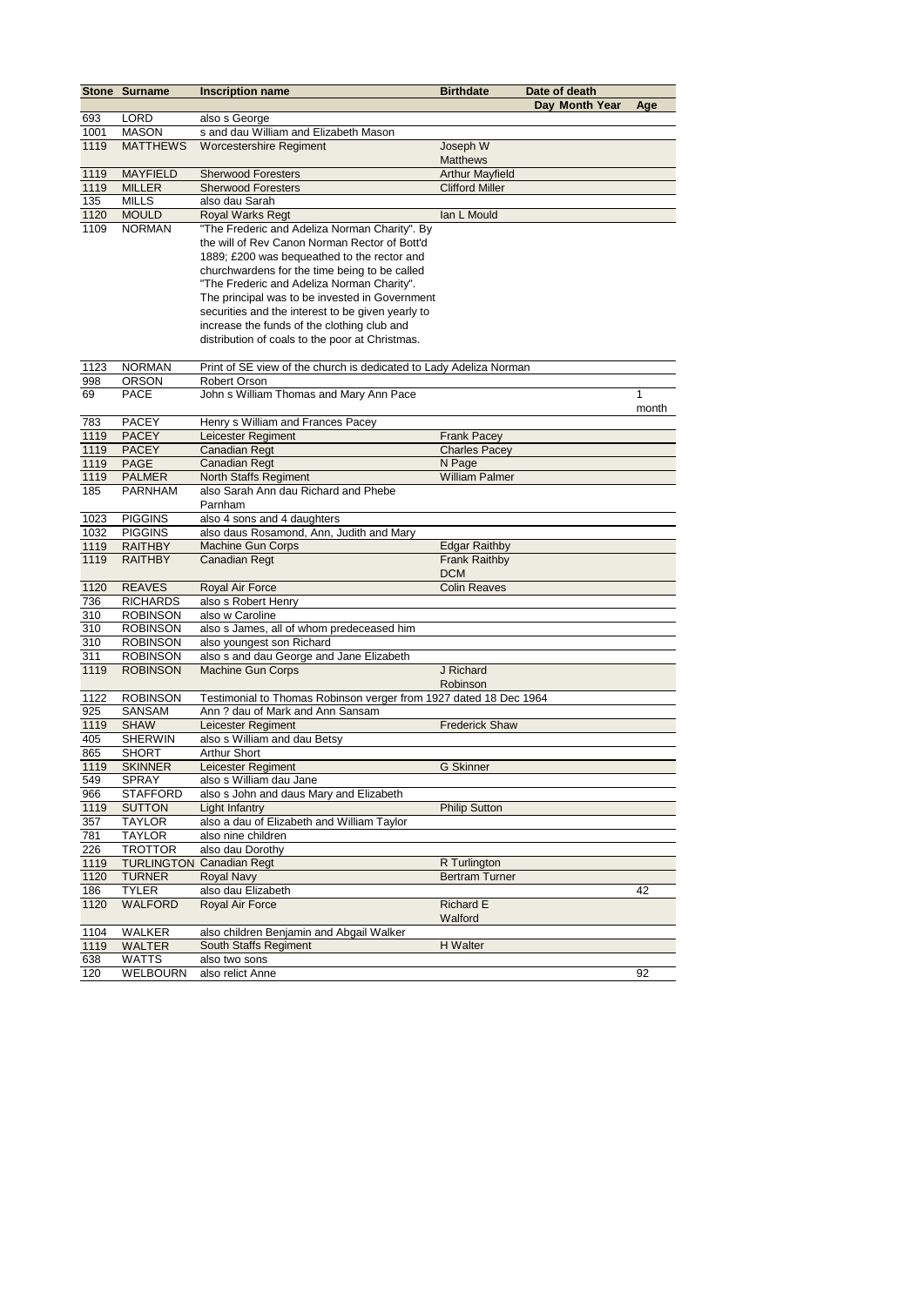| Stone | Surname | Inscription name | Birthdate | Date of death | | | |
|---|---|---|---|---|---|---|---|
| | | | | Day | Month | Year | Age |
| 693 | LORD | also s George | | | | | |
| 1001 | MASON | s and dau William and Elizabeth Mason | | | | | |
| 1119 | MATTHEWS | Worcestershire Regiment | Joseph W Matthews | | | | |
| 1119 | MAYFIELD | Sherwood Foresters | Arthur Mayfield | | | | |
| 1119 | MILLER | Sherwood Foresters | Clifford Miller | | | | |
| 135 | MILLS | also dau Sarah | | | | | |
| 1120 | MOULD | Royal Warks Regt | Ian L Mould | | | | |
| 1109 | NORMAN | "The Frederic and Adeliza Norman Charity". By the will of Rev Canon Norman Rector of Bott'd 1889; £200 was bequeathed to the rector and churchwardens for the time being to be called "The Frederic and Adeliza Norman Charity". The principal was to be invested in Government securities and the interest to be given yearly to increase the funds of the clothing club and distribution of coals to the poor at Christmas. | | | | | |
| 1123 | NORMAN | Print of SE view of the church is dedicated to Lady Adeliza Norman | | | | | |
| 998 | ORSON | Robert Orson | | | | | |
| 69 | PACE | John s William Thomas and Mary Ann Pace | | | | | 1 month |
| 783 | PACEY | Henry s William and Frances Pacey | | | | | |
| 1119 | PACEY | Leicester Regiment | Frank Pacey | | | | |
| 1119 | PACEY | Canadian Regt | Charles Pacey | | | | |
| 1119 | PAGE | Canadian Regt | N Page | | | | |
| 1119 | PALMER | North Staffs Regiment | William Palmer | | | | |
| 185 | PARNHAM | also Sarah Ann dau Richard and Phebe Parnham | | | | | |
| 1023 | PIGGINS | also 4 sons and 4 daughters | | | | | |
| 1032 | PIGGINS | also daus Rosamond, Ann, Judith and Mary | | | | | |
| 1119 | RAITHBY | Machine Gun Corps | Edgar Raithby | | | | |
| 1119 | RAITHBY | Canadian Regt | Frank Raithby DCM | | | | |
| 1120 | REAVES | Royal Air Force | Colin Reaves | | | | |
| 736 | RICHARDS | also s Robert Henry | | | | | |
| 310 | ROBINSON | also w Caroline | | | | | |
| 310 | ROBINSON | also s James, all of whom predeceased him | | | | | |
| 310 | ROBINSON | also youngest son Richard | | | | | |
| 311 | ROBINSON | also s and dau George and Jane Elizabeth | | | | | |
| 1119 | ROBINSON | Machine Gun Corps | J Richard Robinson | | | | |
| 1122 | ROBINSON | Testimonial to Thomas Robinson verger from 1927 dated 18 Dec 1964 | | | | | |
| 925 | SANSAM | Ann ? dau of Mark and Ann Sansam | | | | | |
| 1119 | SHAW | Leicester Regiment | Frederick Shaw | | | | |
| 405 | SHERWIN | also s William and dau Betsy | | | | | |
| 865 | SHORT | Arthur Short | | | | | |
| 1119 | SKINNER | Leicester Regiment | G Skinner | | | | |
| 549 | SPRAY | also s William dau Jane | | | | | |
| 966 | STAFFORD | also s John and daus Mary and Elizabeth | | | | | |
| 1119 | SUTTON | Light Infantry | Philip Sutton | | | | |
| 357 | TAYLOR | also a dau of Elizabeth and William Taylor | | | | | |
| 781 | TAYLOR | also nine children | | | | | |
| 226 | TROTTOR | also dau Dorothy | | | | | |
| 1119 | TURLINGTON | Canadian Regt | R Turlington | | | | |
| 1120 | TURNER | Royal Navy | Bertram Turner | | | | |
| 186 | TYLER | also dau Elizabeth | | | | | 42 |
| 1120 | WALFORD | Royal Air Force | Richard E Walford | | | | |
| 1104 | WALKER | also children Benjamin and Abgail Walker | | | | | |
| 1119 | WALTER | South Staffs Regiment | H Walter | | | | |
| 638 | WATTS | also two sons | | | | | |
| 120 | WELBOURN | also relict Anne | | | | | 92 |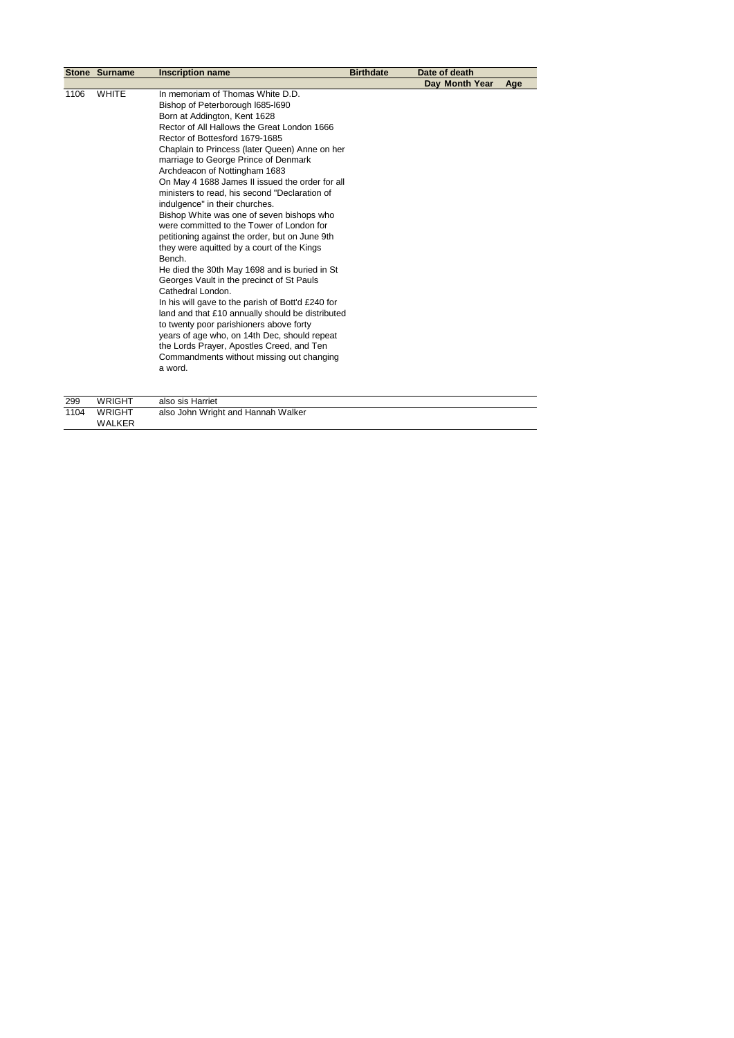| Stone | Surname | Inscription name | Birthdate | Date of death | | | |
|---|---|---|---|---|---|---|---|
| | | | | Day | Month | Year | Age |
| 1106 | WHITE | In memoriam of Thomas White D.D. Bishop of Peterborough l685-l690 Born at Addington, Kent 1628 Rector of All Hallows the Great London 1666 Rector of Bottesford 1679-1685 Chaplain to Princess (later Queen) Anne on her marriage to George Prince of Denmark Archdeacon of Nottingham 1683 On May 4 1688 James II issued the order for all ministers to read, his second "Declaration of indulgence" in their churches. Bishop White was one of seven bishops who were committed to the Tower of London for petitioning against the order, but on June 9th they were aquitted by a court of the Kings Bench. He died the 30th May 1698 and is buried in St Georges Vault in the precinct of St Pauls Cathedral London. In his will gave to the parish of Bott'd £240 for land and that £10 annually should be distributed to twenty poor parishioners above forty years of age who, on 14th Dec, should repeat the Lords Prayer, Apostles Creed, and Ten Commandments without missing out changing a word. | | | | | |
| 299 | WRIGHT | also sis Harriet | | | | | |
| 1104 | WRIGHT WALKER | also John Wright and Hannah Walker | | | | | |